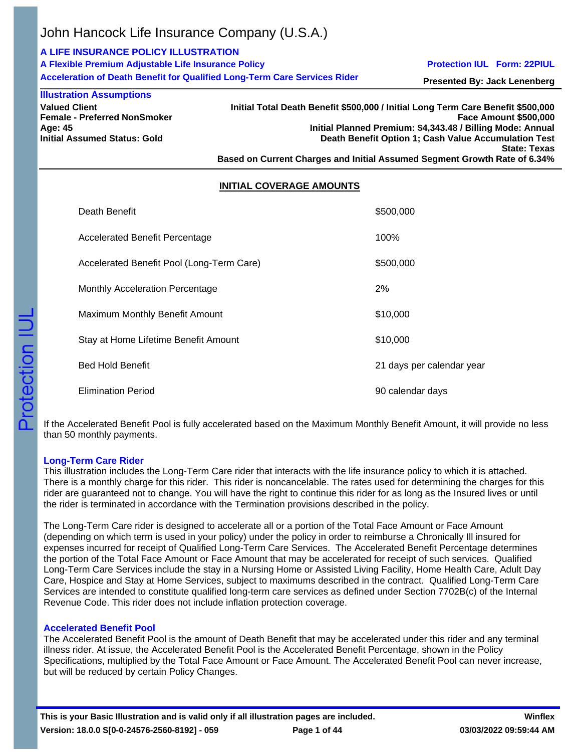# John Hancock Life Insurance Company (U.S.A.)

**A LIFE INSURANCE POLICY ILLUSTRATION**
**A Flexible Premium Adjustable Life Insurance Policy**
**Acceleration of Death Benefit for Qualified Long-Term Care Services Rider**

**Protection IUL Form: 22PIUL**
**Presented By: Jack Lenenberg**

**Illustration Assumptions**

**Valued Client**
**Female - Preferred NonSmoker**
**Age: 45**
**Initial Assumed Status: Gold**

**Initial Total Death Benefit $500,000 / Initial Long Term Care Benefit $500,000**
**Face Amount $500,000**
**Initial Planned Premium: $4,343.48 / Billing Mode: Annual**
**Death Benefit Option 1; Cash Value Accumulation Test**
**State: Texas**
**Based on Current Charges and Initial Assumed Segment Growth Rate of 6.34%**

## INITIAL COVERAGE AMOUNTS

| | |
|---|---|
| Death Benefit | $500,000 |
| Accelerated Benefit Percentage | 100% |
| Accelerated Benefit Pool (Long-Term Care) | $500,000 |
| Monthly Acceleration Percentage | 2% |
| Maximum Monthly Benefit Amount | $10,000 |
| Stay at Home Lifetime Benefit Amount | $10,000 |
| Bed Hold Benefit | 21 days per calendar year |
| Elimination Period | 90 calendar days |

If the Accelerated Benefit Pool is fully accelerated based on the Maximum Monthly Benefit Amount, it will provide no less than 50 monthly payments.

### Long-Term Care Rider

This illustration includes the Long-Term Care rider that interacts with the life insurance policy to which it is attached. There is a monthly charge for this rider. This rider is noncancelable. The rates used for determining the charges for this rider are guaranteed not to change. You will have the right to continue this rider for as long as the Insured lives or until the rider is terminated in accordance with the Termination provisions described in the policy.

The Long-Term Care rider is designed to accelerate all or a portion of the Total Face Amount or Face Amount (depending on which term is used in your policy) under the policy in order to reimburse a Chronically Ill insured for expenses incurred for receipt of Qualified Long-Term Care Services. The Accelerated Benefit Percentage determines the portion of the Total Face Amount or Face Amount that may be accelerated for receipt of such services. Qualified Long-Term Care Services include the stay in a Nursing Home or Assisted Living Facility, Home Health Care, Adult Day Care, Hospice and Stay at Home Services, subject to maximums described in the contract. Qualified Long-Term Care Services are intended to constitute qualified long-term care services as defined under Section 7702B(c) of the Internal Revenue Code. This rider does not include inflation protection coverage.

### Accelerated Benefit Pool

The Accelerated Benefit Pool is the amount of Death Benefit that may be accelerated under this rider and any terminal illness rider. At issue, the Accelerated Benefit Pool is the Accelerated Benefit Percentage, shown in the Policy Specifications, multiplied by the Total Face Amount or Face Amount. The Accelerated Benefit Pool can never increase, but will be reduced by certain Policy Changes.

**This is your Basic Illustration and is valid only if all illustration pages are included.**
**Version: 18.0.0 S[0-0-24576-2560-8192] - 059** **Winflex 03/03/2022 09:59:44 AM**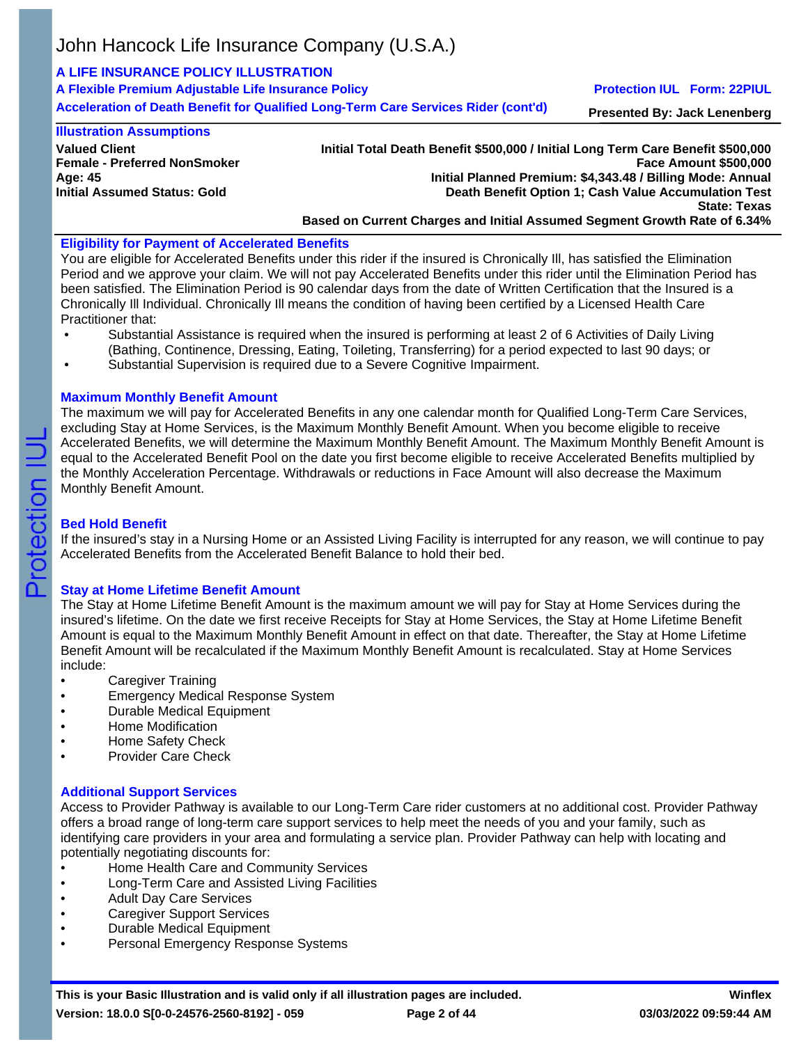# John Hancock Life Insurance Company (U.S.A.)

**A LIFE INSURANCE POLICY ILLUSTRATION**
**A Flexible Premium Adjustable Life Insurance Policy** — **Protection IUL Form: 22PIUL**
**Acceleration of Death Benefit for Qualified Long-Term Care Services Rider (cont'd)** — **Presented By: Jack Lenenberg**

## Illustration Assumptions

**Valued Client**
**Female - Preferred NonSmoker**
**Age: 45**
**Initial Assumed Status: Gold**

**Initial Total Death Benefit $500,000 / Initial Long Term Care Benefit $500,000**
**Face Amount $500,000**
**Initial Planned Premium: $4,343.48 / Billing Mode: Annual**
**Death Benefit Option 1; Cash Value Accumulation Test**
**State: Texas**
**Based on Current Charges and Initial Assumed Segment Growth Rate of 6.34%**

### Eligibility for Payment of Accelerated Benefits

You are eligible for Accelerated Benefits under this rider if the insured is Chronically Ill, has satisfied the Elimination Period and we approve your claim. We will not pay Accelerated Benefits under this rider until the Elimination Period has been satisfied. The Elimination Period is 90 calendar days from the date of Written Certification that the Insured is a Chronically Ill Individual. Chronically Ill means the condition of having been certified by a Licensed Health Care Practitioner that:

- Substantial Assistance is required when the insured is performing at least 2 of 6 Activities of Daily Living (Bathing, Continence, Dressing, Eating, Toileting, Transferring) for a period expected to last 90 days; or
- Substantial Supervision is required due to a Severe Cognitive Impairment.

### Maximum Monthly Benefit Amount

The maximum we will pay for Accelerated Benefits in any one calendar month for Qualified Long-Term Care Services, excluding Stay at Home Services, is the Maximum Monthly Benefit Amount. When you become eligible to receive Accelerated Benefits, we will determine the Maximum Monthly Benefit Amount. The Maximum Monthly Benefit Amount is equal to the Accelerated Benefit Pool on the date you first become eligible to receive Accelerated Benefits multiplied by the Monthly Acceleration Percentage. Withdrawals or reductions in Face Amount will also decrease the Maximum Monthly Benefit Amount.

### Bed Hold Benefit

If the insured's stay in a Nursing Home or an Assisted Living Facility is interrupted for any reason, we will continue to pay Accelerated Benefits from the Accelerated Benefit Balance to hold their bed.

### Stay at Home Lifetime Benefit Amount

The Stay at Home Lifetime Benefit Amount is the maximum amount we will pay for Stay at Home Services during the insured's lifetime. On the date we first receive Receipts for Stay at Home Services, the Stay at Home Lifetime Benefit Amount is equal to the Maximum Monthly Benefit Amount in effect on that date. Thereafter, the Stay at Home Lifetime Benefit Amount will be recalculated if the Maximum Monthly Benefit Amount is recalculated. Stay at Home Services include:

- Caregiver Training
- Emergency Medical Response System
- Durable Medical Equipment
- Home Modification
- Home Safety Check
- Provider Care Check

### Additional Support Services

Access to Provider Pathway is available to our Long-Term Care rider customers at no additional cost. Provider Pathway offers a broad range of long-term care support services to help meet the needs of you and your family, such as identifying care providers in your area and formulating a service plan. Provider Pathway can help with locating and potentially negotiating discounts for:

- Home Health Care and Community Services
- Long-Term Care and Assisted Living Facilities
- Adult Day Care Services
- Caregiver Support Services
- Durable Medical Equipment
- Personal Emergency Response Systems

**This is your Basic Illustration and is valid only if all illustration pages are included.** **Winflex**
**Version: 18.0.0 S[0-0-24576-2560-8192] - 059** **03/03/2022 09:59:44 AM**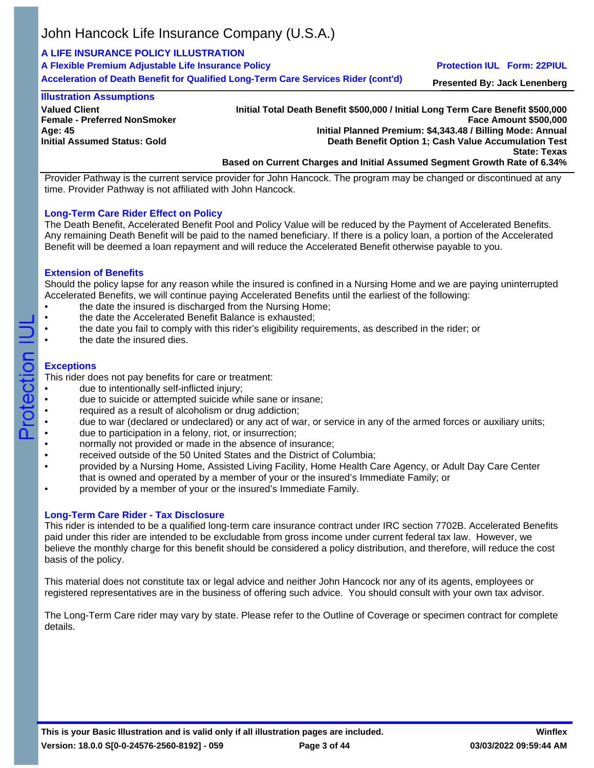Provider Pathway is the current service provider for John Hancock. The program may be changed or discontinued at any time. Provider Pathway is not affiliated with John Hancock.

### Long-Term Care Rider Effect on Policy

The Death Benefit, Accelerated Benefit Pool and Policy Value will be reduced by the Payment of Accelerated Benefits. Any remaining Death Benefit will be paid to the named beneficiary. If there is a policy loan, a portion of the Accelerated Benefit will be deemed a loan repayment and will reduce the Accelerated Benefit otherwise payable to you.

### Extension of Benefits

Should the policy lapse for any reason while the insured is confined in a Nursing Home and we are paying uninterrupted Accelerated Benefits, we will continue paying Accelerated Benefits until the earliest of the following:

- the date the insured is discharged from the Nursing Home;
- the date the Accelerated Benefit Balance is exhausted;
- the date you fail to comply with this rider's eligibility requirements, as described in the rider; or
- the date the insured dies.

### Exceptions

This rider does not pay benefits for care or treatment:

- due to intentionally self-inflicted injury;
- due to suicide or attempted suicide while sane or insane;
- required as a result of alcoholism or drug addiction;
- due to war (declared or undeclared) or any act of war, or service in any of the armed forces or auxiliary units;
- due to participation in a felony, riot, or insurrection;
- normally not provided or made in the absence of insurance;
- received outside of the 50 United States and the District of Columbia;
- provided by a Nursing Home, Assisted Living Facility, Home Health Care Agency, or Adult Day Care Center that is owned and operated by a member of your or the insured's Immediate Family; or
- provided by a member of your or the insured's Immediate Family.

### Long-Term Care Rider - Tax Disclosure

This rider is intended to be a qualified long-term care insurance contract under IRC section 7702B. Accelerated Benefits paid under this rider are intended to be excludable from gross income under current federal tax law. However, we believe the monthly charge for this benefit should be considered a policy distribution, and therefore, will reduce the cost basis of the policy.

This material does not constitute tax or legal advice and neither John Hancock nor any of its agents, employees or registered representatives are in the business of offering such advice. You should consult with your own tax advisor.

The Long-Term Care rider may vary by state. Please refer to the Outline of Coverage or specimen contract for complete details.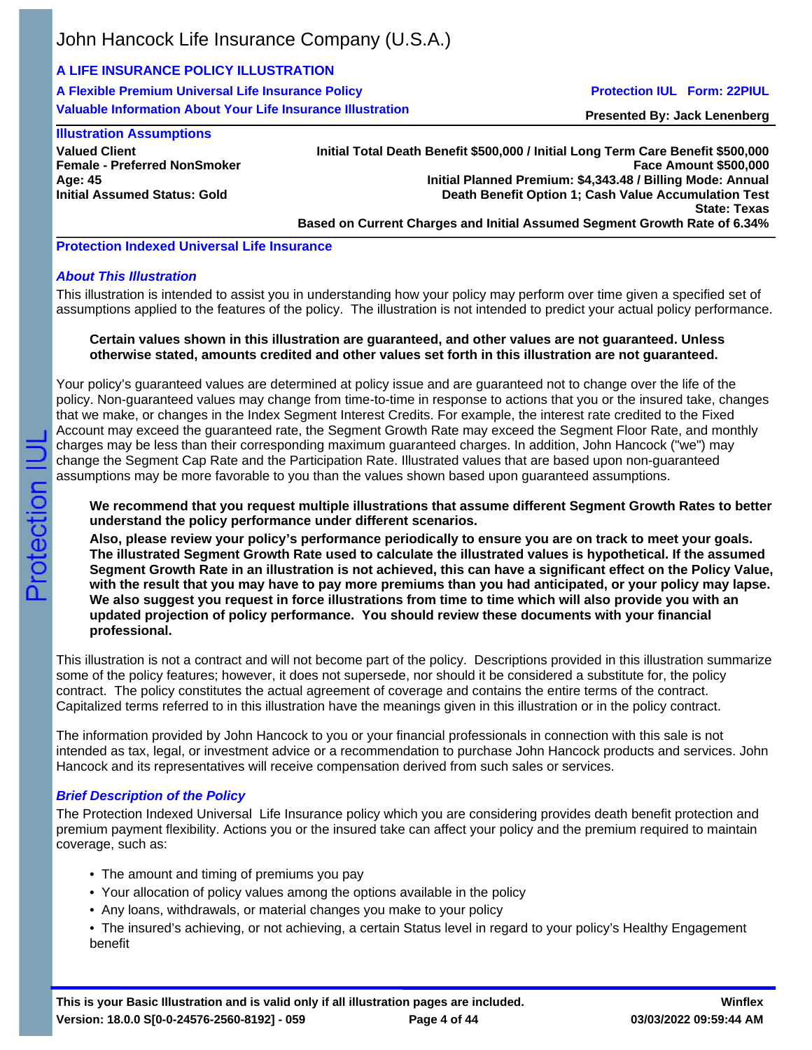John Hancock Life Insurance Company (U.S.A.)

**A LIFE INSURANCE POLICY ILLUSTRATION**

**A Flexible Premium Universal Life Insurance Policy** — **Protection IUL Form: 22PIUL**

**Valuable Information About Your Life Insurance Illustration** — **Presented By: Jack Lenenberg**

## Illustration Assumptions

**Valued Client**
**Female - Preferred NonSmoker**
**Age: 45**
**Initial Assumed Status: Gold**

**Initial Total Death Benefit $500,000 / Initial Long Term Care Benefit $500,000**
**Face Amount $500,000**
**Initial Planned Premium: $4,343.48 / Billing Mode: Annual**
**Death Benefit Option 1; Cash Value Accumulation Test**
**State: Texas**
**Based on Current Charges and Initial Assumed Segment Growth Rate of 6.34%**

## Protection Indexed Universal Life Insurance

### *About This Illustration*

This illustration is intended to assist you in understanding how your policy may perform over time given a specified set of assumptions applied to the features of the policy. The illustration is not intended to predict your actual policy performance.

**Certain values shown in this illustration are guaranteed, and other values are not guaranteed. Unless otherwise stated, amounts credited and other values set forth in this illustration are not guaranteed.**

Your policy's guaranteed values are determined at policy issue and are guaranteed not to change over the life of the policy. Non-guaranteed values may change from time-to-time in response to actions that you or the insured take, changes that we make, or changes in the Index Segment Interest Credits. For example, the interest rate credited to the Fixed Account may exceed the guaranteed rate, the Segment Growth Rate may exceed the Segment Floor Rate, and monthly charges may be less than their corresponding maximum guaranteed charges. In addition, John Hancock ("we") may change the Segment Cap Rate and the Participation Rate. Illustrated values that are based upon non-guaranteed assumptions may be more favorable to you than the values shown based upon guaranteed assumptions.

**We recommend that you request multiple illustrations that assume different Segment Growth Rates to better understand the policy performance under different scenarios.**

**Also, please review your policy's performance periodically to ensure you are on track to meet your goals. The illustrated Segment Growth Rate used to calculate the illustrated values is hypothetical. If the assumed Segment Growth Rate in an illustration is not achieved, this can have a significant effect on the Policy Value, with the result that you may have to pay more premiums than you had anticipated, or your policy may lapse. We also suggest you request in force illustrations from time to time which will also provide you with an updated projection of policy performance. You should review these documents with your financial professional.**

This illustration is not a contract and will not become part of the policy. Descriptions provided in this illustration summarize some of the policy features; however, it does not supersede, nor should it be considered a substitute for, the policy contract. The policy constitutes the actual agreement of coverage and contains the entire terms of the contract. Capitalized terms referred to in this illustration have the meanings given in this illustration or in the policy contract.

The information provided by John Hancock to you or your financial professionals in connection with this sale is not intended as tax, legal, or investment advice or a recommendation to purchase John Hancock products and services. John Hancock and its representatives will receive compensation derived from such sales or services.

### *Brief Description of the Policy*

The Protection Indexed Universal Life Insurance policy which you are considering provides death benefit protection and premium payment flexibility. Actions you or the insured take can affect your policy and the premium required to maintain coverage, such as:

- The amount and timing of premiums you pay
- Your allocation of policy values among the options available in the policy
- Any loans, withdrawals, or material changes you make to your policy
- The insured's achieving, or not achieving, a certain Status level in regard to your policy's Healthy Engagement benefit

**This is your Basic Illustration and is valid only if all illustration pages are included.**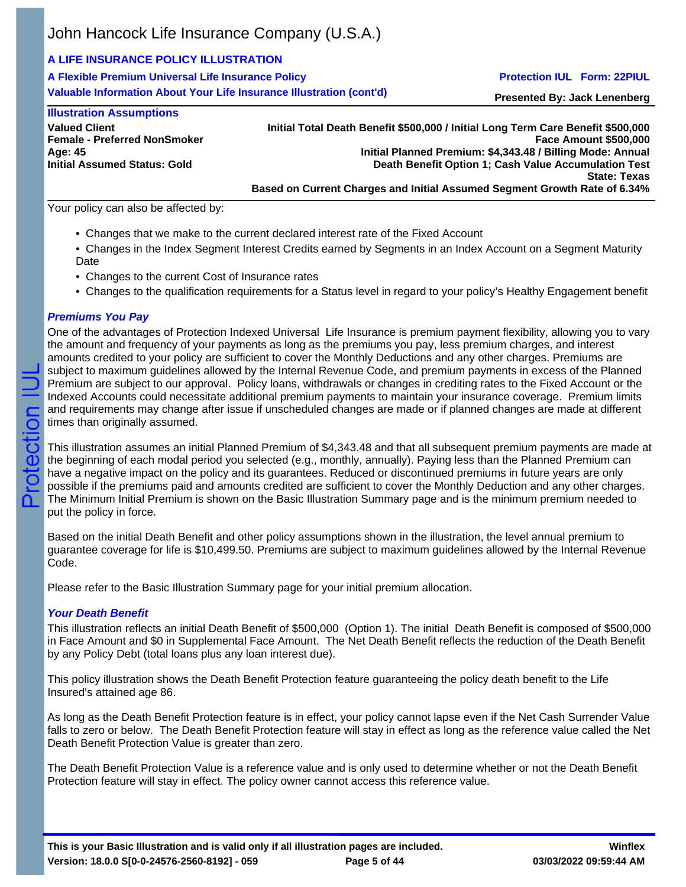## Illustration Assumptions

**Valued Client**
**Female - Preferred NonSmoker**
**Age: 45**
**Initial Assumed Status: Gold**

**Initial Total Death Benefit $500,000 / Initial Long Term Care Benefit $500,000**
**Face Amount $500,000**
**Initial Planned Premium: $4,343.48 / Billing Mode: Annual**
**Death Benefit Option 1; Cash Value Accumulation Test**
**State: Texas**
**Based on Current Charges and Initial Assumed Segment Growth Rate of 6.34%**

Your policy can also be affected by:

- Changes that we make to the current declared interest rate of the Fixed Account
- Changes in the Index Segment Interest Credits earned by Segments in an Index Account on a Segment Maturity Date
- Changes to the current Cost of Insurance rates
- Changes to the qualification requirements for a Status level in regard to your policy's Healthy Engagement benefit

### *Premiums You Pay*

One of the advantages of Protection Indexed Universal Life Insurance is premium payment flexibility, allowing you to vary the amount and frequency of your payments as long as the premiums you pay, less premium charges, and interest amounts credited to your policy are sufficient to cover the Monthly Deductions and any other charges. Premiums are subject to maximum guidelines allowed by the Internal Revenue Code, and premium payments in excess of the Planned Premium are subject to our approval. Policy loans, withdrawals or changes in crediting rates to the Fixed Account or the Indexed Accounts could necessitate additional premium payments to maintain your insurance coverage. Premium limits and requirements may change after issue if unscheduled changes are made or if planned changes are made at different times than originally assumed.

This illustration assumes an initial Planned Premium of $4,343.48 and that all subsequent premium payments are made at the beginning of each modal period you selected (e.g., monthly, annually). Paying less than the Planned Premium can have a negative impact on the policy and its guarantees. Reduced or discontinued premiums in future years are only possible if the premiums paid and amounts credited are sufficient to cover the Monthly Deduction and any other charges. The Minimum Initial Premium is shown on the Basic Illustration Summary page and is the minimum premium needed to put the policy in force.

Based on the initial Death Benefit and other policy assumptions shown in the illustration, the level annual premium to guarantee coverage for life is $10,499.50. Premiums are subject to maximum guidelines allowed by the Internal Revenue Code.

Please refer to the Basic Illustration Summary page for your initial premium allocation.

### *Your Death Benefit*

This illustration reflects an initial Death Benefit of $500,000 (Option 1). The initial Death Benefit is composed of $500,000 in Face Amount and $0 in Supplemental Face Amount. The Net Death Benefit reflects the reduction of the Death Benefit by any Policy Debt (total loans plus any loan interest due).

This policy illustration shows the Death Benefit Protection feature guaranteeing the policy death benefit to the Life Insured's attained age 86.

As long as the Death Benefit Protection feature is in effect, your policy cannot lapse even if the Net Cash Surrender Value falls to zero or below. The Death Benefit Protection feature will stay in effect as long as the reference value called the Net Death Benefit Protection Value is greater than zero.

The Death Benefit Protection Value is a reference value and is only used to determine whether or not the Death Benefit Protection feature will stay in effect. The policy owner cannot access this reference value.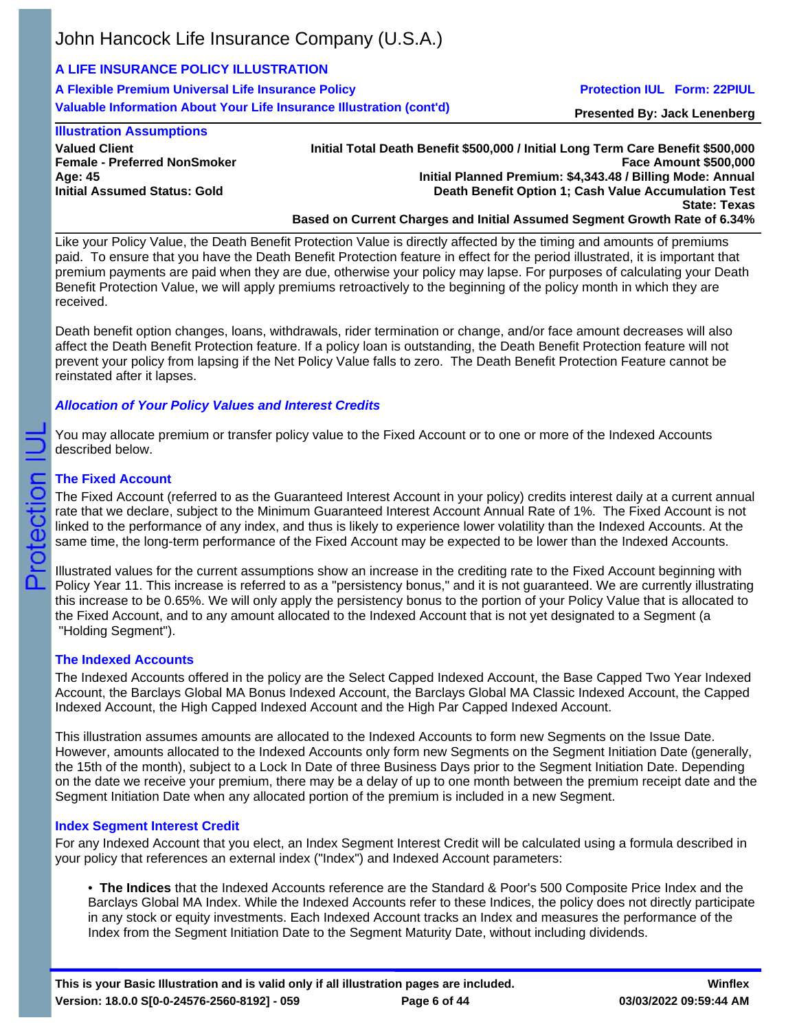### Illustration Assumptions

**Valued Client**
**Female - Preferred NonSmoker**
**Age: 45**
**Initial Assumed Status: Gold**

**Initial Total Death Benefit $500,000 / Initial Long Term Care Benefit $500,000**
**Face Amount $500,000**
**Initial Planned Premium: $4,343.48 / Billing Mode: Annual**
**Death Benefit Option 1; Cash Value Accumulation Test**
**State: Texas**
**Based on Current Charges and Initial Assumed Segment Growth Rate of 6.34%**

Like your Policy Value, the Death Benefit Protection Value is directly affected by the timing and amounts of premiums paid. To ensure that you have the Death Benefit Protection feature in effect for the period illustrated, it is important that premium payments are paid when they are due, otherwise your policy may lapse. For purposes of calculating your Death Benefit Protection Value, we will apply premiums retroactively to the beginning of the policy month in which they are received.

Death benefit option changes, loans, withdrawals, rider termination or change, and/or face amount decreases will also affect the Death Benefit Protection feature. If a policy loan is outstanding, the Death Benefit Protection feature will not prevent your policy from lapsing if the Net Policy Value falls to zero. The Death Benefit Protection Feature cannot be reinstated after it lapses.

### *Allocation of Your Policy Values and Interest Credits*

You may allocate premium or transfer policy value to the Fixed Account or to one or more of the Indexed Accounts described below.

#### The Fixed Account

The Fixed Account (referred to as the Guaranteed Interest Account in your policy) credits interest daily at a current annual rate that we declare, subject to the Minimum Guaranteed Interest Account Annual Rate of 1%. The Fixed Account is not linked to the performance of any index, and thus is likely to experience lower volatility than the Indexed Accounts. At the same time, the long-term performance of the Fixed Account may be expected to be lower than the Indexed Accounts.

Illustrated values for the current assumptions show an increase in the crediting rate to the Fixed Account beginning with Policy Year 11. This increase is referred to as a "persistency bonus," and it is not guaranteed. We are currently illustrating this increase to be 0.65%. We will only apply the persistency bonus to the portion of your Policy Value that is allocated to the Fixed Account, and to any amount allocated to the Indexed Account that is not yet designated to a Segment (a "Holding Segment").

#### The Indexed Accounts

The Indexed Accounts offered in the policy are the Select Capped Indexed Account, the Base Capped Two Year Indexed Account, the Barclays Global MA Bonus Indexed Account, the Barclays Global MA Classic Indexed Account, the Capped Indexed Account, the High Capped Indexed Account and the High Par Capped Indexed Account.

This illustration assumes amounts are allocated to the Indexed Accounts to form new Segments on the Issue Date. However, amounts allocated to the Indexed Accounts only form new Segments on the Segment Initiation Date (generally, the 15th of the month), subject to a Lock In Date of three Business Days prior to the Segment Initiation Date. Depending on the date we receive your premium, there may be a delay of up to one month between the premium receipt date and the Segment Initiation Date when any allocated portion of the premium is included in a new Segment.

#### Index Segment Interest Credit

For any Indexed Account that you elect, an Index Segment Interest Credit will be calculated using a formula described in your policy that references an external index ("Index") and Indexed Account parameters:

- **The Indices** that the Indexed Accounts reference are the Standard & Poor's 500 Composite Price Index and the Barclays Global MA Index. While the Indexed Accounts refer to these Indices, the policy does not directly participate in any stock or equity investments. Each Indexed Account tracks an Index and measures the performance of the Index from the Segment Initiation Date to the Segment Maturity Date, without including dividends.

**This is your Basic Illustration and is valid only if all illustration pages are included.**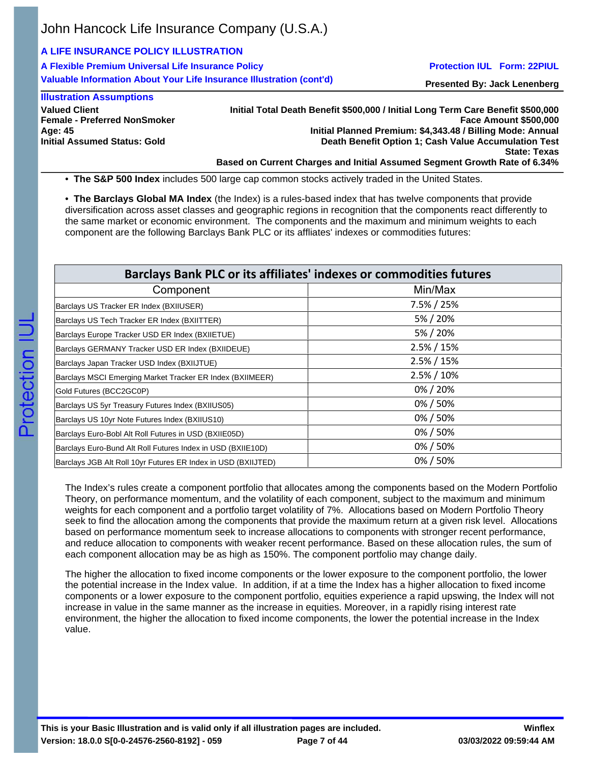- **The S&P 500 Index** includes 500 large cap common stocks actively traded in the United States.

- **The Barclays Global MA Index** (the Index) is a rules-based index that has twelve components that provide diversification across asset classes and geographic regions in recognition that the components react differently to the same market or economic environment. The components and the maximum and minimum weights to each component are the following Barclays Bank PLC or its affliates' indexes or commodities futures:

| Barclays Bank PLC or its affiliates' indexes or commodities futures | |
|---|---|
| Component | Min/Max |
| Barclays US Tracker ER Index (BXIIUSER) | 7.5% / 25% |
| Barclays US Tech Tracker ER Index (BXIITTER) | 5% / 20% |
| Barclays Europe Tracker USD ER Index (BXIIETUE) | 5% / 20% |
| Barclays GERMANY Tracker USD ER Index (BXIIDEUE) | 2.5% / 15% |
| Barclays Japan Tracker USD Index (BXIIJTUE) | 2.5% / 15% |
| Barclays MSCI Emerging Market Tracker ER Index (BXIIMEER) | 2.5% / 10% |
| Gold Futures (BCC2GC0P) | 0% / 20% |
| Barclays US 5yr Treasury Futures Index (BXIIUS05) | 0% / 50% |
| Barclays US 10yr Note Futures Index (BXIIUS10) | 0% / 50% |
| Barclays Euro-Bobl Alt Roll Futures in USD (BXIIE05D) | 0% / 50% |
| Barclays Euro-Bund Alt Roll Futures Index in USD (BXIIE10D) | 0% / 50% |
| Barclays JGB Alt Roll 10yr Futures ER Index in USD (BXIIJTED) | 0% / 50% |

The Index's rules create a component portfolio that allocates among the components based on the Modern Portfolio Theory, on performance momentum, and the volatility of each component, subject to the maximum and minimum weights for each component and a portfolio target volatility of 7%. Allocations based on Modern Portfolio Theory seek to find the allocation among the components that provide the maximum return at a given risk level. Allocations based on performance momentum seek to increase allocations to components with stronger recent performance, and reduce allocation to components with weaker recent performance. Based on these allocation rules, the sum of each component allocation may be as high as 150%. The component portfolio may change daily.

The higher the allocation to fixed income components or the lower exposure to the component portfolio, the lower the potential increase in the Index value. In addition, if at a time the Index has a higher allocation to fixed income components or a lower exposure to the component portfolio, equities experience a rapid upswing, the Index will not increase in value in the same manner as the increase in equities. Moreover, in a rapidly rising interest rate environment, the higher the allocation to fixed income components, the lower the potential increase in the Index value.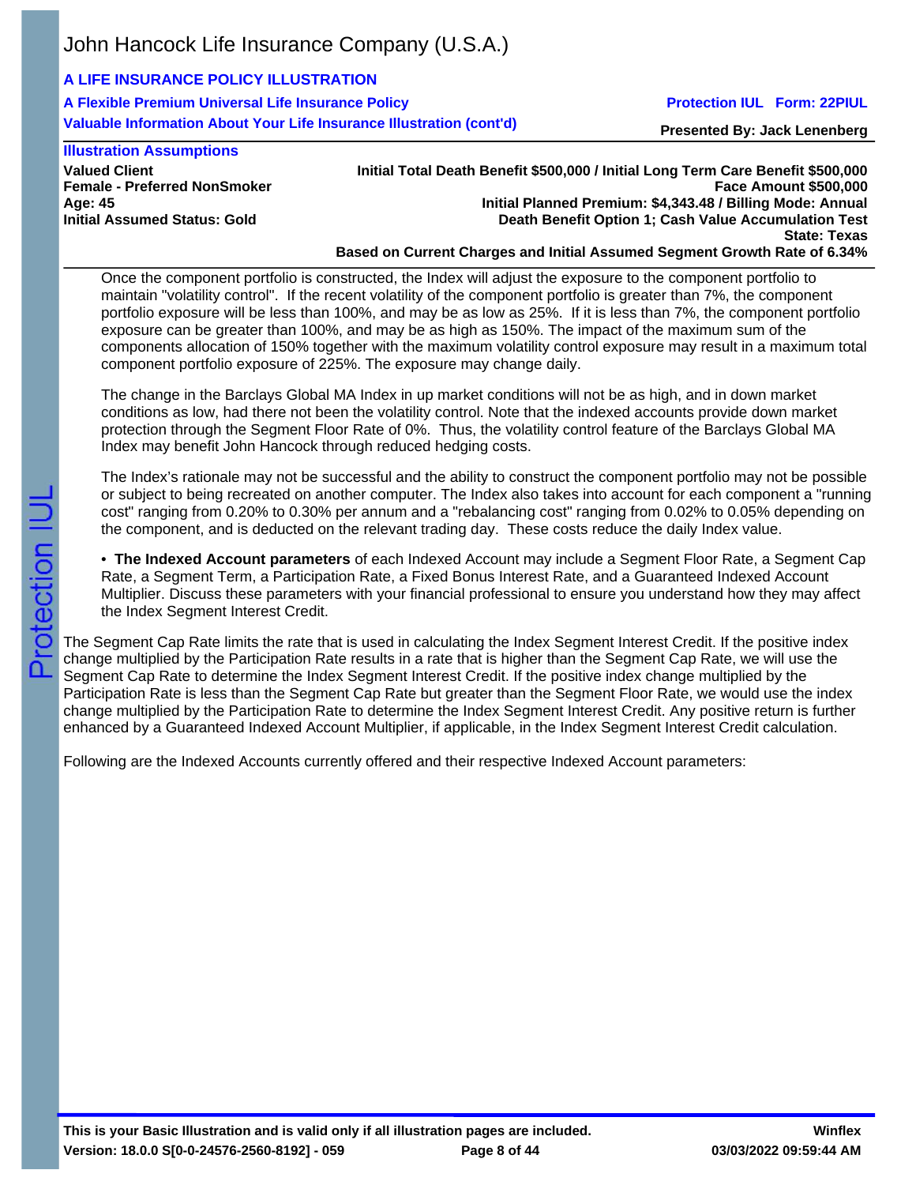Once the component portfolio is constructed, the Index will adjust the exposure to the component portfolio to maintain "volatility control". If the recent volatility of the component portfolio is greater than 7%, the component portfolio exposure will be less than 100%, and may be as low as 25%. If it is less than 7%, the component portfolio exposure can be greater than 100%, and may be as high as 150%. The impact of the maximum sum of the components allocation of 150% together with the maximum volatility control exposure may result in a maximum total component portfolio exposure of 225%. The exposure may change daily.

The change in the Barclays Global MA Index in up market conditions will not be as high, and in down market conditions as low, had there not been the volatility control. Note that the indexed accounts provide down market protection through the Segment Floor Rate of 0%. Thus, the volatility control feature of the Barclays Global MA Index may benefit John Hancock through reduced hedging costs.

The Index's rationale may not be successful and the ability to construct the component portfolio may not be possible or subject to being recreated on another computer. The Index also takes into account for each component a "running cost" ranging from 0.20% to 0.30% per annum and a "rebalancing cost" ranging from 0.02% to 0.05% depending on the component, and is deducted on the relevant trading day. These costs reduce the daily Index value.

- **The Indexed Account parameters** of each Indexed Account may include a Segment Floor Rate, a Segment Cap Rate, a Segment Term, a Participation Rate, a Fixed Bonus Interest Rate, and a Guaranteed Indexed Account Multiplier. Discuss these parameters with your financial professional to ensure you understand how they may affect the Index Segment Interest Credit.

The Segment Cap Rate limits the rate that is used in calculating the Index Segment Interest Credit. If the positive index change multiplied by the Participation Rate results in a rate that is higher than the Segment Cap Rate, we will use the Segment Cap Rate to determine the Index Segment Interest Credit. If the positive index change multiplied by the Participation Rate is less than the Segment Cap Rate but greater than the Segment Floor Rate, we would use the index change multiplied by the Participation Rate to determine the Index Segment Interest Credit. Any positive return is further enhanced by a Guaranteed Indexed Account Multiplier, if applicable, in the Index Segment Interest Credit calculation.

Following are the Indexed Accounts currently offered and their respective Indexed Account parameters: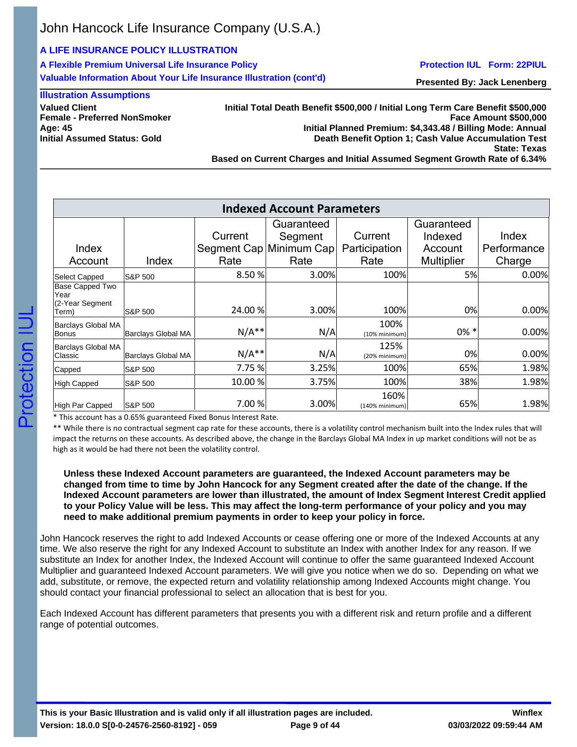## Illustration Assumptions

**Valued Client**
**Female - Preferred NonSmoker**
**Age: 45**
**Initial Assumed Status: Gold**

**Initial Total Death Benefit $500,000 / Initial Long Term Care Benefit $500,000**
**Face Amount $500,000**
**Initial Planned Premium: $4,343.48 / Billing Mode: Annual**
**Death Benefit Option 1; Cash Value Accumulation Test**
**State: Texas**
**Based on Current Charges and Initial Assumed Segment Growth Rate of 6.34%**

| Indexed Account Parameters | | | | | | |
|---|---|---|---|---|---|---|
| Index Account | Index | Current Segment Cap Rate | Guaranteed Segment Minimum Cap Rate | Current Participation Rate | Guaranteed Indexed Account Multiplier | Index Performance Charge |
| Select Capped | S&P 500 | 8.50 % | 3.00% | 100% | 5% | 0.00% |
| Base Capped Two Year (2-Year Segment Term) | S&P 500 | 24.00 % | 3.00% | 100% | 0% | 0.00% |
| Barclays Global MA Bonus | Barclays Global MA | N/A** | N/A | 100% (10% minimum) | 0% * | 0.00% |
| Barclays Global MA Classic | Barclays Global MA | N/A** | N/A | 125% (20% minimum) | 0% | 0.00% |
| Capped | S&P 500 | 7.75 % | 3.25% | 100% | 65% | 1.98% |
| High Capped | S&P 500 | 10.00 % | 3.75% | 100% | 38% | 1.98% |
| High Par Capped | S&P 500 | 7.00 % | 3.00% | 160% (140% minimum) | 65% | 1.98% |

* This account has a 0.65% guaranteed Fixed Bonus Interest Rate.

** While there is no contractual segment cap rate for these accounts, there is a volatility control mechanism built into the Index rules that will impact the returns on these accounts. As described above, the change in the Barclays Global MA Index in up market conditions will not be as high as it would be had there not been the volatility control.

**Unless these Indexed Account parameters are guaranteed, the Indexed Account parameters may be changed from time to time by John Hancock for any Segment created after the date of the change. If the Indexed Account parameters are lower than illustrated, the amount of Index Segment Interest Credit applied to your Policy Value will be less. This may affect the long-term performance of your policy and you may need to make additional premium payments in order to keep your policy in force.**

John Hancock reserves the right to add Indexed Accounts or cease offering one or more of the Indexed Accounts at any time. We also reserve the right for any Indexed Account to substitute an Index with another Index for any reason. If we substitute an Index for another Index, the Indexed Account will continue to offer the same guaranteed Indexed Account Multiplier and guaranteed Indexed Account parameters. We will give you notice when we do so. Depending on what we add, substitute, or remove, the expected return and volatility relationship among Indexed Accounts might change. You should contact your financial professional to select an allocation that is best for you.

Each Indexed Account has different parameters that presents you with a different risk and return profile and a different range of potential outcomes.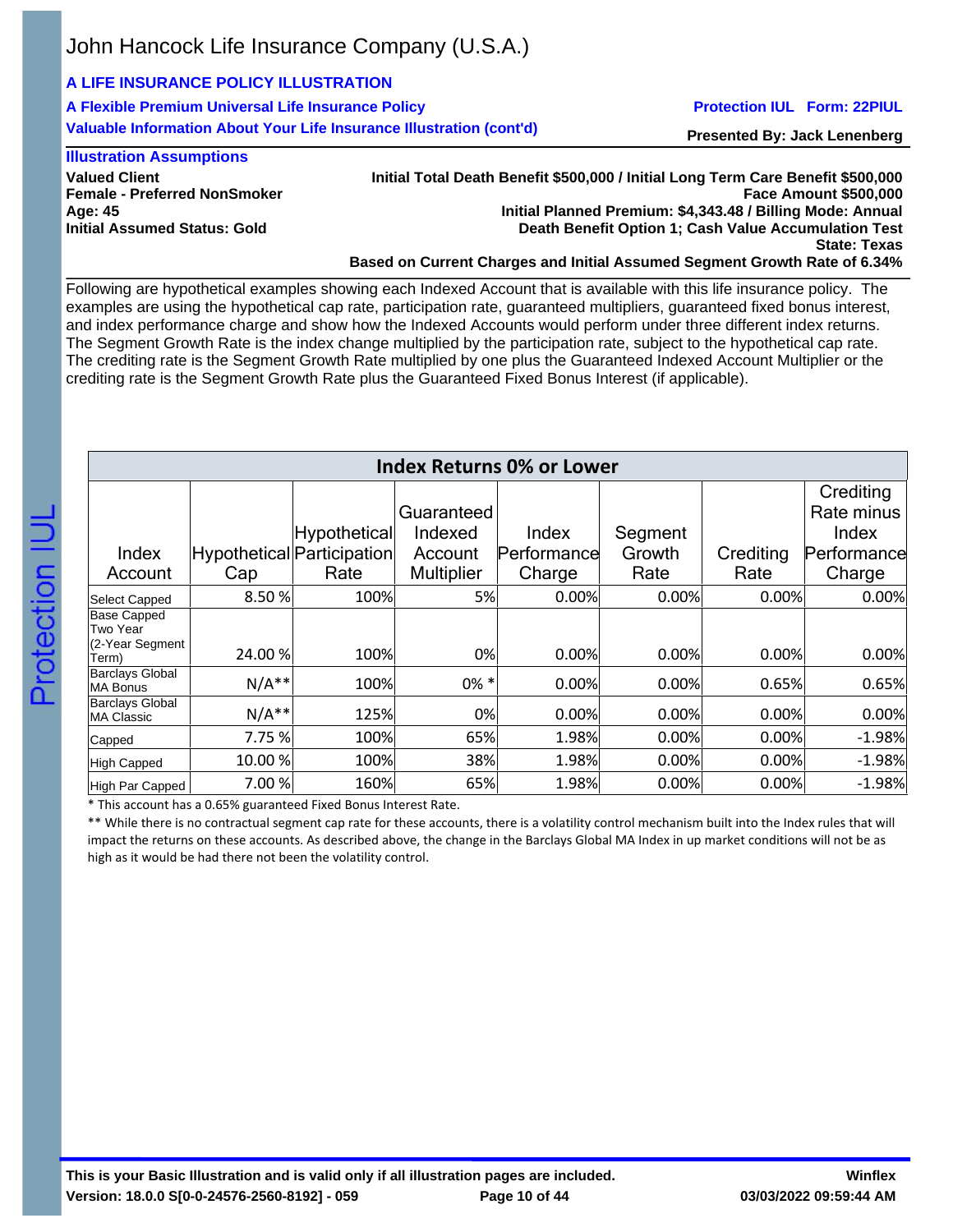John Hancock Life Insurance Company (U.S.A.)

**A LIFE INSURANCE POLICY ILLUSTRATION**

**A Flexible Premium Universal Life Insurance Policy** — **Protection IUL Form: 22PIUL**

**Valuable Information About Your Life Insurance Illustration (cont'd)** — **Presented By: Jack Lenenberg**

**Illustration Assumptions**

**Valued Client**
**Female - Preferred NonSmoker**
**Age: 45**
**Initial Assumed Status: Gold**

**Initial Total Death Benefit $500,000 / Initial Long Term Care Benefit $500,000**
**Face Amount $500,000**
**Initial Planned Premium: $4,343.48 / Billing Mode: Annual**
**Death Benefit Option 1; Cash Value Accumulation Test**
**State: Texas**
**Based on Current Charges and Initial Assumed Segment Growth Rate of 6.34%**

Following are hypothetical examples showing each Indexed Account that is available with this life insurance policy. The examples are using the hypothetical cap rate, participation rate, guaranteed multipliers, guaranteed fixed bonus interest, and index performance charge and show how the Indexed Accounts would perform under three different index returns. The Segment Growth Rate is the index change multiplied by the participation rate, subject to the hypothetical cap rate. The crediting rate is the Segment Growth Rate multiplied by one plus the Guaranteed Indexed Account Multiplier or the crediting rate is the Segment Growth Rate plus the Guaranteed Fixed Bonus Interest (if applicable).

**Index Returns 0% or Lower**

| Index Account | Hypothetical Cap | Hypothetical Participation Rate | Guaranteed Indexed Account Multiplier | Index Performance Charge | Segment Growth Rate | Crediting Rate | Crediting Rate minus Index Performance Charge |
|---|---|---|---|---|---|---|---|
| Select Capped | 8.50 % | 100% | 5% | 0.00% | 0.00% | 0.00% | 0.00% |
| Base Capped Two Year (2-Year Segment Term) | 24.00 % | 100% | 0% | 0.00% | 0.00% | 0.00% | 0.00% |
| Barclays Global MA Bonus | N/A** | 100% | 0% * | 0.00% | 0.00% | 0.65% | 0.65% |
| Barclays Global MA Classic | N/A** | 125% | 0% | 0.00% | 0.00% | 0.00% | 0.00% |
| Capped | 7.75 % | 100% | 65% | 1.98% | 0.00% | 0.00% | -1.98% |
| High Capped | 10.00 % | 100% | 38% | 1.98% | 0.00% | 0.00% | -1.98% |
| High Par Capped | 7.00 % | 160% | 65% | 1.98% | 0.00% | 0.00% | -1.98% |

* This account has a 0.65% guaranteed Fixed Bonus Interest Rate.

** While there is no contractual segment cap rate for these accounts, there is a volatility control mechanism built into the Index rules that will impact the returns on these accounts. As described above, the change in the Barclays Global MA Index in up market conditions will not be as high as it would be had there not been the volatility control.

**This is your Basic Illustration and is valid only if all illustration pages are included.**
**Version: 18.0.0 S[0-0-24576-2560-8192] - 059** — **Winflex 03/03/2022 09:59:44 AM**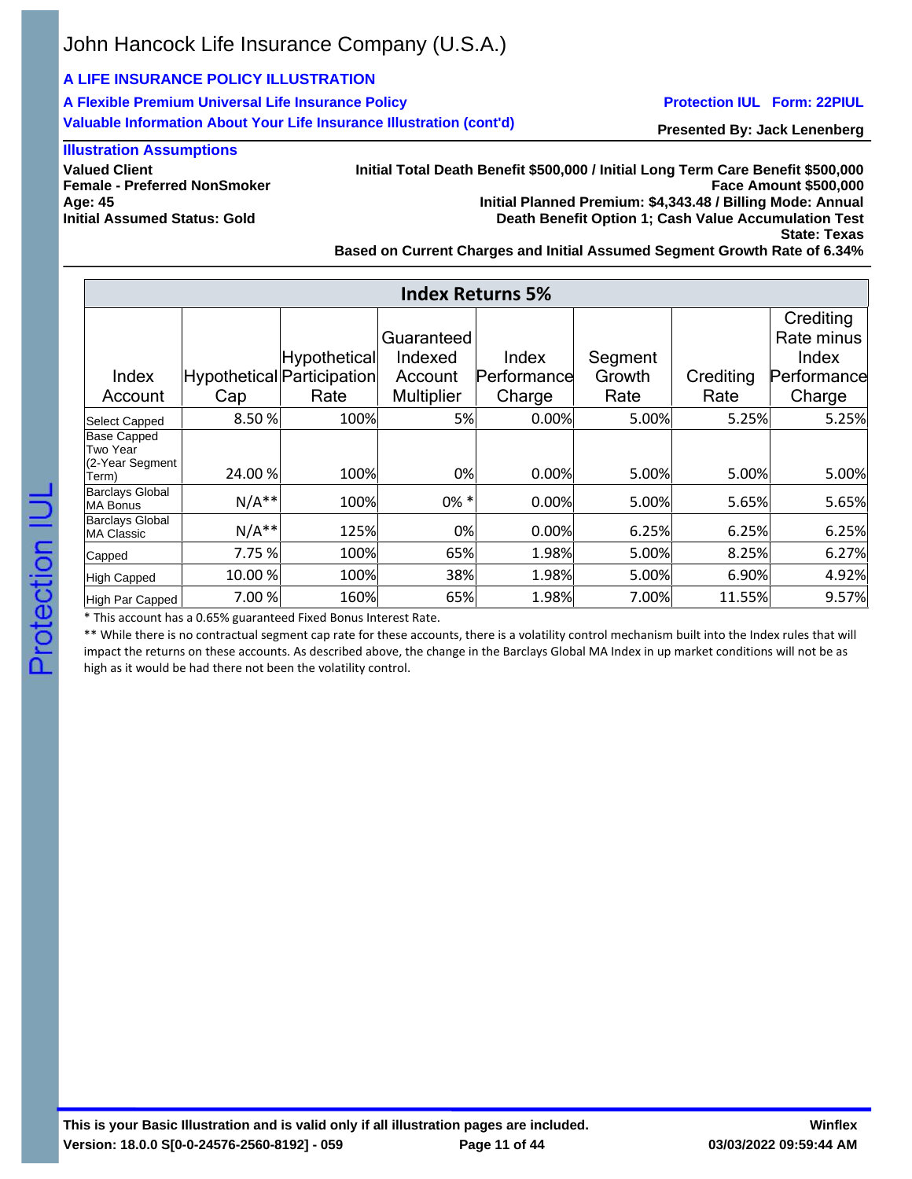John Hancock Life Insurance Company (U.S.A.)

**A LIFE INSURANCE POLICY ILLUSTRATION**

**A Flexible Premium Universal Life Insurance Policy**

**Valuable Information About Your Life Insurance Illustration (cont'd)**

**Protection IUL Form: 22PIUL**

**Presented By: Jack Lenenberg**

### Illustration Assumptions

**Valued Client**
**Female - Preferred NonSmoker**
**Age: 45**
**Initial Assumed Status: Gold**

**Initial Total Death Benefit $500,000 / Initial Long Term Care Benefit $500,000**
**Face Amount $500,000**
**Initial Planned Premium: $4,343.48 / Billing Mode: Annual**
**Death Benefit Option 1; Cash Value Accumulation Test**
**State: Texas**
**Based on Current Charges and Initial Assumed Segment Growth Rate of 6.34%**

**Index Returns 5%**

| Index Account | Hypothetical Cap | Hypothetical Participation Rate | Guaranteed Indexed Account Multiplier | Index Performance Charge | Segment Growth Rate | Crediting Rate | Crediting Rate minus Index Performance Charge |
|---|---|---|---|---|---|---|---|
| Select Capped | 8.50 % | 100% | 5% | 0.00% | 5.00% | 5.25% | 5.25% |
| Base Capped Two Year (2-Year Segment Term) | 24.00 % | 100% | 0% | 0.00% | 5.00% | 5.00% | 5.00% |
| Barclays Global MA Bonus | N/A** | 100% | 0% * | 0.00% | 5.00% | 5.65% | 5.65% |
| Barclays Global MA Classic | N/A** | 125% | 0% | 0.00% | 6.25% | 6.25% | 6.25% |
| Capped | 7.75 % | 100% | 65% | 1.98% | 5.00% | 8.25% | 6.27% |
| High Capped | 10.00 % | 100% | 38% | 1.98% | 5.00% | 6.90% | 4.92% |
| High Par Capped | 7.00 % | 160% | 65% | 1.98% | 7.00% | 11.55% | 9.57% |

* This account has a 0.65% guaranteed Fixed Bonus Interest Rate.

** While there is no contractual segment cap rate for these accounts, there is a volatility control mechanism built into the Index rules that will impact the returns on these accounts. As described above, the change in the Barclays Global MA Index in up market conditions will not be as high as it would be had there not been the volatility control.

**This is your Basic Illustration and is valid only if all illustration pages are included.**

**Version: 18.0.0 S[0-0-24576-2560-8192] - 059**

**Winflex**
**03/03/2022 09:59:44 AM**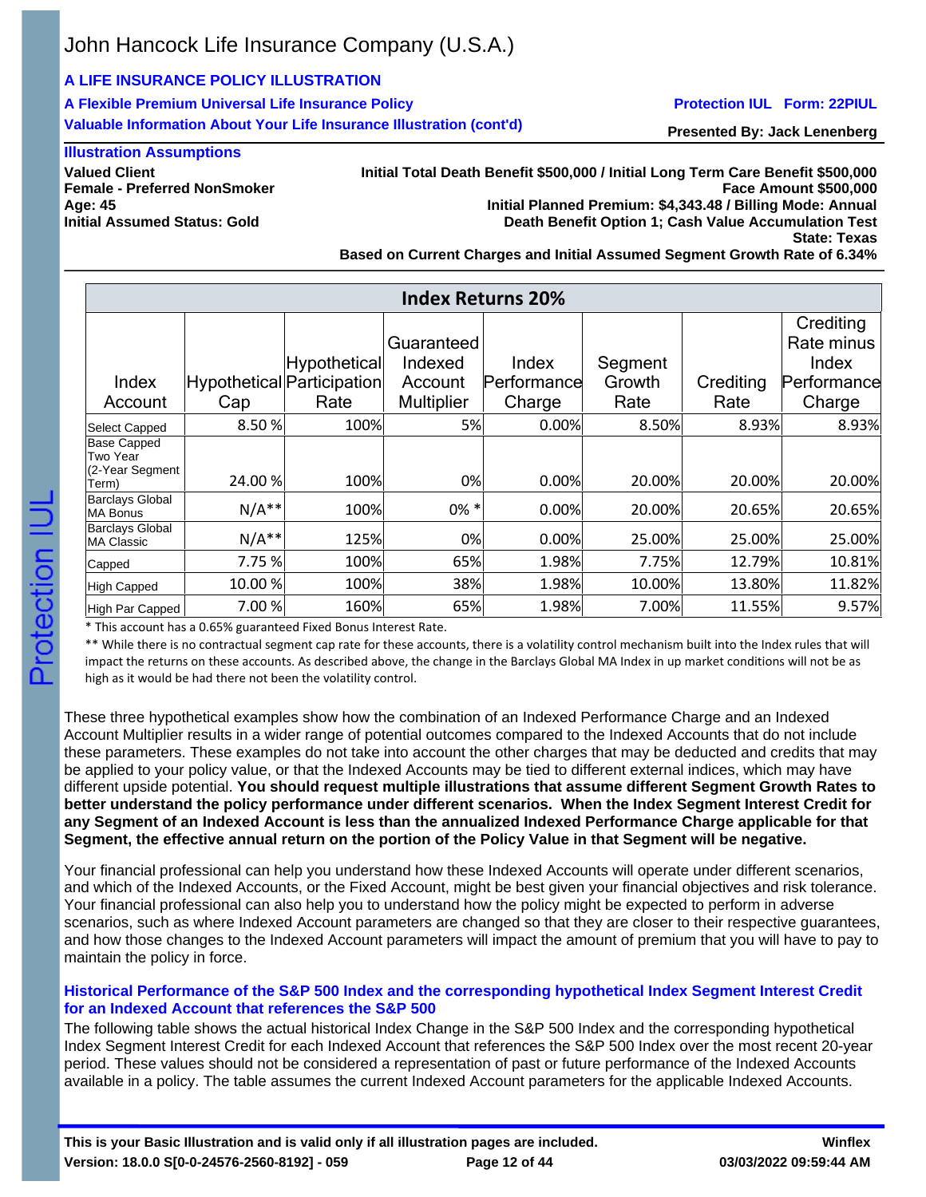**Illustration Assumptions**

**Valued Client**
**Female - Preferred NonSmoker**
**Age: 45**
**Initial Assumed Status: Gold**

**Initial Total Death Benefit $500,000 / Initial Long Term Care Benefit $500,000**
**Face Amount $500,000**
**Initial Planned Premium: $4,343.48 / Billing Mode: Annual**
**Death Benefit Option 1; Cash Value Accumulation Test**
**State: Texas**
**Based on Current Charges and Initial Assumed Segment Growth Rate of 6.34%**

**Index Returns 20%**

| Index Account | Hypothetical Cap | Hypothetical Participation Rate | Guaranteed Indexed Account Multiplier | Index Performance Charge | Segment Growth Rate | Crediting Rate | Crediting Rate minus Index Performance Charge |
|---|---|---|---|---|---|---|---|
| Select Capped | 8.50 % | 100% | 5% | 0.00% | 8.50% | 8.93% | 8.93% |
| Base Capped Two Year (2-Year Segment Term) | 24.00 % | 100% | 0% | 0.00% | 20.00% | 20.00% | 20.00% |
| Barclays Global MA Bonus | N/A** | 100% | 0% * | 0.00% | 20.00% | 20.65% | 20.65% |
| Barclays Global MA Classic | N/A** | 125% | 0% | 0.00% | 25.00% | 25.00% | 25.00% |
| Capped | 7.75 % | 100% | 65% | 1.98% | 7.75% | 12.79% | 10.81% |
| High Capped | 10.00 % | 100% | 38% | 1.98% | 10.00% | 13.80% | 11.82% |
| High Par Capped | 7.00 % | 160% | 65% | 1.98% | 7.00% | 11.55% | 9.57% |

* This account has a 0.65% guaranteed Fixed Bonus Interest Rate.

** While there is no contractual segment cap rate for these accounts, there is a volatility control mechanism built into the Index rules that will impact the returns on these accounts. As described above, the change in the Barclays Global MA Index in up market conditions will not be as high as it would be had there not been the volatility control.

These three hypothetical examples show how the combination of an Indexed Performance Charge and an Indexed Account Multiplier results in a wider range of potential outcomes compared to the Indexed Accounts that do not include these parameters. These examples do not take into account the other charges that may be deducted and credits that may be applied to your policy value, or that the Indexed Accounts may be tied to different external indices, which may have different upside potential. **You should request multiple illustrations that assume different Segment Growth Rates to better understand the policy performance under different scenarios. When the Index Segment Interest Credit for any Segment of an Indexed Account is less than the annualized Indexed Performance Charge applicable for that Segment, the effective annual return on the portion of the Policy Value in that Segment will be negative.**

Your financial professional can help you understand how these Indexed Accounts will operate under different scenarios, and which of the Indexed Accounts, or the Fixed Account, might be best given your financial objectives and risk tolerance. Your financial professional can also help you to understand how the policy might be expected to perform in adverse scenarios, such as where Indexed Account parameters are changed so that they are closer to their respective guarantees, and how those changes to the Indexed Account parameters will impact the amount of premium that you will have to pay to maintain the policy in force.

### Historical Performance of the S&P 500 Index and the corresponding hypothetical Index Segment Interest Credit for an Indexed Account that references the S&P 500

The following table shows the actual historical Index Change in the S&P 500 Index and the corresponding hypothetical Index Segment Interest Credit for each Indexed Account that references the S&P 500 Index over the most recent 20-year period. These values should not be considered a representation of past or future performance of the Indexed Accounts available in a policy. The table assumes the current Indexed Account parameters for the applicable Indexed Accounts.

**This is your Basic Illustration and is valid only if all illustration pages are included.**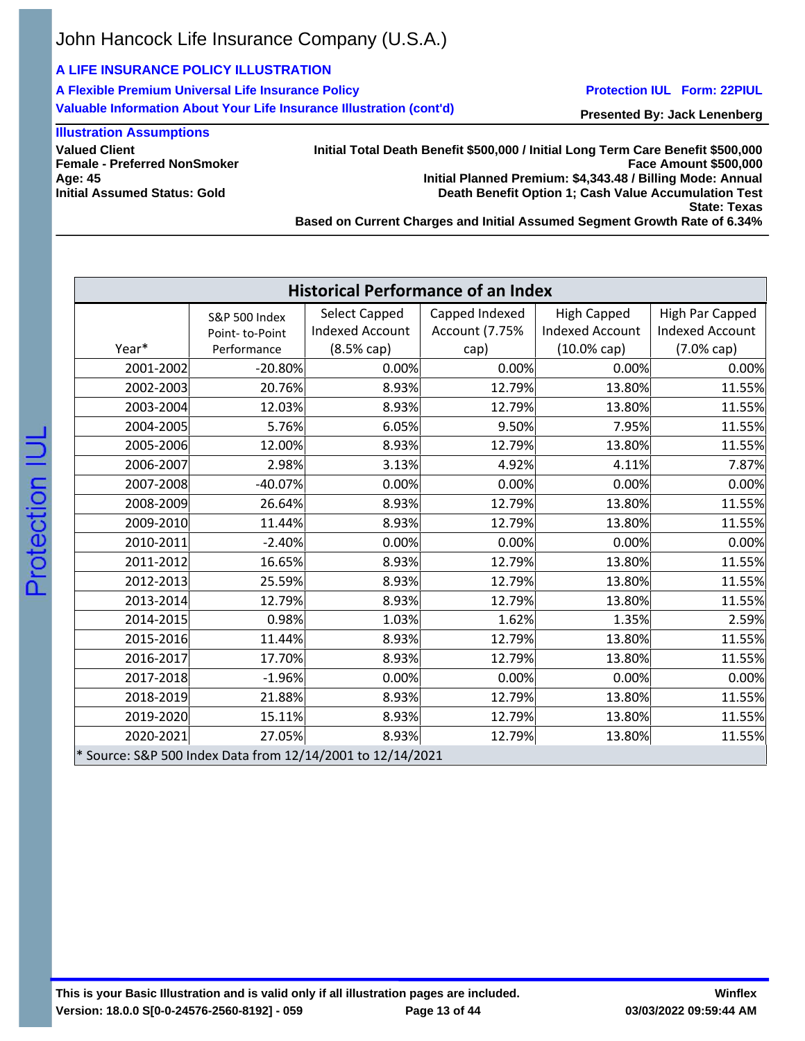John Hancock Life Insurance Company (U.S.A.)

**A LIFE INSURANCE POLICY ILLUSTRATION**

**A Flexible Premium Universal Life Insurance Policy** — **Protection IUL Form: 22PIUL**

**Valuable Information About Your Life Insurance Illustration (cont'd)** — **Presented By: Jack Lenenberg**

**Illustration Assumptions**

**Valued Client**
**Female - Preferred NonSmoker**
**Age: 45**
**Initial Assumed Status: Gold**

**Initial Total Death Benefit $500,000 / Initial Long Term Care Benefit $500,000**
**Face Amount $500,000**
**Initial Planned Premium: $4,343.48 / Billing Mode: Annual**
**Death Benefit Option 1; Cash Value Accumulation Test**
**State: Texas**
**Based on Current Charges and Initial Assumed Segment Growth Rate of 6.34%**

## Historical Performance of an Index

| Year* | S&P 500 Index Point- to-Point Performance | Select Capped Indexed Account (8.5% cap) | Capped Indexed Account (7.75% cap) | High Capped Indexed Account (10.0% cap) | High Par Capped Indexed Account (7.0% cap) |
|---|---|---|---|---|---|
| 2001-2002 | -20.80% | 0.00% | 0.00% | 0.00% | 0.00% |
| 2002-2003 | 20.76% | 8.93% | 12.79% | 13.80% | 11.55% |
| 2003-2004 | 12.03% | 8.93% | 12.79% | 13.80% | 11.55% |
| 2004-2005 | 5.76% | 6.05% | 9.50% | 7.95% | 11.55% |
| 2005-2006 | 12.00% | 8.93% | 12.79% | 13.80% | 11.55% |
| 2006-2007 | 2.98% | 3.13% | 4.92% | 4.11% | 7.87% |
| 2007-2008 | -40.07% | 0.00% | 0.00% | 0.00% | 0.00% |
| 2008-2009 | 26.64% | 8.93% | 12.79% | 13.80% | 11.55% |
| 2009-2010 | 11.44% | 8.93% | 12.79% | 13.80% | 11.55% |
| 2010-2011 | -2.40% | 0.00% | 0.00% | 0.00% | 0.00% |
| 2011-2012 | 16.65% | 8.93% | 12.79% | 13.80% | 11.55% |
| 2012-2013 | 25.59% | 8.93% | 12.79% | 13.80% | 11.55% |
| 2013-2014 | 12.79% | 8.93% | 12.79% | 13.80% | 11.55% |
| 2014-2015 | 0.98% | 1.03% | 1.62% | 1.35% | 2.59% |
| 2015-2016 | 11.44% | 8.93% | 12.79% | 13.80% | 11.55% |
| 2016-2017 | 17.70% | 8.93% | 12.79% | 13.80% | 11.55% |
| 2017-2018 | -1.96% | 0.00% | 0.00% | 0.00% | 0.00% |
| 2018-2019 | 21.88% | 8.93% | 12.79% | 13.80% | 11.55% |
| 2019-2020 | 15.11% | 8.93% | 12.79% | 13.80% | 11.55% |
| 2020-2021 | 27.05% | 8.93% | 12.79% | 13.80% | 11.55% |

* Source: S&P 500 Index Data from 12/14/2001 to 12/14/2021

**This is your Basic Illustration and is valid only if all illustration pages are included.**
**Version: 18.0.0 S[0-0-24576-2560-8192] - 059** — **Winflex 03/03/2022 09:59:44 AM**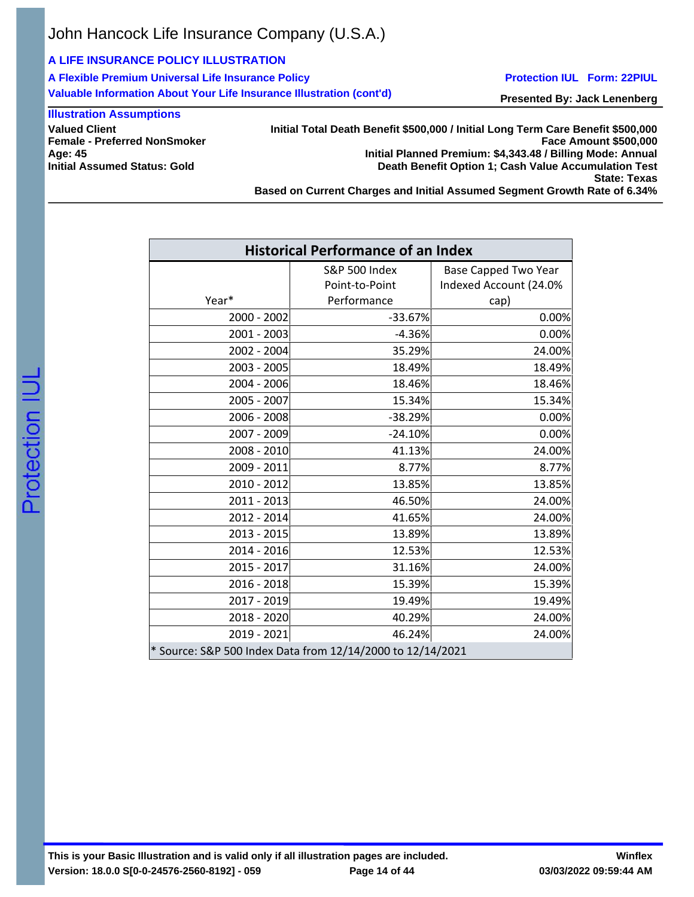John Hancock Life Insurance Company (U.S.A.)

**A LIFE INSURANCE POLICY ILLUSTRATION**

**A Flexible Premium Universal Life Insurance Policy** — **Protection IUL Form: 22PIUL**

**Valuable Information About Your Life Insurance Illustration (cont'd)** — **Presented By: Jack Lenenberg**

**Illustration Assumptions**

**Valued Client**
**Female - Preferred NonSmoker**
**Age: 45**
**Initial Assumed Status: Gold**

**Initial Total Death Benefit $500,000 / Initial Long Term Care Benefit $500,000**
**Face Amount $500,000**
**Initial Planned Premium: $4,343.48 / Billing Mode: Annual**
**Death Benefit Option 1; Cash Value Accumulation Test**
**State: Texas**
**Based on Current Charges and Initial Assumed Segment Growth Rate of 6.34%**

## Historical Performance of an Index

| Year* | S&P 500 Index Point-to-Point Performance | Base Capped Two Year Indexed Account (24.0% cap) |
|---|---|---|
| 2000 - 2002 | -33.67% | 0.00% |
| 2001 - 2003 | -4.36% | 0.00% |
| 2002 - 2004 | 35.29% | 24.00% |
| 2003 - 2005 | 18.49% | 18.49% |
| 2004 - 2006 | 18.46% | 18.46% |
| 2005 - 2007 | 15.34% | 15.34% |
| 2006 - 2008 | -38.29% | 0.00% |
| 2007 - 2009 | -24.10% | 0.00% |
| 2008 - 2010 | 41.13% | 24.00% |
| 2009 - 2011 | 8.77% | 8.77% |
| 2010 - 2012 | 13.85% | 13.85% |
| 2011 - 2013 | 46.50% | 24.00% |
| 2012 - 2014 | 41.65% | 24.00% |
| 2013 - 2015 | 13.89% | 13.89% |
| 2014 - 2016 | 12.53% | 12.53% |
| 2015 - 2017 | 31.16% | 24.00% |
| 2016 - 2018 | 15.39% | 15.39% |
| 2017 - 2019 | 19.49% | 19.49% |
| 2018 - 2020 | 40.29% | 24.00% |
| 2019 - 2021 | 46.24% | 24.00% |

* Source: S&P 500 Index Data from 12/14/2000 to 12/14/2021

**This is your Basic Illustration and is valid only if all illustration pages are included.**

**Version: 18.0.0 S[0-0-24576-2560-8192] - 059** — **Winflex 03/03/2022 09:59:44 AM**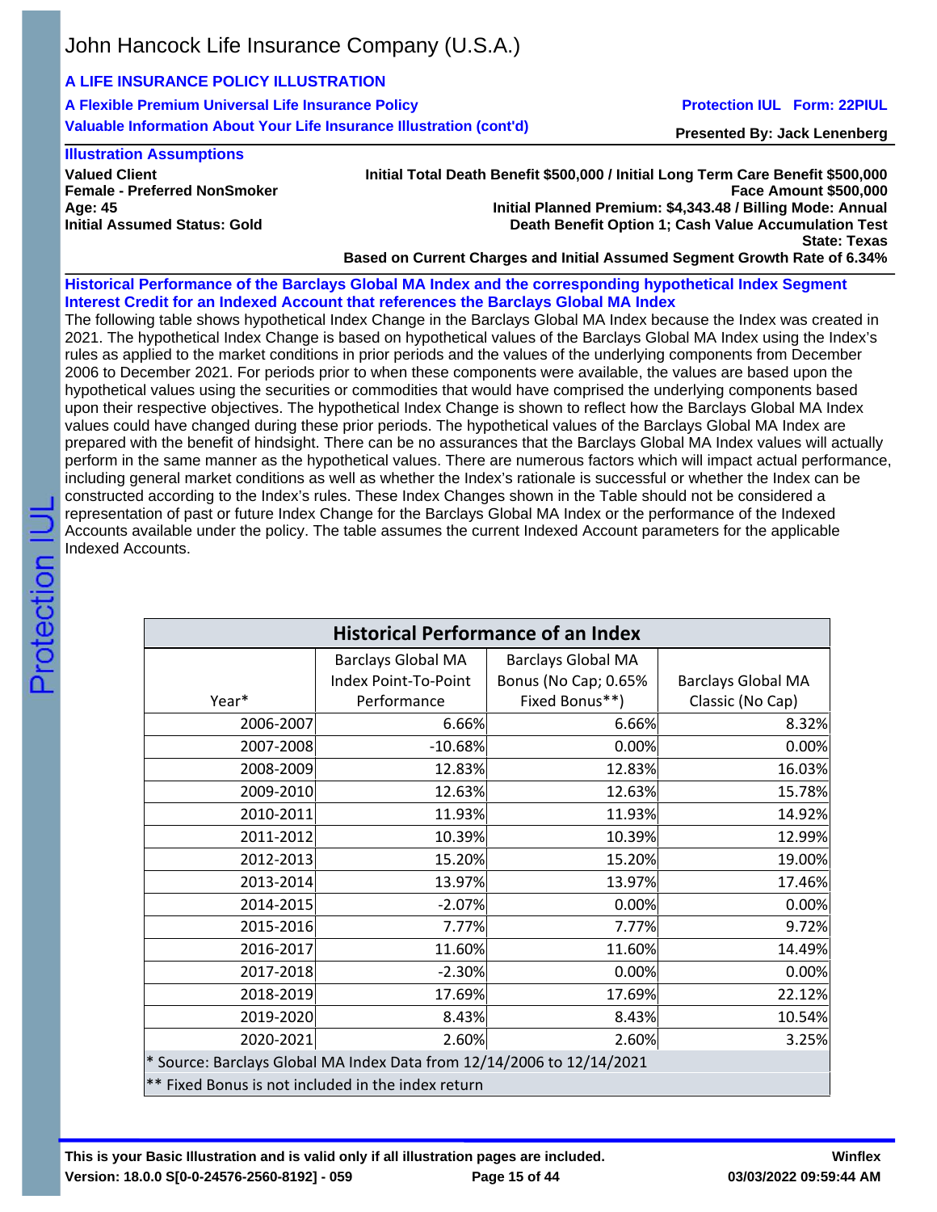John Hancock Life Insurance Company (U.S.A.)

**A LIFE INSURANCE POLICY ILLUSTRATION**

**A Flexible Premium Universal Life Insurance Policy** **Protection IUL Form: 22PIUL**

**Valuable Information About Your Life Insurance Illustration (cont'd)** **Presented By: Jack Lenenberg**

**Illustration Assumptions**

**Valued Client**
**Female - Preferred NonSmoker**
**Age: 45**
**Initial Assumed Status: Gold**

**Initial Total Death Benefit $500,000 / Initial Long Term Care Benefit $500,000**
**Face Amount $500,000**
**Initial Planned Premium: $4,343.48 / Billing Mode: Annual**
**Death Benefit Option 1; Cash Value Accumulation Test**
**State: Texas**
**Based on Current Charges and Initial Assumed Segment Growth Rate of 6.34%**

**Historical Performance of the Barclays Global MA Index and the corresponding hypothetical Index Segment Interest Credit for an Indexed Account that references the Barclays Global MA Index**

The following table shows hypothetical Index Change in the Barclays Global MA Index because the Index was created in 2021. The hypothetical Index Change is based on hypothetical values of the Barclays Global MA Index using the Index's rules as applied to the market conditions in prior periods and the values of the underlying components from December 2006 to December 2021. For periods prior to when these components were available, the values are based upon the hypothetical values using the securities or commodities that would have comprised the underlying components based upon their respective objectives. The hypothetical Index Change is shown to reflect how the Barclays Global MA Index values could have changed during these prior periods. The hypothetical values of the Barclays Global MA Index are prepared with the benefit of hindsight. There can be no assurances that the Barclays Global MA Index values will actually perform in the same manner as the hypothetical values. There are numerous factors which will impact actual performance, including general market conditions as well as whether the Index's rationale is successful or whether the Index can be constructed according to the Index's rules. These Index Changes shown in the Table should not be considered a representation of past or future Index Change for the Barclays Global MA Index or the performance of the Indexed Accounts available under the policy. The table assumes the current Indexed Account parameters for the applicable Indexed Accounts.

**Historical Performance of an Index**

| Year* | Barclays Global MA Index Point-To-Point Performance | Barclays Global MA Bonus (No Cap; 0.65% Fixed Bonus**) | Barclays Global MA Classic (No Cap) |
|---|---|---|---|
| 2006-2007 | 6.66% | 6.66% | 8.32% |
| 2007-2008 | -10.68% | 0.00% | 0.00% |
| 2008-2009 | 12.83% | 12.83% | 16.03% |
| 2009-2010 | 12.63% | 12.63% | 15.78% |
| 2010-2011 | 11.93% | 11.93% | 14.92% |
| 2011-2012 | 10.39% | 10.39% | 12.99% |
| 2012-2013 | 15.20% | 15.20% | 19.00% |
| 2013-2014 | 13.97% | 13.97% | 17.46% |
| 2014-2015 | -2.07% | 0.00% | 0.00% |
| 2015-2016 | 7.77% | 7.77% | 9.72% |
| 2016-2017 | 11.60% | 11.60% | 14.49% |
| 2017-2018 | -2.30% | 0.00% | 0.00% |
| 2018-2019 | 17.69% | 17.69% | 22.12% |
| 2019-2020 | 8.43% | 8.43% | 10.54% |
| 2020-2021 | 2.60% | 2.60% | 3.25% |

* Source: Barclays Global MA Index Data from 12/14/2006 to 12/14/2021

** Fixed Bonus is not included in the index return

**This is your Basic Illustration and is valid only if all illustration pages are included.**
**Version: 18.0.0 S[0-0-24576-2560-8192] - 059** **Winflex 03/03/2022 09:59:44 AM**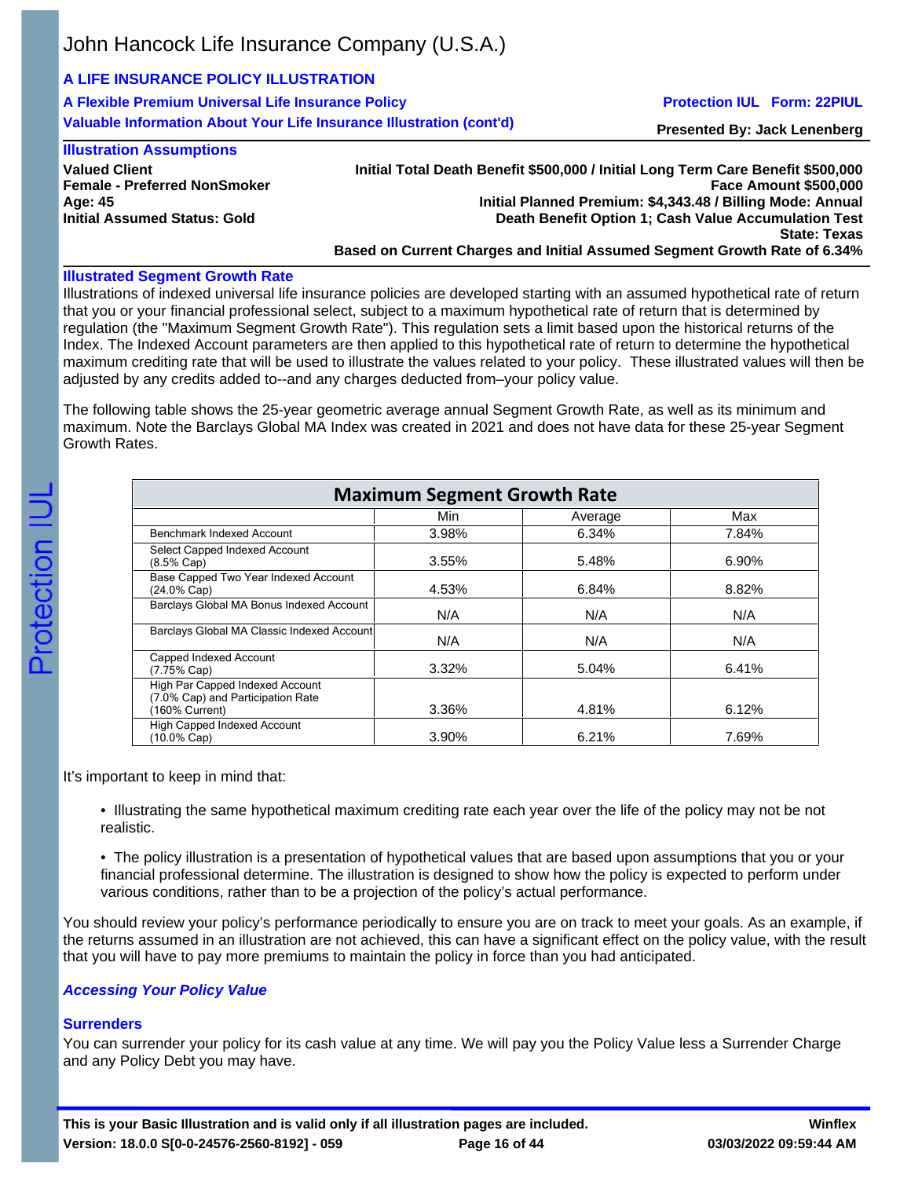# John Hancock Life Insurance Company (U.S.A.)

**A LIFE INSURANCE POLICY ILLUSTRATION**

**A Flexible Premium Universal Life Insurance Policy** — **Protection IUL Form: 22PIUL**

**Valuable Information About Your Life Insurance Illustration (cont'd)** — **Presented By: Jack Lenenberg**

## Illustration Assumptions

**Valued Client**
**Female - Preferred NonSmoker**
**Age: 45**
**Initial Assumed Status: Gold**

**Initial Total Death Benefit $500,000 / Initial Long Term Care Benefit $500,000**
**Face Amount $500,000**
**Initial Planned Premium: $4,343.48 / Billing Mode: Annual**
**Death Benefit Option 1; Cash Value Accumulation Test**
**State: Texas**
**Based on Current Charges and Initial Assumed Segment Growth Rate of 6.34%**

### Illustrated Segment Growth Rate

Illustrations of indexed universal life insurance policies are developed starting with an assumed hypothetical rate of return that you or your financial professional select, subject to a maximum hypothetical rate of return that is determined by regulation (the "Maximum Segment Growth Rate"). This regulation sets a limit based upon the historical returns of the Index. The Indexed Account parameters are then applied to this hypothetical rate of return to determine the hypothetical maximum crediting rate that will be used to illustrate the values related to your policy. These illustrated values will then be adjusted by any credits added to--and any charges deducted from–your policy value.

The following table shows the 25-year geometric average annual Segment Growth Rate, as well as its minimum and maximum. Note the Barclays Global MA Index was created in 2021 and does not have data for these 25-year Segment Growth Rates.

| Maximum Segment Growth Rate | | | |
|---|---|---|---|
| | Min | Average | Max |
| Benchmark Indexed Account | 3.98% | 6.34% | 7.84% |
| Select Capped Indexed Account (8.5% Cap) | 3.55% | 5.48% | 6.90% |
| Base Capped Two Year Indexed Account (24.0% Cap) | 4.53% | 6.84% | 8.82% |
| Barclays Global MA Bonus Indexed Account | N/A | N/A | N/A |
| Barclays Global MA Classic Indexed Account | N/A | N/A | N/A |
| Capped Indexed Account (7.75% Cap) | 3.32% | 5.04% | 6.41% |
| High Par Capped Indexed Account (7.0% Cap) and Participation Rate (160% Current) | 3.36% | 4.81% | 6.12% |
| High Capped Indexed Account (10.0% Cap) | 3.90% | 6.21% | 7.69% |

It's important to keep in mind that:

- Illustrating the same hypothetical maximum crediting rate each year over the life of the policy may not be not realistic.
- The policy illustration is a presentation of hypothetical values that are based upon assumptions that you or your financial professional determine. The illustration is designed to show how the policy is expected to perform under various conditions, rather than to be a projection of the policy's actual performance.

You should review your policy's performance periodically to ensure you are on track to meet your goals. As an example, if the returns assumed in an illustration are not achieved, this can have a significant effect on the policy value, with the result that you will have to pay more premiums to maintain the policy in force than you had anticipated.

### *Accessing Your Policy Value*

#### Surrenders

You can surrender your policy for its cash value at any time. We will pay you the Policy Value less a Surrender Charge and any Policy Debt you may have.

**This is your Basic Illustration and is valid only if all illustration pages are included.**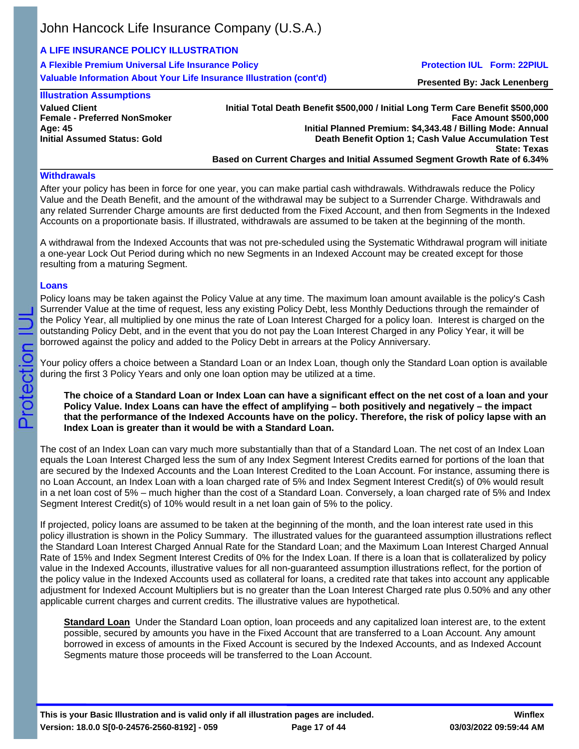## Withdrawals

After your policy has been in force for one year, you can make partial cash withdrawals. Withdrawals reduce the Policy Value and the Death Benefit, and the amount of the withdrawal may be subject to a Surrender Charge. Withdrawals and any related Surrender Charge amounts are first deducted from the Fixed Account, and then from Segments in the Indexed Accounts on a proportionate basis. If illustrated, withdrawals are assumed to be taken at the beginning of the month.

A withdrawal from the Indexed Accounts that was not pre-scheduled using the Systematic Withdrawal program will initiate a one-year Lock Out Period during which no new Segments in an Indexed Account may be created except for those resulting from a maturing Segment.

## Loans

Policy loans may be taken against the Policy Value at any time. The maximum loan amount available is the policy's Cash Surrender Value at the time of request, less any existing Policy Debt, less Monthly Deductions through the remainder of the Policy Year, all multiplied by one minus the rate of Loan Interest Charged for a policy loan. Interest is charged on the outstanding Policy Debt, and in the event that you do not pay the Loan Interest Charged in any Policy Year, it will be borrowed against the policy and added to the Policy Debt in arrears at the Policy Anniversary.

Your policy offers a choice between a Standard Loan or an Index Loan, though only the Standard Loan option is available during the first 3 Policy Years and only one loan option may be utilized at a time.

**The choice of a Standard Loan or Index Loan can have a significant effect on the net cost of a loan and your Policy Value. Index Loans can have the effect of amplifying – both positively and negatively – the impact that the performance of the Indexed Accounts have on the policy. Therefore, the risk of policy lapse with an Index Loan is greater than it would be with a Standard Loan.**

The cost of an Index Loan can vary much more substantially than that of a Standard Loan. The net cost of an Index Loan equals the Loan Interest Charged less the sum of any Index Segment Interest Credits earned for portions of the loan that are secured by the Indexed Accounts and the Loan Interest Credited to the Loan Account. For instance, assuming there is no Loan Account, an Index Loan with a loan charged rate of 5% and Index Segment Interest Credit(s) of 0% would result in a net loan cost of 5% – much higher than the cost of a Standard Loan. Conversely, a loan charged rate of 5% and Index Segment Interest Credit(s) of 10% would result in a net loan gain of 5% to the policy.

If projected, policy loans are assumed to be taken at the beginning of the month, and the loan interest rate used in this policy illustration is shown in the Policy Summary. The illustrated values for the guaranteed assumption illustrations reflect the Standard Loan Interest Charged Annual Rate for the Standard Loan; and the Maximum Loan Interest Charged Annual Rate of 15% and Index Segment Interest Credits of 0% for the Index Loan. If there is a loan that is collateralized by policy value in the Indexed Accounts, illustrative values for all non-guaranteed assumption illustrations reflect, for the portion of the policy value in the Indexed Accounts used as collateral for loans, a credited rate that takes into account any applicable adjustment for Indexed Account Multipliers but is no greater than the Loan Interest Charged rate plus 0.50% and any other applicable current charges and current credits. The illustrative values are hypothetical.

**Standard Loan** Under the Standard Loan option, loan proceeds and any capitalized loan interest are, to the extent possible, secured by amounts you have in the Fixed Account that are transferred to a Loan Account. Any amount borrowed in excess of amounts in the Fixed Account is secured by the Indexed Accounts, and as Indexed Account Segments mature those proceeds will be transferred to the Loan Account.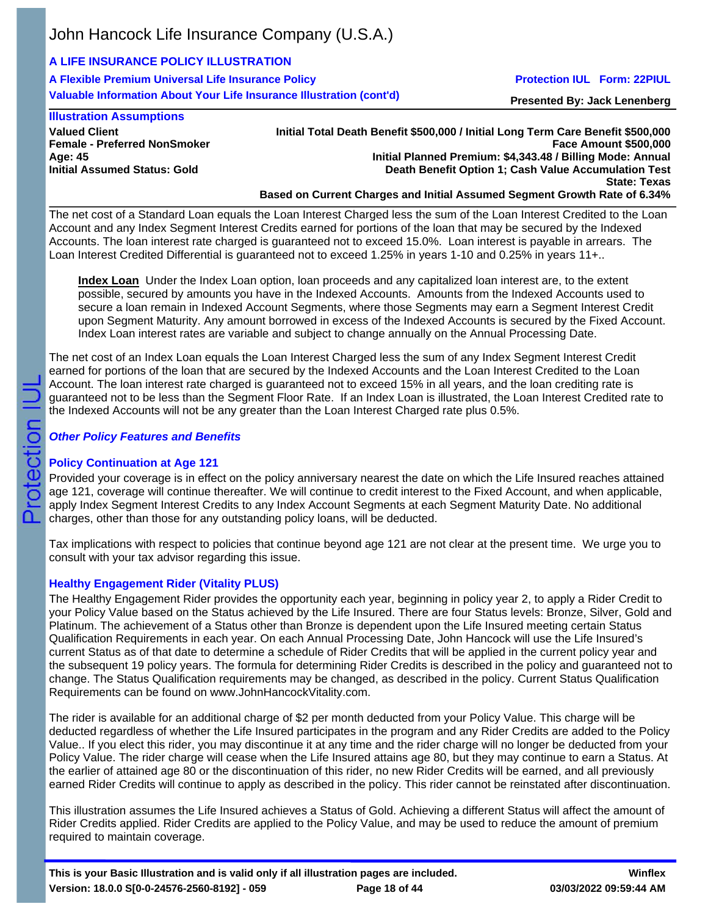John Hancock Life Insurance Company (U.S.A.)

**A LIFE INSURANCE POLICY ILLUSTRATION**

**A Flexible Premium Universal Life Insurance Policy** **Protection IUL Form: 22PIUL**

**Valuable Information About Your Life Insurance Illustration (cont'd)** **Presented By: Jack Lenenberg**

**Illustration Assumptions**

**Valued Client**
**Female - Preferred NonSmoker**
**Age: 45**
**Initial Assumed Status: Gold**

**Initial Total Death Benefit $500,000 / Initial Long Term Care Benefit $500,000**
**Face Amount $500,000**
**Initial Planned Premium: $4,343.48 / Billing Mode: Annual**
**Death Benefit Option 1; Cash Value Accumulation Test**
**State: Texas**
**Based on Current Charges and Initial Assumed Segment Growth Rate of 6.34%**

The net cost of a Standard Loan equals the Loan Interest Charged less the sum of the Loan Interest Credited to the Loan Account and any Index Segment Interest Credits earned for portions of the loan that may be secured by the Indexed Accounts. The loan interest rate charged is guaranteed not to exceed 15.0%. Loan interest is payable in arrears. The Loan Interest Credited Differential is guaranteed not to exceed 1.25% in years 1-10 and 0.25% in years 11+..

**Index Loan** Under the Index Loan option, loan proceeds and any capitalized loan interest are, to the extent possible, secured by amounts you have in the Indexed Accounts. Amounts from the Indexed Accounts used to secure a loan remain in Indexed Account Segments, where those Segments may earn a Segment Interest Credit upon Segment Maturity. Any amount borrowed in excess of the Indexed Accounts is secured by the Fixed Account. Index Loan interest rates are variable and subject to change annually on the Annual Processing Date.

The net cost of an Index Loan equals the Loan Interest Charged less the sum of any Index Segment Interest Credit earned for portions of the loan that are secured by the Indexed Accounts and the Loan Interest Credited to the Loan Account. The loan interest rate charged is guaranteed not to exceed 15% in all years, and the loan crediting rate is guaranteed not to be less than the Segment Floor Rate. If an Index Loan is illustrated, the Loan Interest Credited rate to the Indexed Accounts will not be any greater than the Loan Interest Charged rate plus 0.5%.

## *Other Policy Features and Benefits*

### Policy Continuation at Age 121

Provided your coverage is in effect on the policy anniversary nearest the date on which the Life Insured reaches attained age 121, coverage will continue thereafter. We will continue to credit interest to the Fixed Account, and when applicable, apply Index Segment Interest Credits to any Index Account Segments at each Segment Maturity Date. No additional charges, other than those for any outstanding policy loans, will be deducted.

Tax implications with respect to policies that continue beyond age 121 are not clear at the present time. We urge you to consult with your tax advisor regarding this issue.

### Healthy Engagement Rider (Vitality PLUS)

The Healthy Engagement Rider provides the opportunity each year, beginning in policy year 2, to apply a Rider Credit to your Policy Value based on the Status achieved by the Life Insured. There are four Status levels: Bronze, Silver, Gold and Platinum. The achievement of a Status other than Bronze is dependent upon the Life Insured meeting certain Status Qualification Requirements in each year. On each Annual Processing Date, John Hancock will use the Life Insured's current Status as of that date to determine a schedule of Rider Credits that will be applied in the current policy year and the subsequent 19 policy years. The formula for determining Rider Credits is described in the policy and guaranteed not to change. The Status Qualification requirements may be changed, as described in the policy. Current Status Qualification Requirements can be found on www.JohnHancockVitality.com.

The rider is available for an additional charge of $2 per month deducted from your Policy Value. This charge will be deducted regardless of whether the Life Insured participates in the program and any Rider Credits are added to the Policy Value.. If you elect this rider, you may discontinue it at any time and the rider charge will no longer be deducted from your Policy Value. The rider charge will cease when the Life Insured attains age 80, but they may continue to earn a Status. At the earlier of attained age 80 or the discontinuation of this rider, no new Rider Credits will be earned, and all previously earned Rider Credits will continue to apply as described in the policy. This rider cannot be reinstated after discontinuation.

This illustration assumes the Life Insured achieves a Status of Gold. Achieving a different Status will affect the amount of Rider Credits applied. Rider Credits are applied to the Policy Value, and may be used to reduce the amount of premium required to maintain coverage.

**This is your Basic Illustration and is valid only if all illustration pages are included.**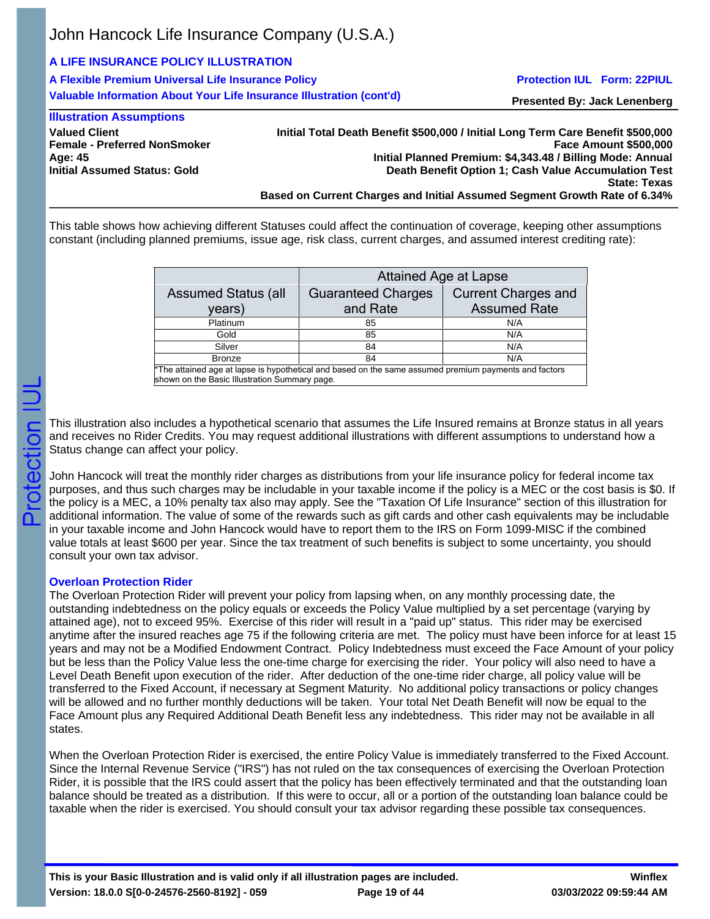# A LIFE INSURANCE POLICY ILLUSTRATION

**A Flexible Premium Universal Life Insurance Policy** — **Protection IUL Form: 22PIUL**

**Valuable Information About Your Life Insurance Illustration (cont'd)** — **Presented By: Jack Lenenberg**

## Illustration Assumptions

**Valued Client**
**Female - Preferred NonSmoker**
**Age: 45**
**Initial Assumed Status: Gold**

**Initial Total Death Benefit $500,000 / Initial Long Term Care Benefit $500,000**
**Face Amount $500,000**
**Initial Planned Premium: $4,343.48 / Billing Mode: Annual**
**Death Benefit Option 1; Cash Value Accumulation Test**
**State: Texas**
**Based on Current Charges and Initial Assumed Segment Growth Rate of 6.34%**

This table shows how achieving different Statuses could affect the continuation of coverage, keeping other assumptions constant (including planned premiums, issue age, risk class, current charges, and assumed interest crediting rate):

| | Attained Age at Lapse | |
|---|---|---|
| Assumed Status (all years) | Guaranteed Charges and Rate | Current Charges and Assumed Rate |
| Platinum | 85 | N/A |
| Gold | 85 | N/A |
| Silver | 84 | N/A |
| Bronze | 84 | N/A |

*The attained age at lapse is hypothetical and based on the same assumed premium payments and factors shown on the Basic Illustration Summary page.

This illustration also includes a hypothetical scenario that assumes the Life Insured remains at Bronze status in all years and receives no Rider Credits. You may request additional illustrations with different assumptions to understand how a Status change can affect your policy.

John Hancock will treat the monthly rider charges as distributions from your life insurance policy for federal income tax purposes, and thus such charges may be includable in your taxable income if the policy is a MEC or the cost basis is $0. If the policy is a MEC, a 10% penalty tax also may apply. See the "Taxation Of Life Insurance" section of this illustration for additional information. The value of some of the rewards such as gift cards and other cash equivalents may be includable in your taxable income and John Hancock would have to report them to the IRS on Form 1099-MISC if the combined value totals at least $600 per year. Since the tax treatment of such benefits is subject to some uncertainty, you should consult your own tax advisor.

### Overloan Protection Rider

The Overloan Protection Rider will prevent your policy from lapsing when, on any monthly processing date, the outstanding indebtedness on the policy equals or exceeds the Policy Value multiplied by a set percentage (varying by attained age), not to exceed 95%. Exercise of this rider will result in a "paid up" status. This rider may be exercised anytime after the insured reaches age 75 if the following criteria are met. The policy must have been inforce for at least 15 years and may not be a Modified Endowment Contract. Policy Indebtedness must exceed the Face Amount of your policy but be less than the Policy Value less the one-time charge for exercising the rider. Your policy will also need to have a Level Death Benefit upon execution of the rider. After deduction of the one-time rider charge, all policy value will be transferred to the Fixed Account, if necessary at Segment Maturity. No additional policy transactions or policy changes will be allowed and no further monthly deductions will be taken. Your total Net Death Benefit will now be equal to the Face Amount plus any Required Additional Death Benefit less any indebtedness. This rider may not be available in all states.

When the Overloan Protection Rider is exercised, the entire Policy Value is immediately transferred to the Fixed Account. Since the Internal Revenue Service ("IRS") has not ruled on the tax consequences of exercising the Overloan Protection Rider, it is possible that the IRS could assert that the policy has been effectively terminated and that the outstanding loan balance should be treated as a distribution. If this were to occur, all or a portion of the outstanding loan balance could be taxable when the rider is exercised. You should consult your tax advisor regarding these possible tax consequences.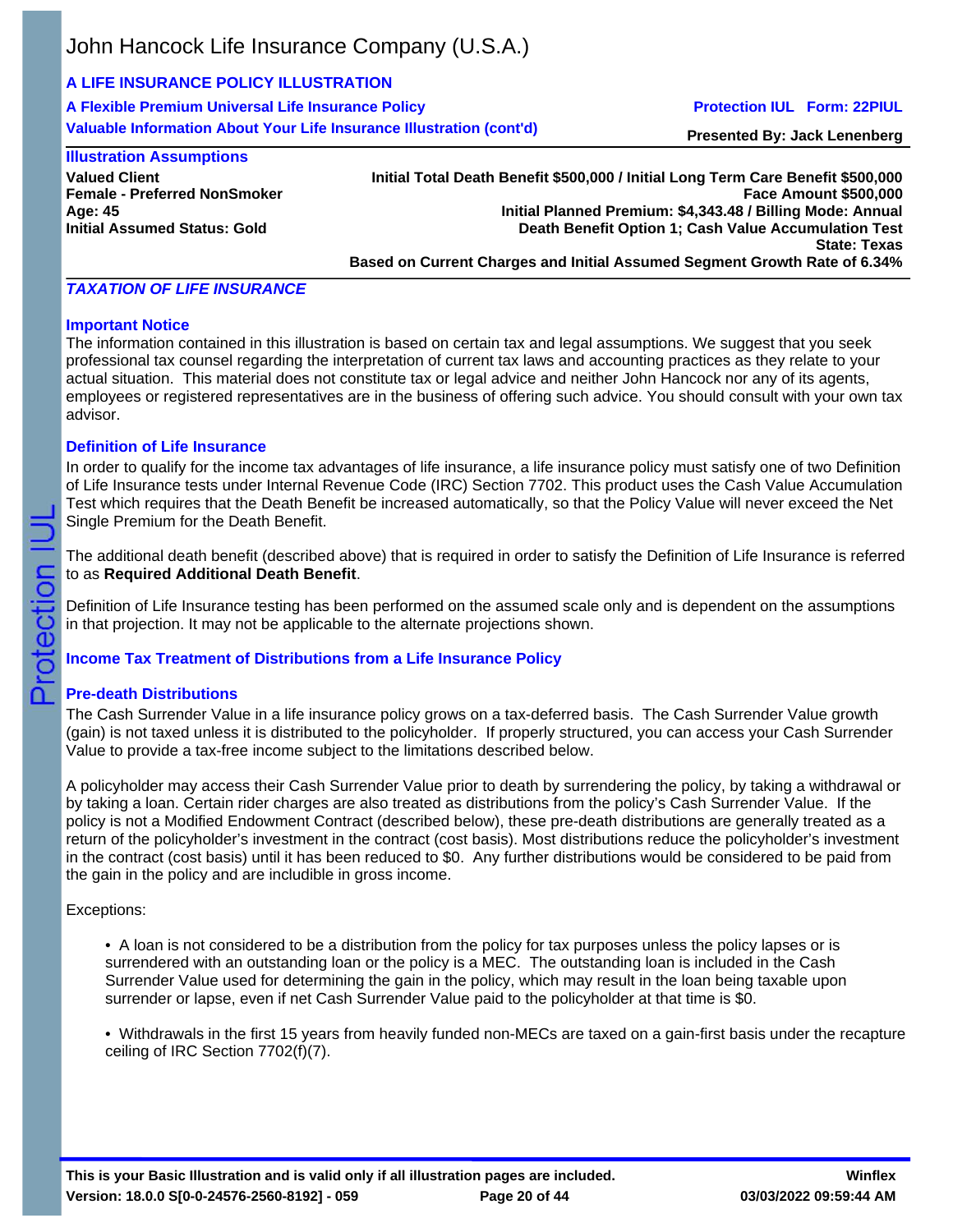# John Hancock Life Insurance Company (U.S.A.)

**A LIFE INSURANCE POLICY ILLUSTRATION**

**A Flexible Premium Universal Life Insurance Policy** — **Protection IUL Form: 22PIUL**

**Valuable Information About Your Life Insurance Illustration (cont'd)** — **Presented By: Jack Lenenberg**

**Illustration Assumptions**

| | |
|---|---|
| **Valued Client** | **Initial Total Death Benefit $500,000 / Initial Long Term Care Benefit $500,000** |
| **Female - Preferred NonSmoker** | **Face Amount $500,000** |
| **Age: 45** | **Initial Planned Premium: $4,343.48 / Billing Mode: Annual** |
| **Initial Assumed Status: Gold** | **Death Benefit Option 1; Cash Value Accumulation Test** |
| | **State: Texas** |
| | **Based on Current Charges and Initial Assumed Segment Growth Rate of 6.34%** |

## *TAXATION OF LIFE INSURANCE*

### Important Notice

The information contained in this illustration is based on certain tax and legal assumptions. We suggest that you seek professional tax counsel regarding the interpretation of current tax laws and accounting practices as they relate to your actual situation. This material does not constitute tax or legal advice and neither John Hancock nor any of its agents, employees or registered representatives are in the business of offering such advice. You should consult with your own tax advisor.

### Definition of Life Insurance

In order to qualify for the income tax advantages of life insurance, a life insurance policy must satisfy one of two Definition of Life Insurance tests under Internal Revenue Code (IRC) Section 7702. This product uses the Cash Value Accumulation Test which requires that the Death Benefit be increased automatically, so that the Policy Value will never exceed the Net Single Premium for the Death Benefit.

The additional death benefit (described above) that is required in order to satisfy the Definition of Life Insurance is referred to as **Required Additional Death Benefit**.

Definition of Life Insurance testing has been performed on the assumed scale only and is dependent on the assumptions in that projection. It may not be applicable to the alternate projections shown.

### Income Tax Treatment of Distributions from a Life Insurance Policy

### Pre-death Distributions

The Cash Surrender Value in a life insurance policy grows on a tax-deferred basis. The Cash Surrender Value growth (gain) is not taxed unless it is distributed to the policyholder. If properly structured, you can access your Cash Surrender Value to provide a tax-free income subject to the limitations described below.

A policyholder may access their Cash Surrender Value prior to death by surrendering the policy, by taking a withdrawal or by taking a loan. Certain rider charges are also treated as distributions from the policy's Cash Surrender Value. If the policy is not a Modified Endowment Contract (described below), these pre-death distributions are generally treated as a return of the policyholder's investment in the contract (cost basis). Most distributions reduce the policyholder's investment in the contract (cost basis) until it has been reduced to $0. Any further distributions would be considered to be paid from the gain in the policy and are includible in gross income.

Exceptions:

- A loan is not considered to be a distribution from the policy for tax purposes unless the policy lapses or is surrendered with an outstanding loan or the policy is a MEC. The outstanding loan is included in the Cash Surrender Value used for determining the gain in the policy, which may result in the loan being taxable upon surrender or lapse, even if net Cash Surrender Value paid to the policyholder at that time is $0.

- Withdrawals in the first 15 years from heavily funded non-MECs are taxed on a gain-first basis under the recapture ceiling of IRC Section 7702(f)(7).

**This is your Basic Illustration and is valid only if all illustration pages are included.**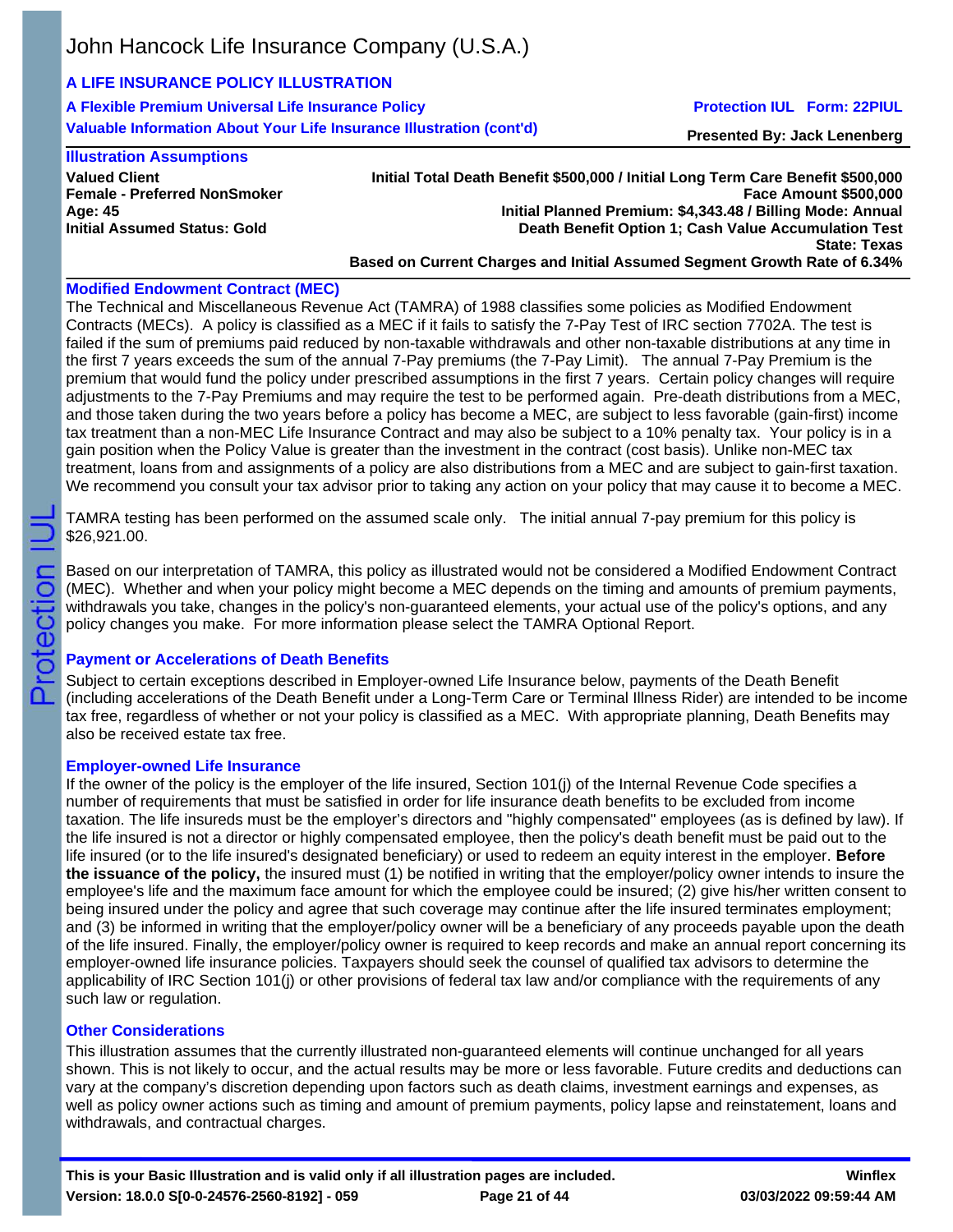## Illustration Assumptions

**Valued Client**
**Female - Preferred NonSmoker**
**Age: 45**
**Initial Assumed Status: Gold**

**Initial Total Death Benefit $500,000 / Initial Long Term Care Benefit $500,000**
**Face Amount $500,000**
**Initial Planned Premium: $4,343.48 / Billing Mode: Annual**
**Death Benefit Option 1; Cash Value Accumulation Test**
**State: Texas**
**Based on Current Charges and Initial Assumed Segment Growth Rate of 6.34%**

### Modified Endowment Contract (MEC)

The Technical and Miscellaneous Revenue Act (TAMRA) of 1988 classifies some policies as Modified Endowment Contracts (MECs). A policy is classified as a MEC if it fails to satisfy the 7-Pay Test of IRC section 7702A. The test is failed if the sum of premiums paid reduced by non-taxable withdrawals and other non-taxable distributions at any time in the first 7 years exceeds the sum of the annual 7-Pay premiums (the 7-Pay Limit). The annual 7-Pay Premium is the premium that would fund the policy under prescribed assumptions in the first 7 years. Certain policy changes will require adjustments to the 7-Pay Premiums and may require the test to be performed again. Pre-death distributions from a MEC, and those taken during the two years before a policy has become a MEC, are subject to less favorable (gain-first) income tax treatment than a non-MEC Life Insurance Contract and may also be subject to a 10% penalty tax. Your policy is in a gain position when the Policy Value is greater than the investment in the contract (cost basis). Unlike non-MEC tax treatment, loans from and assignments of a policy are also distributions from a MEC and are subject to gain-first taxation. We recommend you consult your tax advisor prior to taking any action on your policy that may cause it to become a MEC.

TAMRA testing has been performed on the assumed scale only. The initial annual 7-pay premium for this policy is $26,921.00.

Based on our interpretation of TAMRA, this policy as illustrated would not be considered a Modified Endowment Contract (MEC). Whether and when your policy might become a MEC depends on the timing and amounts of premium payments, withdrawals you take, changes in the policy's non-guaranteed elements, your actual use of the policy's options, and any policy changes you make. For more information please select the TAMRA Optional Report.

### Payment or Accelerations of Death Benefits

Subject to certain exceptions described in Employer-owned Life Insurance below, payments of the Death Benefit (including accelerations of the Death Benefit under a Long-Term Care or Terminal Illness Rider) are intended to be income tax free, regardless of whether or not your policy is classified as a MEC. With appropriate planning, Death Benefits may also be received estate tax free.

### Employer-owned Life Insurance

If the owner of the policy is the employer of the life insured, Section 101(j) of the Internal Revenue Code specifies a number of requirements that must be satisfied in order for life insurance death benefits to be excluded from income taxation. The life insureds must be the employer's directors and "highly compensated" employees (as is defined by law). If the life insured is not a director or highly compensated employee, then the policy's death benefit must be paid out to the life insured (or to the life insured's designated beneficiary) or used to redeem an equity interest in the employer. **Before the issuance of the policy,** the insured must (1) be notified in writing that the employer/policy owner intends to insure the employee's life and the maximum face amount for which the employee could be insured; (2) give his/her written consent to being insured under the policy and agree that such coverage may continue after the life insured terminates employment; and (3) be informed in writing that the employer/policy owner will be a beneficiary of any proceeds payable upon the death of the life insured. Finally, the employer/policy owner is required to keep records and make an annual report concerning its employer-owned life insurance policies. Taxpayers should seek the counsel of qualified tax advisors to determine the applicability of IRC Section 101(j) or other provisions of federal tax law and/or compliance with the requirements of any such law or regulation.

### Other Considerations

This illustration assumes that the currently illustrated non-guaranteed elements will continue unchanged for all years shown. This is not likely to occur, and the actual results may be more or less favorable. Future credits and deductions can vary at the company's discretion depending upon factors such as death claims, investment earnings and expenses, as well as policy owner actions such as timing and amount of premium payments, policy lapse and reinstatement, loans and withdrawals, and contractual charges.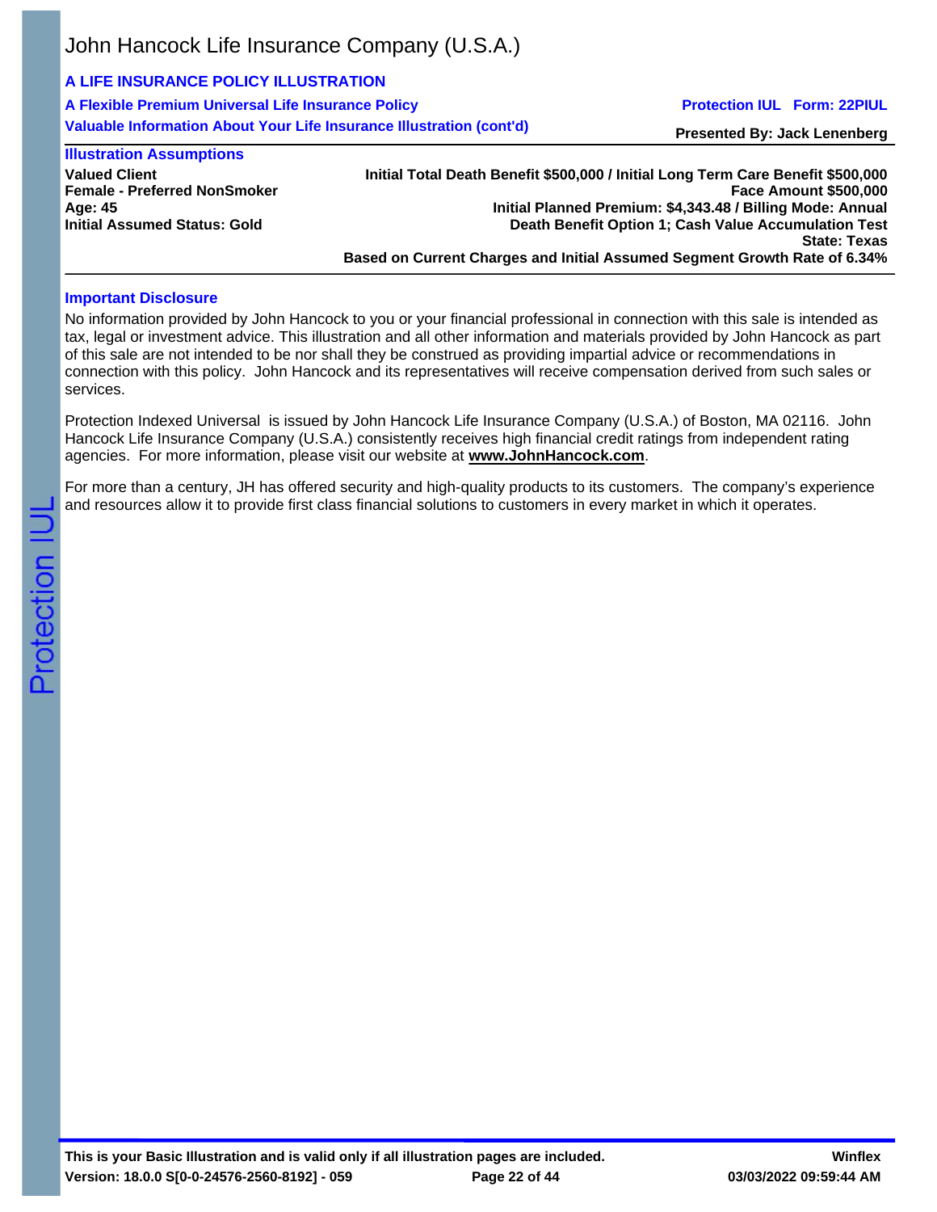## Important Disclosure

No information provided by John Hancock to you or your financial professional in connection with this sale is intended as tax, legal or investment advice. This illustration and all other information and materials provided by John Hancock as part of this sale are not intended to be nor shall they be construed as providing impartial advice or recommendations in connection with this policy. John Hancock and its representatives will receive compensation derived from such sales or services.

Protection Indexed Universal is issued by John Hancock Life Insurance Company (U.S.A.) of Boston, MA 02116. John Hancock Life Insurance Company (U.S.A.) consistently receives high financial credit ratings from independent rating agencies. For more information, please visit our website at **www.JohnHancock.com**.

For more than a century, JH has offered security and high-quality products to its customers. The company's experience and resources allow it to provide first class financial solutions to customers in every market in which it operates.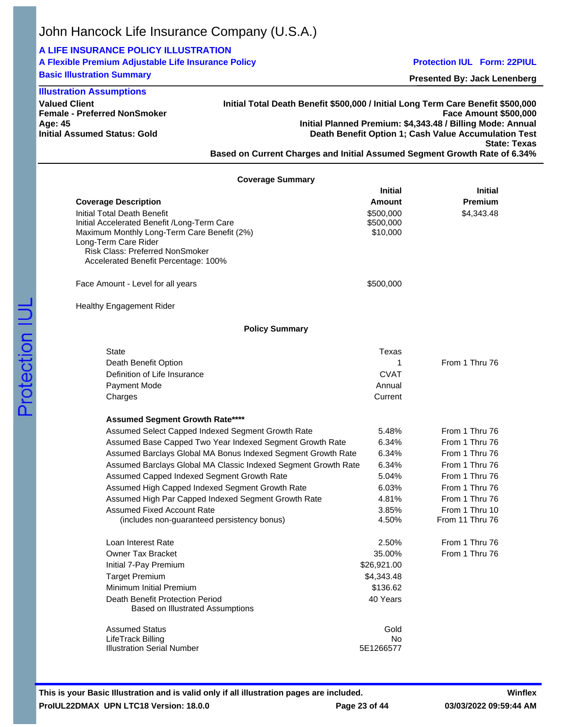John Hancock Life Insurance Company (U.S.A.)

**A LIFE INSURANCE POLICY ILLUSTRATION**

**A Flexible Premium Adjustable Life Insurance Policy** — **Protection IUL Form: 22PIUL**

**Basic Illustration Summary** — **Presented By: Jack Lenenberg**

**Illustration Assumptions**

**Valued Client**
**Female - Preferred NonSmoker**
**Age: 45**
**Initial Assumed Status: Gold**

**Initial Total Death Benefit $500,000 / Initial Long Term Care Benefit $500,000**
**Face Amount $500,000**
**Initial Planned Premium: $4,343.48 / Billing Mode: Annual**
**Death Benefit Option 1; Cash Value Accumulation Test**
**State: Texas**
**Based on Current Charges and Initial Assumed Segment Growth Rate of 6.34%**

### Coverage Summary

| Coverage Description | Initial Amount | Initial Premium |
|---|---|---|
| Initial Total Death Benefit | $500,000 | $4,343.48 |
| Initial Accelerated Benefit /Long-Term Care | $500,000 | |
| Maximum Monthly Long-Term Care Benefit (2%) | $10,000 | |
| Long-Term Care Rider | | |
| Risk Class: Preferred NonSmoker | | |
| Accelerated Benefit Percentage: 100% | | |
| Face Amount - Level for all years | $500,000 | |
| Healthy Engagement Rider | | |

### Policy Summary

| | | |
|---|---|---|
| State | Texas | |
| Death Benefit Option | 1 | From 1 Thru 76 |
| Definition of Life Insurance | CVAT | |
| Payment Mode | Annual | |
| Charges | Current | |
| **Assumed Segment Growth Rate\*\*\*\*** | | |
| Assumed Select Capped Indexed Segment Growth Rate | 5.48% | From 1 Thru 76 |
| Assumed Base Capped Two Year Indexed Segment Growth Rate | 6.34% | From 1 Thru 76 |
| Assumed Barclays Global MA Bonus Indexed Segment Growth Rate | 6.34% | From 1 Thru 76 |
| Assumed Barclays Global MA Classic Indexed Segment Growth Rate | 6.34% | From 1 Thru 76 |
| Assumed Capped Indexed Segment Growth Rate | 5.04% | From 1 Thru 76 |
| Assumed High Capped Indexed Segment Growth Rate | 6.03% | From 1 Thru 76 |
| Assumed High Par Capped Indexed Segment Growth Rate | 4.81% | From 1 Thru 76 |
| Assumed Fixed Account Rate | 3.85% | From 1 Thru 10 |
| (includes non-guaranteed persistency bonus) | 4.50% | From 11 Thru 76 |
| Loan Interest Rate | 2.50% | From 1 Thru 76 |
| Owner Tax Bracket | 35.00% | From 1 Thru 76 |
| Initial 7-Pay Premium | $26,921.00 | |
| Target Premium | $4,343.48 | |
| Minimum Initial Premium | $136.62 | |
| Death Benefit Protection Period Based on Illustrated Assumptions | 40 Years | |
| Assumed Status | Gold | |
| LifeTrack Billing | No | |
| Illustration Serial Number | 5E1266577 | |

**This is your Basic Illustration and is valid only if all illustration pages are included.**

**ProIUL22DMAX UPN LTC18 Version: 18.0.0** — **Winflex** — **03/03/2022 09:59:44 AM**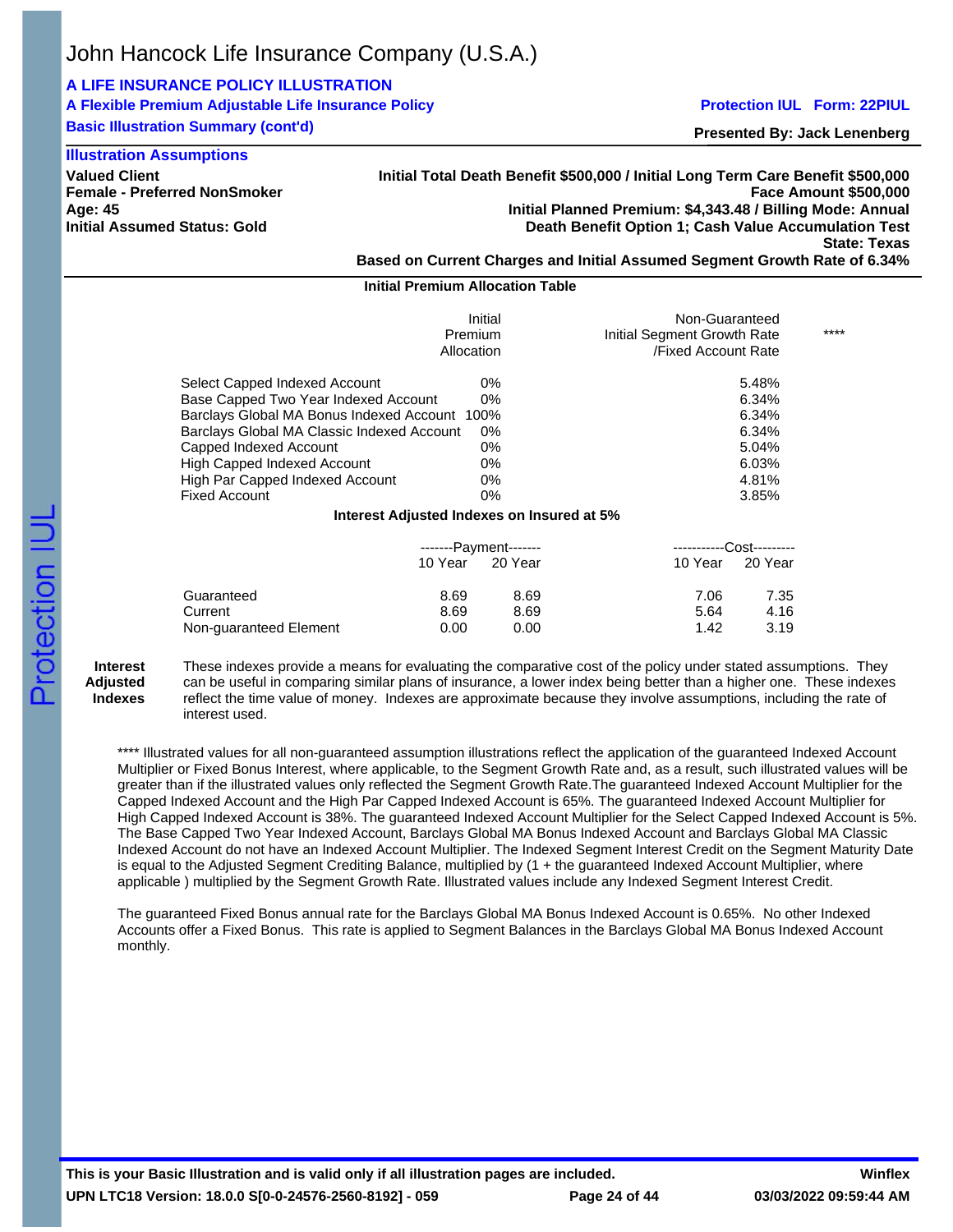# John Hancock Life Insurance Company (U.S.A.)

**A LIFE INSURANCE POLICY ILLUSTRATION**

**A Flexible Premium Adjustable Life Insurance Policy** — **Protection IUL Form: 22PIUL**

**Basic Illustration Summary (cont'd)**

**Presented By: Jack Lenenberg**

## Illustration Assumptions

**Valued Client**
**Female - Preferred NonSmoker**
**Age: 45**
**Initial Assumed Status: Gold**

**Initial Total Death Benefit $500,000 / Initial Long Term Care Benefit $500,000**
**Face Amount $500,000**
**Initial Planned Premium: $4,343.48 / Billing Mode: Annual**
**Death Benefit Option 1; Cash Value Accumulation Test**
**State: Texas**
**Based on Current Charges and Initial Assumed Segment Growth Rate of 6.34%**

### Initial Premium Allocation Table

| | Initial Premium Allocation | Non-Guaranteed Initial Segment Growth Rate /Fixed Account Rate **** |
|---|---|---|
| Select Capped Indexed Account | 0% | 5.48% |
| Base Capped Two Year Indexed Account | 0% | 6.34% |
| Barclays Global MA Bonus Indexed Account | 100% | 6.34% |
| Barclays Global MA Classic Indexed Account | 0% | 6.34% |
| Capped Indexed Account | 0% | 5.04% |
| High Capped Indexed Account | 0% | 6.03% |
| High Par Capped Indexed Account | 0% | 4.81% |
| Fixed Account | 0% | 3.85% |

### Interest Adjusted Indexes on Insured at 5%

| | Payment | | Cost | |
|---|---|---|---|---|
| | 10 Year | 20 Year | 10 Year | 20 Year |
| Guaranteed | 8.69 | 8.69 | 7.06 | 7.35 |
| Current | 8.69 | 8.69 | 5.64 | 4.16 |
| Non-guaranteed Element | 0.00 | 0.00 | 1.42 | 3.19 |

**Interest Adjusted Indexes** These indexes provide a means for evaluating the comparative cost of the policy under stated assumptions. They can be useful in comparing similar plans of insurance, a lower index being better than a higher one. These indexes reflect the time value of money. Indexes are approximate because they involve assumptions, including the rate of interest used.

**** Illustrated values for all non-guaranteed assumption illustrations reflect the application of the guaranteed Indexed Account Multiplier or Fixed Bonus Interest, where applicable, to the Segment Growth Rate and, as a result, such illustrated values will be greater than if the illustrated values only reflected the Segment Growth Rate.The guaranteed Indexed Account Multiplier for the Capped Indexed Account and the High Par Capped Indexed Account is 65%. The guaranteed Indexed Account Multiplier for High Capped Indexed Account is 38%. The guaranteed Indexed Account Multiplier for the Select Capped Indexed Account is 5%. The Base Capped Two Year Indexed Account, Barclays Global MA Bonus Indexed Account and Barclays Global MA Classic Indexed Account do not have an Indexed Account Multiplier. The Indexed Segment Interest Credit on the Segment Maturity Date is equal to the Adjusted Segment Crediting Balance, multiplied by (1 + the guaranteed Indexed Account Multiplier, where applicable ) multiplied by the Segment Growth Rate. Illustrated values include any Indexed Segment Interest Credit.

The guaranteed Fixed Bonus annual rate for the Barclays Global MA Bonus Indexed Account is 0.65%. No other Indexed Accounts offer a Fixed Bonus. This rate is applied to Segment Balances in the Barclays Global MA Bonus Indexed Account monthly.

**This is your Basic Illustration and is valid only if all illustration pages are included.**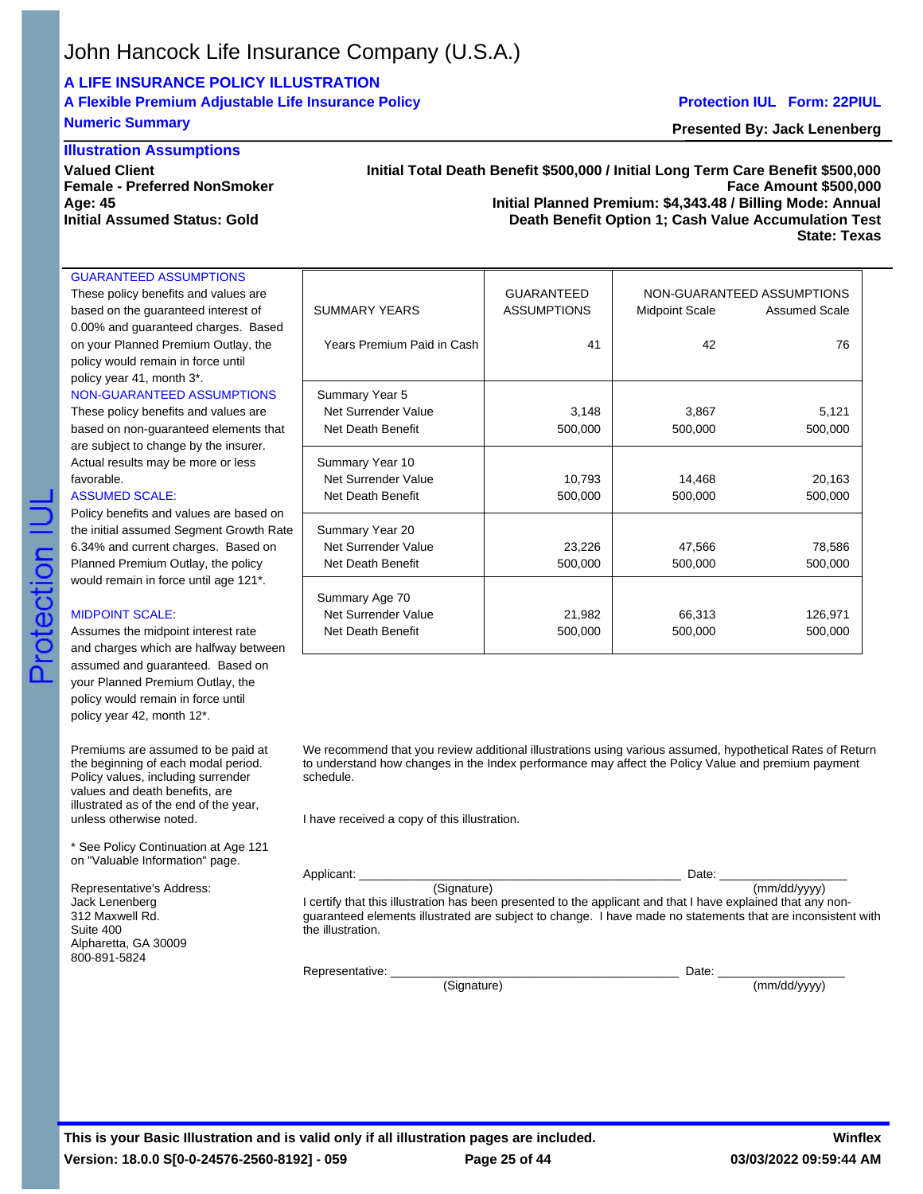# John Hancock Life Insurance Company (U.S.A.)

## A LIFE INSURANCE POLICY ILLUSTRATION

**A Flexible Premium Adjustable Life Insurance Policy**

**Protection IUL Form: 22PIUL**

**Numeric Summary**

**Presented By: Jack Lenenberg**

### Illustration Assumptions

**Valued Client**
**Female - Preferred NonSmoker**
**Age: 45**
**Initial Assumed Status: Gold**

**Initial Total Death Benefit $500,000 / Initial Long Term Care Benefit $500,000**
**Face Amount $500,000**
**Initial Planned Premium: $4,343.48 / Billing Mode: Annual**
**Death Benefit Option 1; Cash Value Accumulation Test**
**State: Texas**

GUARANTEED ASSUMPTIONS
These policy benefits and values are based on the guaranteed interest of 0.00% and guaranteed charges. Based on your Planned Premium Outlay, the policy would remain in force until policy year 41, month 3*.

NON-GUARANTEED ASSUMPTIONS
These policy benefits and values are based on non-guaranteed elements that are subject to change by the insurer. Actual results may be more or less favorable.

ASSUMED SCALE:
Policy benefits and values are based on the initial assumed Segment Growth Rate 6.34% and current charges. Based on Planned Premium Outlay, the policy would remain in force until age 121*.

MIDPOINT SCALE:
Assumes the midpoint interest rate and charges which are halfway between assumed and guaranteed. Based on your Planned Premium Outlay, the policy would remain in force until policy year 42, month 12*.

| SUMMARY YEARS | GUARANTEED ASSUMPTIONS | NON-GUARANTEED ASSUMPTIONS Midpoint Scale | Assumed Scale |
|---|---|---|---|
| Years Premium Paid in Cash | 41 | 42 | 76 |
| **Summary Year 5** | | | |
| Net Surrender Value | 3,148 | 3,867 | 5,121 |
| Net Death Benefit | 500,000 | 500,000 | 500,000 |
| **Summary Year 10** | | | |
| Net Surrender Value | 10,793 | 14,468 | 20,163 |
| Net Death Benefit | 500,000 | 500,000 | 500,000 |
| **Summary Year 20** | | | |
| Net Surrender Value | 23,226 | 47,566 | 78,586 |
| Net Death Benefit | 500,000 | 500,000 | 500,000 |
| **Summary Age 70** | | | |
| Net Surrender Value | 21,982 | 66,313 | 126,971 |
| Net Death Benefit | 500,000 | 500,000 | 500,000 |

Premiums are assumed to be paid at the beginning of each modal period. Policy values, including surrender values and death benefits, are illustrated as of the end of the year, unless otherwise noted.

* See Policy Continuation at Age 121 on "Valuable Information" page.

Representative's Address:
Jack Lenenberg
312 Maxwell Rd.
Suite 400
Alpharetta, GA 30009
800-891-5824

We recommend that you review additional illustrations using various assumed, hypothetical Rates of Return to understand how changes in the Index performance may affect the Policy Value and premium payment schedule.

I have received a copy of this illustration.

Applicant: ______________________________ Date: ______________
(Signature) (mm/dd/yyyy)

I certify that this illustration has been presented to the applicant and that I have explained that any non-guaranteed elements illustrated are subject to change. I have made no statements that are inconsistent with the illustration.

Representative: ______________________________ Date: ______________
(Signature) (mm/dd/yyyy)

**This is your Basic Illustration and is valid only if all illustration pages are included.**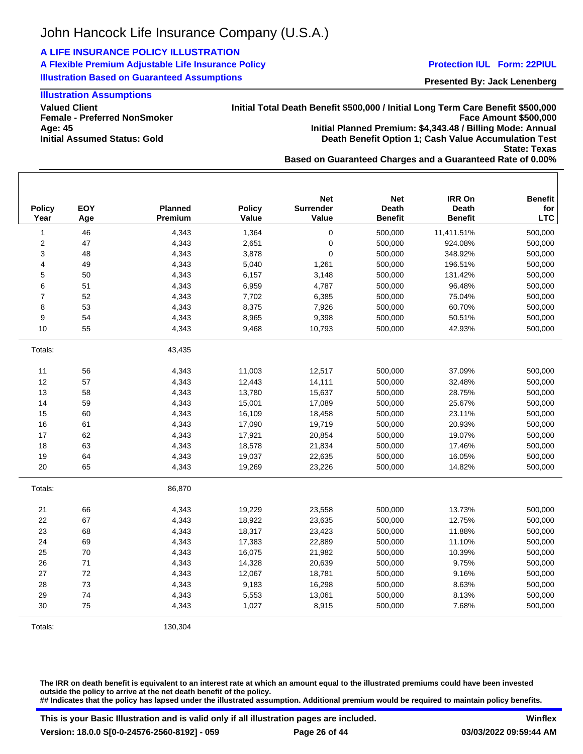# John Hancock Life Insurance Company (U.S.A.)

**A LIFE INSURANCE POLICY ILLUSTRATION**

**A Flexible Premium Adjustable Life Insurance Policy** — **Protection IUL Form: 22PIUL**

**Illustration Based on Guaranteed Assumptions** — **Presented By: Jack Lenenberg**

### Illustration Assumptions

**Valued Client**
**Female - Preferred NonSmoker**
**Age: 45**
**Initial Assumed Status: Gold**

**Initial Total Death Benefit $500,000 / Initial Long Term Care Benefit $500,000**
**Face Amount $500,000**
**Initial Planned Premium: $4,343.48 / Billing Mode: Annual**
**Death Benefit Option 1; Cash Value Accumulation Test**
**State: Texas**
**Based on Guaranteed Charges and a Guaranteed Rate of 0.00%**

| Policy Year | EOY Age | Planned Premium | Policy Value | Net Surrender Value | Net Death Benefit | IRR On Death Benefit | Benefit for LTC |
|---|---|---|---|---|---|---|---|
| 1 | 46 | 4,343 | 1,364 | 0 | 500,000 | 11,411.51% | 500,000 |
| 2 | 47 | 4,343 | 2,651 | 0 | 500,000 | 924.08% | 500,000 |
| 3 | 48 | 4,343 | 3,878 | 0 | 500,000 | 348.92% | 500,000 |
| 4 | 49 | 4,343 | 5,040 | 1,261 | 500,000 | 196.51% | 500,000 |
| 5 | 50 | 4,343 | 6,157 | 3,148 | 500,000 | 131.42% | 500,000 |
| 6 | 51 | 4,343 | 6,959 | 4,787 | 500,000 | 96.48% | 500,000 |
| 7 | 52 | 4,343 | 7,702 | 6,385 | 500,000 | 75.04% | 500,000 |
| 8 | 53 | 4,343 | 8,375 | 7,926 | 500,000 | 60.70% | 500,000 |
| 9 | 54 | 4,343 | 8,965 | 9,398 | 500,000 | 50.51% | 500,000 |
| 10 | 55 | 4,343 | 9,468 | 10,793 | 500,000 | 42.93% | 500,000 |
| Totals: | | 43,435 | | | | | |
| 11 | 56 | 4,343 | 11,003 | 12,517 | 500,000 | 37.09% | 500,000 |
| 12 | 57 | 4,343 | 12,443 | 14,111 | 500,000 | 32.48% | 500,000 |
| 13 | 58 | 4,343 | 13,780 | 15,637 | 500,000 | 28.75% | 500,000 |
| 14 | 59 | 4,343 | 15,001 | 17,089 | 500,000 | 25.67% | 500,000 |
| 15 | 60 | 4,343 | 16,109 | 18,458 | 500,000 | 23.11% | 500,000 |
| 16 | 61 | 4,343 | 17,090 | 19,719 | 500,000 | 20.93% | 500,000 |
| 17 | 62 | 4,343 | 17,921 | 20,854 | 500,000 | 19.07% | 500,000 |
| 18 | 63 | 4,343 | 18,578 | 21,834 | 500,000 | 17.46% | 500,000 |
| 19 | 64 | 4,343 | 19,037 | 22,635 | 500,000 | 16.05% | 500,000 |
| 20 | 65 | 4,343 | 19,269 | 23,226 | 500,000 | 14.82% | 500,000 |
| Totals: | | 86,870 | | | | | |
| 21 | 66 | 4,343 | 19,229 | 23,558 | 500,000 | 13.73% | 500,000 |
| 22 | 67 | 4,343 | 18,922 | 23,635 | 500,000 | 12.75% | 500,000 |
| 23 | 68 | 4,343 | 18,317 | 23,423 | 500,000 | 11.88% | 500,000 |
| 24 | 69 | 4,343 | 17,383 | 22,889 | 500,000 | 11.10% | 500,000 |
| 25 | 70 | 4,343 | 16,075 | 21,982 | 500,000 | 10.39% | 500,000 |
| 26 | 71 | 4,343 | 14,328 | 20,639 | 500,000 | 9.75% | 500,000 |
| 27 | 72 | 4,343 | 12,067 | 18,781 | 500,000 | 9.16% | 500,000 |
| 28 | 73 | 4,343 | 9,183 | 16,298 | 500,000 | 8.63% | 500,000 |
| 29 | 74 | 4,343 | 5,553 | 13,061 | 500,000 | 8.13% | 500,000 |
| 30 | 75 | 4,343 | 1,027 | 8,915 | 500,000 | 7.68% | 500,000 |
| Totals: | | 130,304 | | | | | |

**The IRR on death benefit is equivalent to an interest rate at which an amount equal to the illustrated premiums could have been invested outside the policy to arrive at the net death benefit of the policy.**
**## Indicates that the policy has lapsed under the illustrated assumption. Additional premium would be required to maintain policy benefits.**

**This is your Basic Illustration and is valid only if all illustration pages are included.** **Winflex**
**Version: 18.0.0 S[0-0-24576-2560-8192] - 059** **03/03/2022 09:59:44 AM**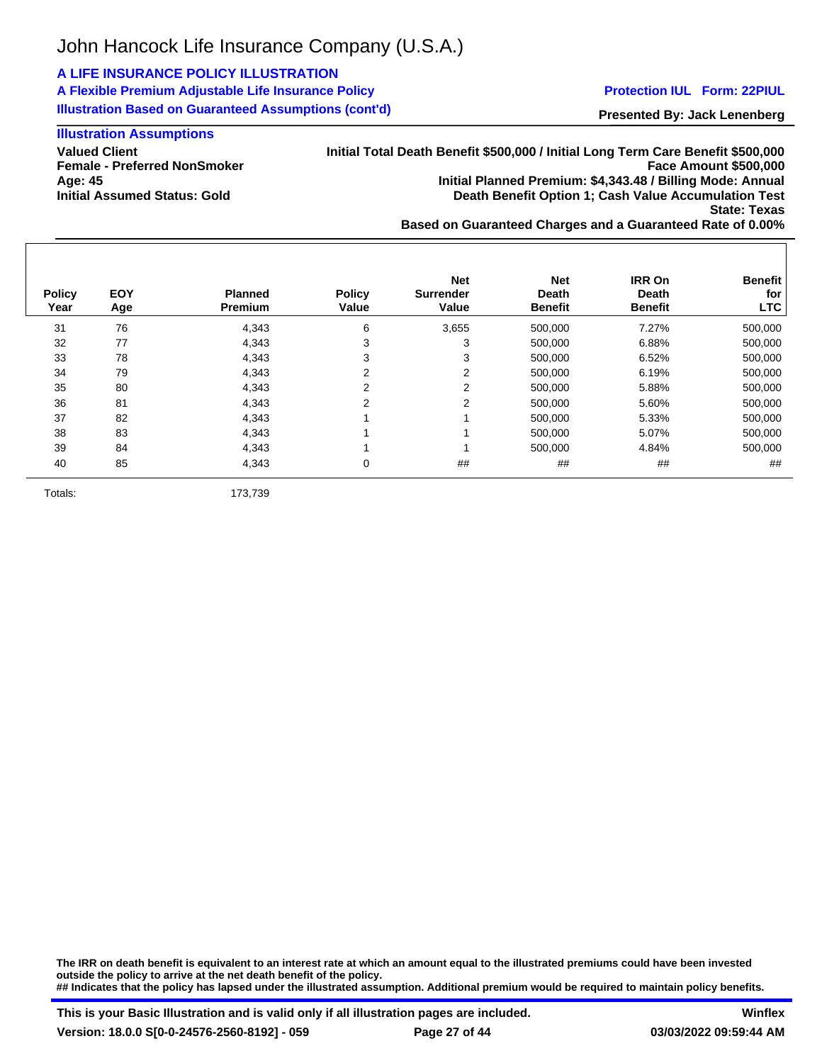John Hancock Life Insurance Company (U.S.A.)

**A LIFE INSURANCE POLICY ILLUSTRATION**

**A Flexible Premium Adjustable Life Insurance Policy**

**Illustration Based on Guaranteed Assumptions (cont'd)**

**Protection IUL Form: 22PIUL**

**Presented By: Jack Lenenberg**

### Illustration Assumptions

**Valued Client**
**Female - Preferred NonSmoker**
**Age: 45**
**Initial Assumed Status: Gold**

**Initial Total Death Benefit $500,000 / Initial Long Term Care Benefit $500,000**
**Face Amount $500,000**
**Initial Planned Premium: $4,343.48 / Billing Mode: Annual**
**Death Benefit Option 1; Cash Value Accumulation Test**
**State: Texas**
**Based on Guaranteed Charges and a Guaranteed Rate of 0.00%**

| Policy Year | EOY Age | Planned Premium | Policy Value | Net Surrender Value | Net Death Benefit | IRR On Death Benefit | Benefit for LTC |
|---|---|---|---|---|---|---|---|
| 31 | 76 | 4,343 | 6 | 3,655 | 500,000 | 7.27% | 500,000 |
| 32 | 77 | 4,343 | 3 | 3 | 500,000 | 6.88% | 500,000 |
| 33 | 78 | 4,343 | 3 | 3 | 500,000 | 6.52% | 500,000 |
| 34 | 79 | 4,343 | 2 | 2 | 500,000 | 6.19% | 500,000 |
| 35 | 80 | 4,343 | 2 | 2 | 500,000 | 5.88% | 500,000 |
| 36 | 81 | 4,343 | 2 | 2 | 500,000 | 5.60% | 500,000 |
| 37 | 82 | 4,343 | 1 | 1 | 500,000 | 5.33% | 500,000 |
| 38 | 83 | 4,343 | 1 | 1 | 500,000 | 5.07% | 500,000 |
| 39 | 84 | 4,343 | 1 | 1 | 500,000 | 4.84% | 500,000 |
| 40 | 85 | 4,343 | 0 | ## | ## | ## | ## |
| Totals: | | 173,739 | | | | | |

**The IRR on death benefit is equivalent to an interest rate at which an amount equal to the illustrated premiums could have been invested outside the policy to arrive at the net death benefit of the policy.**
**## Indicates that the policy has lapsed under the illustrated assumption. Additional premium would be required to maintain policy benefits.**

**This is your Basic Illustration and is valid only if all illustration pages are included.**

**Winflex**

**Version: 18.0.0 S[0-0-24576-2560-8192] - 059**

**03/03/2022 09:59:44 AM**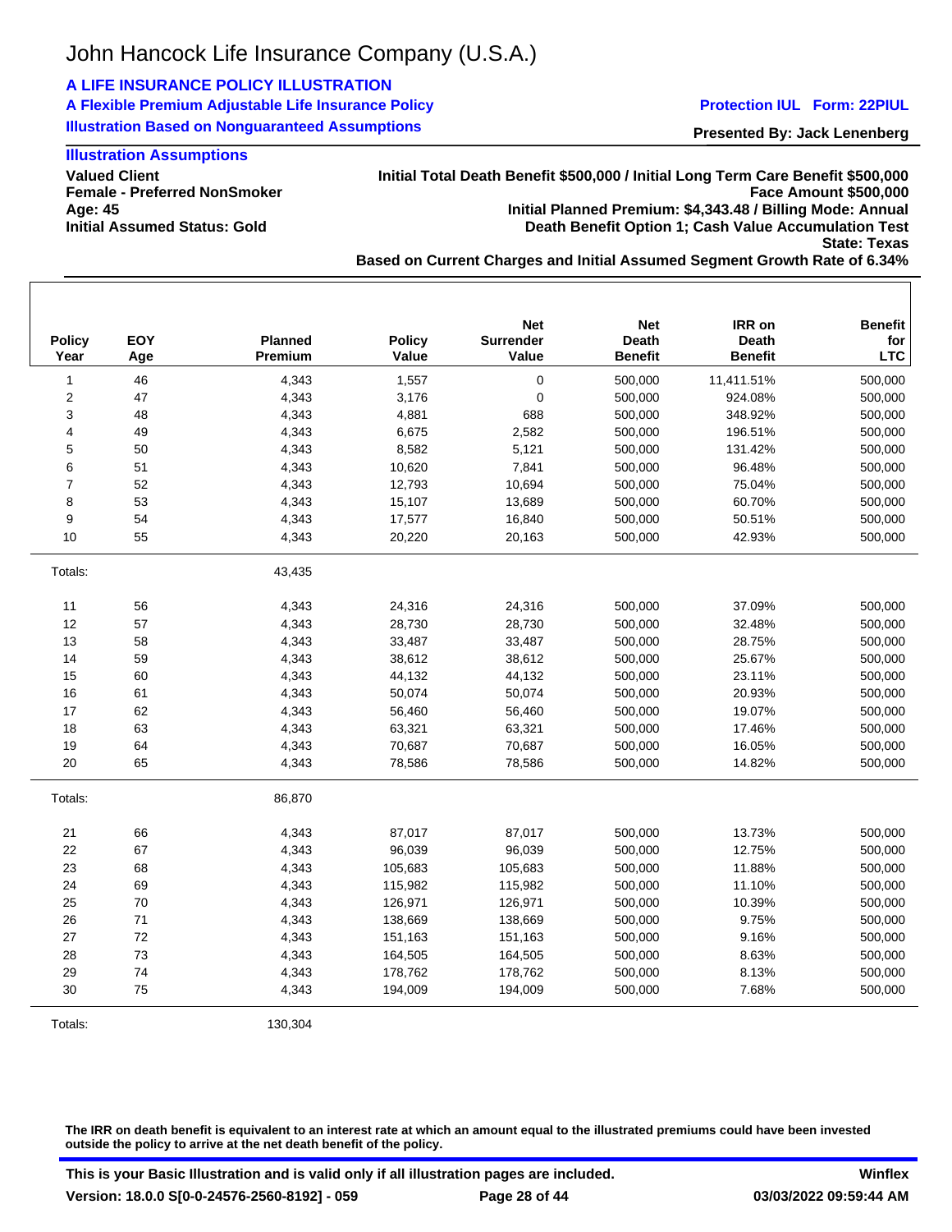# John Hancock Life Insurance Company (U.S.A.)

**A LIFE INSURANCE POLICY ILLUSTRATION**

**A Flexible Premium Adjustable Life Insurance Policy**

**Illustration Based on Nonguaranteed Assumptions**

**Protection IUL Form: 22PIUL**

**Presented By: Jack Lenenberg**

**Illustration Assumptions**

**Valued Client**
**Female - Preferred NonSmoker**
**Age: 45**
**Initial Assumed Status: Gold**

**Initial Total Death Benefit $500,000 / Initial Long Term Care Benefit $500,000**
**Face Amount $500,000**
**Initial Planned Premium: $4,343.48 / Billing Mode: Annual**
**Death Benefit Option 1; Cash Value Accumulation Test**
**State: Texas**
**Based on Current Charges and Initial Assumed Segment Growth Rate of 6.34%**

| Policy Year | EOY Age | Planned Premium | Policy Value | Net Surrender Value | Net Death Benefit | IRR on Death Benefit | Benefit for LTC |
|---|---|---|---|---|---|---|---|
| 1 | 46 | 4,343 | 1,557 | 0 | 500,000 | 11,411.51% | 500,000 |
| 2 | 47 | 4,343 | 3,176 | 0 | 500,000 | 924.08% | 500,000 |
| 3 | 48 | 4,343 | 4,881 | 688 | 500,000 | 348.92% | 500,000 |
| 4 | 49 | 4,343 | 6,675 | 2,582 | 500,000 | 196.51% | 500,000 |
| 5 | 50 | 4,343 | 8,582 | 5,121 | 500,000 | 131.42% | 500,000 |
| 6 | 51 | 4,343 | 10,620 | 7,841 | 500,000 | 96.48% | 500,000 |
| 7 | 52 | 4,343 | 12,793 | 10,694 | 500,000 | 75.04% | 500,000 |
| 8 | 53 | 4,343 | 15,107 | 13,689 | 500,000 | 60.70% | 500,000 |
| 9 | 54 | 4,343 | 17,577 | 16,840 | 500,000 | 50.51% | 500,000 |
| 10 | 55 | 4,343 | 20,220 | 20,163 | 500,000 | 42.93% | 500,000 |
| Totals: | | 43,435 | | | | | |
| 11 | 56 | 4,343 | 24,316 | 24,316 | 500,000 | 37.09% | 500,000 |
| 12 | 57 | 4,343 | 28,730 | 28,730 | 500,000 | 32.48% | 500,000 |
| 13 | 58 | 4,343 | 33,487 | 33,487 | 500,000 | 28.75% | 500,000 |
| 14 | 59 | 4,343 | 38,612 | 38,612 | 500,000 | 25.67% | 500,000 |
| 15 | 60 | 4,343 | 44,132 | 44,132 | 500,000 | 23.11% | 500,000 |
| 16 | 61 | 4,343 | 50,074 | 50,074 | 500,000 | 20.93% | 500,000 |
| 17 | 62 | 4,343 | 56,460 | 56,460 | 500,000 | 19.07% | 500,000 |
| 18 | 63 | 4,343 | 63,321 | 63,321 | 500,000 | 17.46% | 500,000 |
| 19 | 64 | 4,343 | 70,687 | 70,687 | 500,000 | 16.05% | 500,000 |
| 20 | 65 | 4,343 | 78,586 | 78,586 | 500,000 | 14.82% | 500,000 |
| Totals: | | 86,870 | | | | | |
| 21 | 66 | 4,343 | 87,017 | 87,017 | 500,000 | 13.73% | 500,000 |
| 22 | 67 | 4,343 | 96,039 | 96,039 | 500,000 | 12.75% | 500,000 |
| 23 | 68 | 4,343 | 105,683 | 105,683 | 500,000 | 11.88% | 500,000 |
| 24 | 69 | 4,343 | 115,982 | 115,982 | 500,000 | 11.10% | 500,000 |
| 25 | 70 | 4,343 | 126,971 | 126,971 | 500,000 | 10.39% | 500,000 |
| 26 | 71 | 4,343 | 138,669 | 138,669 | 500,000 | 9.75% | 500,000 |
| 27 | 72 | 4,343 | 151,163 | 151,163 | 500,000 | 9.16% | 500,000 |
| 28 | 73 | 4,343 | 164,505 | 164,505 | 500,000 | 8.63% | 500,000 |
| 29 | 74 | 4,343 | 178,762 | 178,762 | 500,000 | 8.13% | 500,000 |
| 30 | 75 | 4,343 | 194,009 | 194,009 | 500,000 | 7.68% | 500,000 |
| Totals: | | 130,304 | | | | | |

**The IRR on death benefit is equivalent to an interest rate at which an amount equal to the illustrated premiums could have been invested outside the policy to arrive at the net death benefit of the policy.**

**This is your Basic Illustration and is valid only if all illustration pages are included.**

**Winflex**

**Version: 18.0.0 S[0-0-24576-2560-8192] - 059**

**03/03/2022 09:59:44 AM**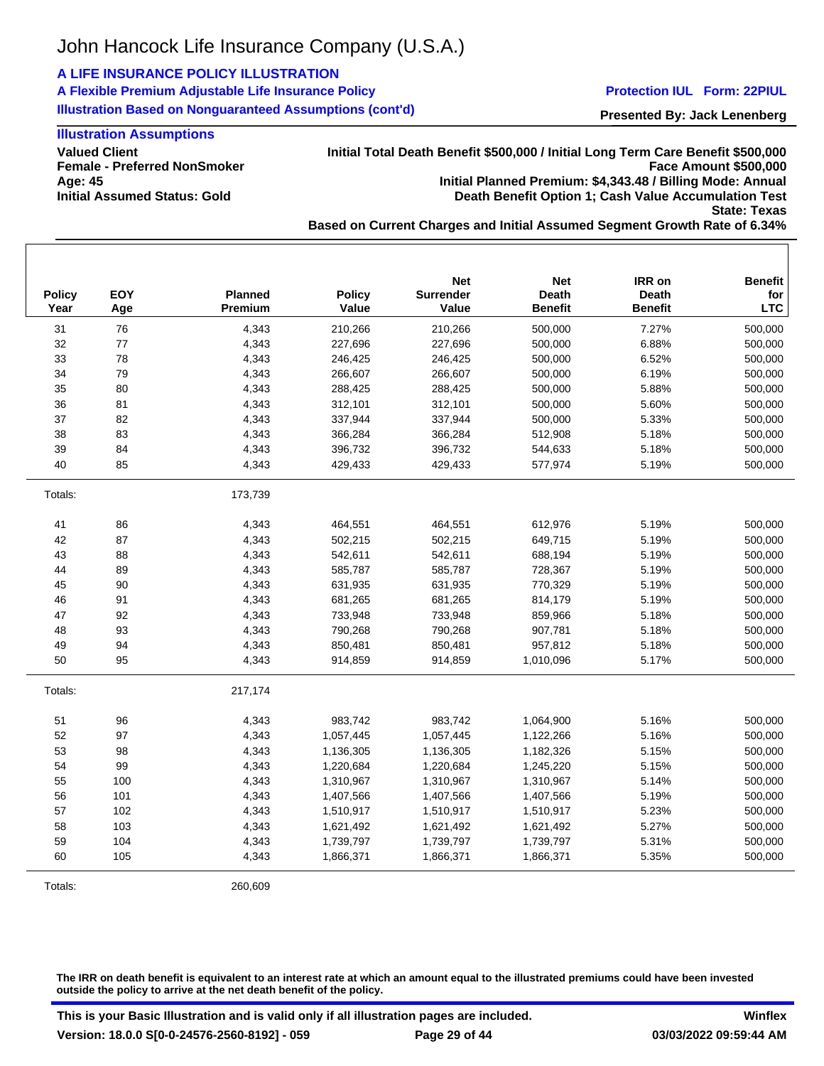John Hancock Life Insurance Company (U.S.A.)

**A LIFE INSURANCE POLICY ILLUSTRATION**

**A Flexible Premium Adjustable Life Insurance Policy**

**Illustration Based on Nonguaranteed Assumptions (cont'd)**

**Protection IUL Form: 22PIUL**

**Presented By: Jack Lenenberg**

**Illustration Assumptions**

**Valued Client**
**Female - Preferred NonSmoker**
**Age: 45**
**Initial Assumed Status: Gold**

**Initial Total Death Benefit $500,000 / Initial Long Term Care Benefit $500,000**
**Face Amount $500,000**
**Initial Planned Premium: $4,343.48 / Billing Mode: Annual**
**Death Benefit Option 1; Cash Value Accumulation Test**
**State: Texas**
**Based on Current Charges and Initial Assumed Segment Growth Rate of 6.34%**

| Policy Year | EOY Age | Planned Premium | Policy Value | Net Surrender Value | Net Death Benefit | IRR on Death Benefit | Benefit for LTC |
|---|---|---|---|---|---|---|---|
| 31 | 76 | 4,343 | 210,266 | 210,266 | 500,000 | 7.27% | 500,000 |
| 32 | 77 | 4,343 | 227,696 | 227,696 | 500,000 | 6.88% | 500,000 |
| 33 | 78 | 4,343 | 246,425 | 246,425 | 500,000 | 6.52% | 500,000 |
| 34 | 79 | 4,343 | 266,607 | 266,607 | 500,000 | 6.19% | 500,000 |
| 35 | 80 | 4,343 | 288,425 | 288,425 | 500,000 | 5.88% | 500,000 |
| 36 | 81 | 4,343 | 312,101 | 312,101 | 500,000 | 5.60% | 500,000 |
| 37 | 82 | 4,343 | 337,944 | 337,944 | 500,000 | 5.33% | 500,000 |
| 38 | 83 | 4,343 | 366,284 | 366,284 | 512,908 | 5.18% | 500,000 |
| 39 | 84 | 4,343 | 396,732 | 396,732 | 544,633 | 5.18% | 500,000 |
| 40 | 85 | 4,343 | 429,433 | 429,433 | 577,974 | 5.19% | 500,000 |
| Totals: | | 173,739 | | | | | |
| 41 | 86 | 4,343 | 464,551 | 464,551 | 612,976 | 5.19% | 500,000 |
| 42 | 87 | 4,343 | 502,215 | 502,215 | 649,715 | 5.19% | 500,000 |
| 43 | 88 | 4,343 | 542,611 | 542,611 | 688,194 | 5.19% | 500,000 |
| 44 | 89 | 4,343 | 585,787 | 585,787 | 728,367 | 5.19% | 500,000 |
| 45 | 90 | 4,343 | 631,935 | 631,935 | 770,329 | 5.19% | 500,000 |
| 46 | 91 | 4,343 | 681,265 | 681,265 | 814,179 | 5.19% | 500,000 |
| 47 | 92 | 4,343 | 733,948 | 733,948 | 859,966 | 5.18% | 500,000 |
| 48 | 93 | 4,343 | 790,268 | 790,268 | 907,781 | 5.18% | 500,000 |
| 49 | 94 | 4,343 | 850,481 | 850,481 | 957,812 | 5.18% | 500,000 |
| 50 | 95 | 4,343 | 914,859 | 914,859 | 1,010,096 | 5.17% | 500,000 |
| Totals: | | 217,174 | | | | | |
| 51 | 96 | 4,343 | 983,742 | 983,742 | 1,064,900 | 5.16% | 500,000 |
| 52 | 97 | 4,343 | 1,057,445 | 1,057,445 | 1,122,266 | 5.16% | 500,000 |
| 53 | 98 | 4,343 | 1,136,305 | 1,136,305 | 1,182,326 | 5.15% | 500,000 |
| 54 | 99 | 4,343 | 1,220,684 | 1,220,684 | 1,245,220 | 5.15% | 500,000 |
| 55 | 100 | 4,343 | 1,310,967 | 1,310,967 | 1,310,967 | 5.14% | 500,000 |
| 56 | 101 | 4,343 | 1,407,566 | 1,407,566 | 1,407,566 | 5.19% | 500,000 |
| 57 | 102 | 4,343 | 1,510,917 | 1,510,917 | 1,510,917 | 5.23% | 500,000 |
| 58 | 103 | 4,343 | 1,621,492 | 1,621,492 | 1,621,492 | 5.27% | 500,000 |
| 59 | 104 | 4,343 | 1,739,797 | 1,739,797 | 1,739,797 | 5.31% | 500,000 |
| 60 | 105 | 4,343 | 1,866,371 | 1,866,371 | 1,866,371 | 5.35% | 500,000 |
| Totals: | | 260,609 | | | | | |

**The IRR on death benefit is equivalent to an interest rate at which an amount equal to the illustrated premiums could have been invested outside the policy to arrive at the net death benefit of the policy.**

**This is your Basic Illustration and is valid only if all illustration pages are included.**

**Winflex**

**Version: 18.0.0 S[0-0-24576-2560-8192] - 059**

**03/03/2022 09:59:44 AM**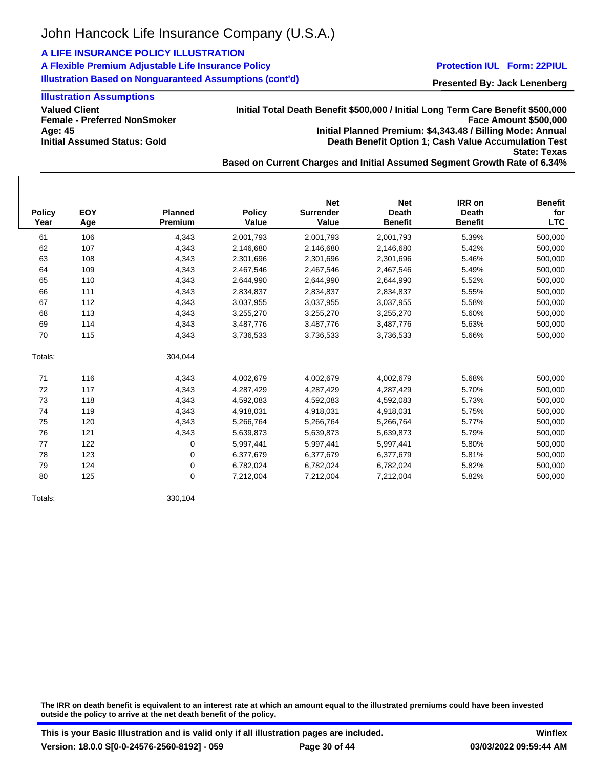# John Hancock Life Insurance Company (U.S.A.)

**A LIFE INSURANCE POLICY ILLUSTRATION**

**A Flexible Premium Adjustable Life Insurance Policy**

**Illustration Based on Nonguaranteed Assumptions (cont'd)**

**Protection IUL Form: 22PIUL**

**Presented By: Jack Lenenberg**

## Illustration Assumptions

**Valued Client**
**Female - Preferred NonSmoker**
**Age: 45**
**Initial Assumed Status: Gold**

**Initial Total Death Benefit $500,000 / Initial Long Term Care Benefit $500,000**
**Face Amount $500,000**
**Initial Planned Premium: $4,343.48 / Billing Mode: Annual**
**Death Benefit Option 1; Cash Value Accumulation Test**
**State: Texas**
**Based on Current Charges and Initial Assumed Segment Growth Rate of 6.34%**

| Policy Year | EOY Age | Planned Premium | Policy Value | Net Surrender Value | Net Death Benefit | IRR on Death Benefit | Benefit for LTC |
|---|---|---|---|---|---|---|---|
| 61 | 106 | 4,343 | 2,001,793 | 2,001,793 | 2,001,793 | 5.39% | 500,000 |
| 62 | 107 | 4,343 | 2,146,680 | 2,146,680 | 2,146,680 | 5.42% | 500,000 |
| 63 | 108 | 4,343 | 2,301,696 | 2,301,696 | 2,301,696 | 5.46% | 500,000 |
| 64 | 109 | 4,343 | 2,467,546 | 2,467,546 | 2,467,546 | 5.49% | 500,000 |
| 65 | 110 | 4,343 | 2,644,990 | 2,644,990 | 2,644,990 | 5.52% | 500,000 |
| 66 | 111 | 4,343 | 2,834,837 | 2,834,837 | 2,834,837 | 5.55% | 500,000 |
| 67 | 112 | 4,343 | 3,037,955 | 3,037,955 | 3,037,955 | 5.58% | 500,000 |
| 68 | 113 | 4,343 | 3,255,270 | 3,255,270 | 3,255,270 | 5.60% | 500,000 |
| 69 | 114 | 4,343 | 3,487,776 | 3,487,776 | 3,487,776 | 5.63% | 500,000 |
| 70 | 115 | 4,343 | 3,736,533 | 3,736,533 | 3,736,533 | 5.66% | 500,000 |
| Totals: | | 304,044 | | | | | |
| 71 | 116 | 4,343 | 4,002,679 | 4,002,679 | 4,002,679 | 5.68% | 500,000 |
| 72 | 117 | 4,343 | 4,287,429 | 4,287,429 | 4,287,429 | 5.70% | 500,000 |
| 73 | 118 | 4,343 | 4,592,083 | 4,592,083 | 4,592,083 | 5.73% | 500,000 |
| 74 | 119 | 4,343 | 4,918,031 | 4,918,031 | 4,918,031 | 5.75% | 500,000 |
| 75 | 120 | 4,343 | 5,266,764 | 5,266,764 | 5,266,764 | 5.77% | 500,000 |
| 76 | 121 | 4,343 | 5,639,873 | 5,639,873 | 5,639,873 | 5.79% | 500,000 |
| 77 | 122 | 0 | 5,997,441 | 5,997,441 | 5,997,441 | 5.80% | 500,000 |
| 78 | 123 | 0 | 6,377,679 | 6,377,679 | 6,377,679 | 5.81% | 500,000 |
| 79 | 124 | 0 | 6,782,024 | 6,782,024 | 6,782,024 | 5.82% | 500,000 |
| 80 | 125 | 0 | 7,212,004 | 7,212,004 | 7,212,004 | 5.82% | 500,000 |
| Totals: | | 330,104 | | | | | |

**The IRR on death benefit is equivalent to an interest rate at which an amount equal to the illustrated premiums could have been invested outside the policy to arrive at the net death benefit of the policy.**

**This is your Basic Illustration and is valid only if all illustration pages are included.**

**Winflex**

**Version: 18.0.0 S[0-0-24576-2560-8192] - 059**

**03/03/2022 09:59:44 AM**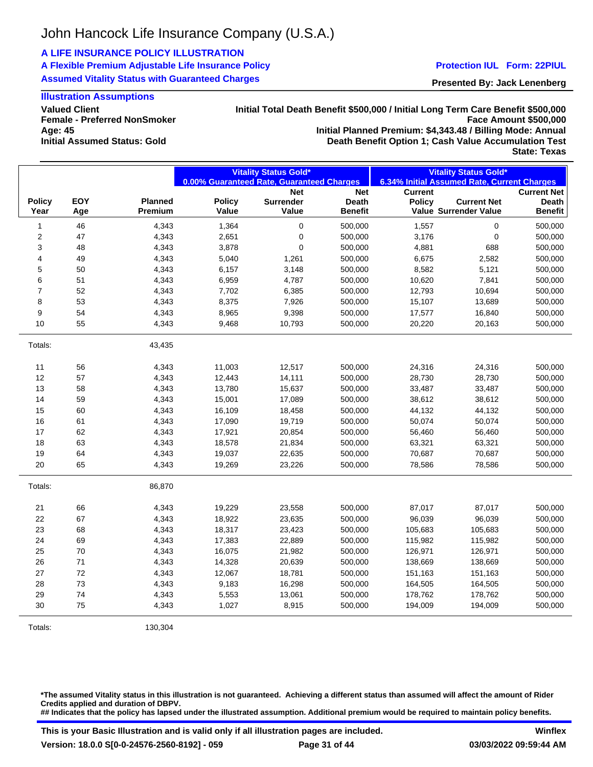# John Hancock Life Insurance Company (U.S.A.)

**A LIFE INSURANCE POLICY ILLUSTRATION**

**A Flexible Premium Adjustable Life Insurance Policy**

**Assumed Vitality Status with Guaranteed Charges**

**Protection IUL Form: 22PIUL**

**Presented By: Jack Lenenberg**

## Illustration Assumptions

**Valued Client**
**Female - Preferred NonSmoker**
**Age: 45**
**Initial Assumed Status: Gold**

**Initial Total Death Benefit $500,000 / Initial Long Term Care Benefit $500,000**
**Face Amount $500,000**
**Initial Planned Premium: $4,343.48 / Billing Mode: Annual**
**Death Benefit Option 1; Cash Value Accumulation Test**
**State: Texas**

| | | | Vitality Status Gold* 0.00% Guaranteed Rate, Guaranteed Charges | | | Vitality Status Gold* 6.34% Initial Assumed Rate, Current Charges | | |
|---|---|---|---|---|---|---|---|---|
| **Policy Year** | **EOY Age** | **Planned Premium** | **Policy Value** | **Net Surrender Value** | **Net Death Benefit** | **Current Policy Value** | **Current Net Surrender Value** | **Current Net Death Benefit** |
| 1 | 46 | 4,343 | 1,364 | 0 | 500,000 | 1,557 | 0 | 500,000 |
| 2 | 47 | 4,343 | 2,651 | 0 | 500,000 | 3,176 | 0 | 500,000 |
| 3 | 48 | 4,343 | 3,878 | 0 | 500,000 | 4,881 | 688 | 500,000 |
| 4 | 49 | 4,343 | 5,040 | 1,261 | 500,000 | 6,675 | 2,582 | 500,000 |
| 5 | 50 | 4,343 | 6,157 | 3,148 | 500,000 | 8,582 | 5,121 | 500,000 |
| 6 | 51 | 4,343 | 6,959 | 4,787 | 500,000 | 10,620 | 7,841 | 500,000 |
| 7 | 52 | 4,343 | 7,702 | 6,385 | 500,000 | 12,793 | 10,694 | 500,000 |
| 8 | 53 | 4,343 | 8,375 | 7,926 | 500,000 | 15,107 | 13,689 | 500,000 |
| 9 | 54 | 4,343 | 8,965 | 9,398 | 500,000 | 17,577 | 16,840 | 500,000 |
| 10 | 55 | 4,343 | 9,468 | 10,793 | 500,000 | 20,220 | 20,163 | 500,000 |
| Totals: | | 43,435 | | | | | | |
| 11 | 56 | 4,343 | 11,003 | 12,517 | 500,000 | 24,316 | 24,316 | 500,000 |
| 12 | 57 | 4,343 | 12,443 | 14,111 | 500,000 | 28,730 | 28,730 | 500,000 |
| 13 | 58 | 4,343 | 13,780 | 15,637 | 500,000 | 33,487 | 33,487 | 500,000 |
| 14 | 59 | 4,343 | 15,001 | 17,089 | 500,000 | 38,612 | 38,612 | 500,000 |
| 15 | 60 | 4,343 | 16,109 | 18,458 | 500,000 | 44,132 | 44,132 | 500,000 |
| 16 | 61 | 4,343 | 17,090 | 19,719 | 500,000 | 50,074 | 50,074 | 500,000 |
| 17 | 62 | 4,343 | 17,921 | 20,854 | 500,000 | 56,460 | 56,460 | 500,000 |
| 18 | 63 | 4,343 | 18,578 | 21,834 | 500,000 | 63,321 | 63,321 | 500,000 |
| 19 | 64 | 4,343 | 19,037 | 22,635 | 500,000 | 70,687 | 70,687 | 500,000 |
| 20 | 65 | 4,343 | 19,269 | 23,226 | 500,000 | 78,586 | 78,586 | 500,000 |
| Totals: | | 86,870 | | | | | | |
| 21 | 66 | 4,343 | 19,229 | 23,558 | 500,000 | 87,017 | 87,017 | 500,000 |
| 22 | 67 | 4,343 | 18,922 | 23,635 | 500,000 | 96,039 | 96,039 | 500,000 |
| 23 | 68 | 4,343 | 18,317 | 23,423 | 500,000 | 105,683 | 105,683 | 500,000 |
| 24 | 69 | 4,343 | 17,383 | 22,889 | 500,000 | 115,982 | 115,982 | 500,000 |
| 25 | 70 | 4,343 | 16,075 | 21,982 | 500,000 | 126,971 | 126,971 | 500,000 |
| 26 | 71 | 4,343 | 14,328 | 20,639 | 500,000 | 138,669 | 138,669 | 500,000 |
| 27 | 72 | 4,343 | 12,067 | 18,781 | 500,000 | 151,163 | 151,163 | 500,000 |
| 28 | 73 | 4,343 | 9,183 | 16,298 | 500,000 | 164,505 | 164,505 | 500,000 |
| 29 | 74 | 4,343 | 5,553 | 13,061 | 500,000 | 178,762 | 178,762 | 500,000 |
| 30 | 75 | 4,343 | 1,027 | 8,915 | 500,000 | 194,009 | 194,009 | 500,000 |
| Totals: | | 130,304 | | | | | | |

**\*The assumed Vitality status in this illustration is not guaranteed. Achieving a different status than assumed will affect the amount of Rider Credits applied and duration of DBPV.**
**## Indicates that the policy has lapsed under the illustrated assumption. Additional premium would be required to maintain policy benefits.**

**This is your Basic Illustration and is valid only if all illustration pages are included.** **Winflex**
**Version: 18.0.0 S[0-0-24576-2560-8192] - 059** **03/03/2022 09:59:44 AM**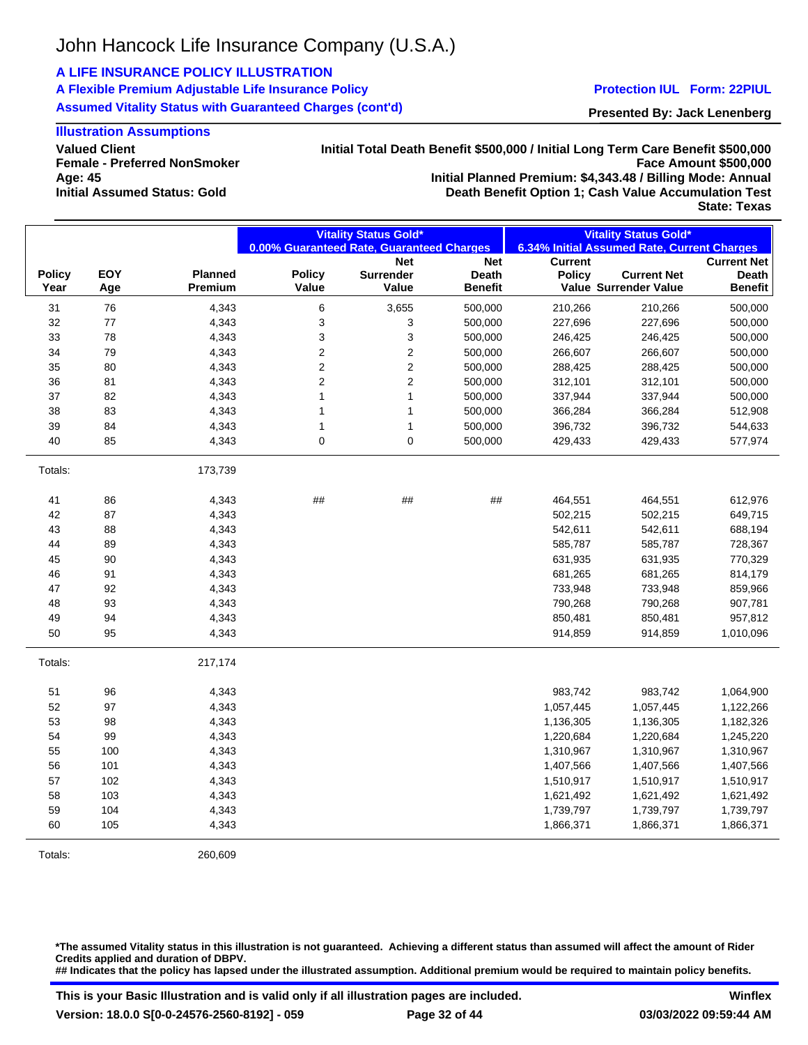# John Hancock Life Insurance Company (U.S.A.)

**A LIFE INSURANCE POLICY ILLUSTRATION**

**A Flexible Premium Adjustable Life Insurance Policy**

**Assumed Vitality Status with Guaranteed Charges (cont'd)**

**Protection IUL Form: 22PIUL**

**Presented By: Jack Lenenberg**

**Illustration Assumptions**

**Valued Client**
**Female - Preferred NonSmoker**
**Age: 45**
**Initial Assumed Status: Gold**

**Initial Total Death Benefit $500,000 / Initial Long Term Care Benefit $500,000**
**Face Amount $500,000**
**Initial Planned Premium: $4,343.48 / Billing Mode: Annual**
**Death Benefit Option 1; Cash Value Accumulation Test**
**State: Texas**

| | | | Vitality Status Gold* 0.00% Guaranteed Rate, Guaranteed Charges | | | Vitality Status Gold* 6.34% Initial Assumed Rate, Current Charges | | |
|---|---|---|---|---|---|---|---|---|
| Policy Year | EOY Age | Planned Premium | Policy Value | Net Surrender Value | Net Death Benefit | Current Policy Value | Current Net Surrender Value | Current Net Death Benefit |
| 31 | 76 | 4,343 | 6 | 3,655 | 500,000 | 210,266 | 210,266 | 500,000 |
| 32 | 77 | 4,343 | 3 | 3 | 500,000 | 227,696 | 227,696 | 500,000 |
| 33 | 78 | 4,343 | 3 | 3 | 500,000 | 246,425 | 246,425 | 500,000 |
| 34 | 79 | 4,343 | 2 | 2 | 500,000 | 266,607 | 266,607 | 500,000 |
| 35 | 80 | 4,343 | 2 | 2 | 500,000 | 288,425 | 288,425 | 500,000 |
| 36 | 81 | 4,343 | 2 | 2 | 500,000 | 312,101 | 312,101 | 500,000 |
| 37 | 82 | 4,343 | 1 | 1 | 500,000 | 337,944 | 337,944 | 500,000 |
| 38 | 83 | 4,343 | 1 | 1 | 500,000 | 366,284 | 366,284 | 512,908 |
| 39 | 84 | 4,343 | 1 | 1 | 500,000 | 396,732 | 396,732 | 544,633 |
| 40 | 85 | 4,343 | 0 | 0 | 500,000 | 429,433 | 429,433 | 577,974 |
| Totals: | | 173,739 | | | | | | |
| 41 | 86 | 4,343 | ## | ## | ## | 464,551 | 464,551 | 612,976 |
| 42 | 87 | 4,343 | | | | 502,215 | 502,215 | 649,715 |
| 43 | 88 | 4,343 | | | | 542,611 | 542,611 | 688,194 |
| 44 | 89 | 4,343 | | | | 585,787 | 585,787 | 728,367 |
| 45 | 90 | 4,343 | | | | 631,935 | 631,935 | 770,329 |
| 46 | 91 | 4,343 | | | | 681,265 | 681,265 | 814,179 |
| 47 | 92 | 4,343 | | | | 733,948 | 733,948 | 859,966 |
| 48 | 93 | 4,343 | | | | 790,268 | 790,268 | 907,781 |
| 49 | 94 | 4,343 | | | | 850,481 | 850,481 | 957,812 |
| 50 | 95 | 4,343 | | | | 914,859 | 914,859 | 1,010,096 |
| Totals: | | 217,174 | | | | | | |
| 51 | 96 | 4,343 | | | | 983,742 | 983,742 | 1,064,900 |
| 52 | 97 | 4,343 | | | | 1,057,445 | 1,057,445 | 1,122,266 |
| 53 | 98 | 4,343 | | | | 1,136,305 | 1,136,305 | 1,182,326 |
| 54 | 99 | 4,343 | | | | 1,220,684 | 1,220,684 | 1,245,220 |
| 55 | 100 | 4,343 | | | | 1,310,967 | 1,310,967 | 1,310,967 |
| 56 | 101 | 4,343 | | | | 1,407,566 | 1,407,566 | 1,407,566 |
| 57 | 102 | 4,343 | | | | 1,510,917 | 1,510,917 | 1,510,917 |
| 58 | 103 | 4,343 | | | | 1,621,492 | 1,621,492 | 1,621,492 |
| 59 | 104 | 4,343 | | | | 1,739,797 | 1,739,797 | 1,739,797 |
| 60 | 105 | 4,343 | | | | 1,866,371 | 1,866,371 | 1,866,371 |
| Totals: | | 260,609 | | | | | | |

**\*The assumed Vitality status in this illustration is not guaranteed. Achieving a different status than assumed will affect the amount of Rider Credits applied and duration of DBPV.**
**## Indicates that the policy has lapsed under the illustrated assumption. Additional premium would be required to maintain policy benefits.**

**This is your Basic Illustration and is valid only if all illustration pages are included.**
**Winflex**
**Version: 18.0.0 S[0-0-24576-2560-8192] - 059**
**03/03/2022 09:59:44 AM**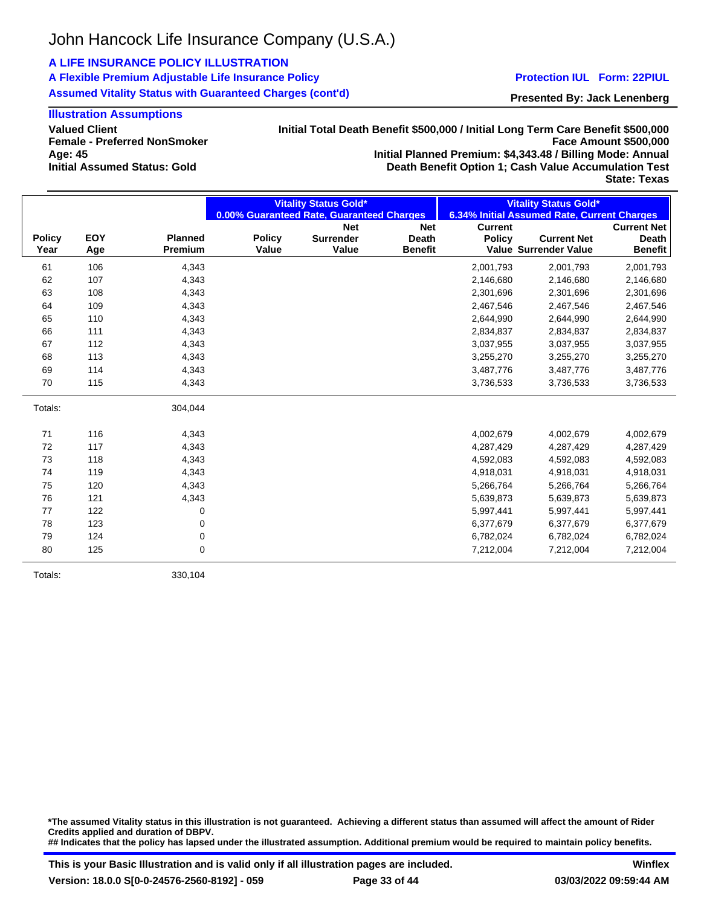John Hancock Life Insurance Company (U.S.A.)

**A LIFE INSURANCE POLICY ILLUSTRATION**

**A Flexible Premium Adjustable Life Insurance Policy**

**Assumed Vitality Status with Guaranteed Charges (cont'd)**

**Protection IUL Form: 22PIUL**

**Presented By: Jack Lenenberg**

**Illustration Assumptions**

**Valued Client**
**Female - Preferred NonSmoker**
**Age: 45**
**Initial Assumed Status: Gold**

**Initial Total Death Benefit $500,000 / Initial Long Term Care Benefit $500,000**
**Face Amount $500,000**
**Initial Planned Premium: $4,343.48 / Billing Mode: Annual**
**Death Benefit Option 1; Cash Value Accumulation Test**
**State: Texas**

| | | | Vitality Status Gold* 0.00% Guaranteed Rate, Guaranteed Charges | | | Vitality Status Gold* 6.34% Initial Assumed Rate, Current Charges | | |
|---|---|---|---|---|---|---|---|---|
| **Policy Year** | **EOY Age** | **Planned Premium** | **Policy Value** | **Net Surrender Value** | **Net Death Benefit** | **Current Policy Value** | **Current Net Surrender Value** | **Current Net Death Benefit** |
| 61 | 106 | 4,343 | | | | 2,001,793 | 2,001,793 | 2,001,793 |
| 62 | 107 | 4,343 | | | | 2,146,680 | 2,146,680 | 2,146,680 |
| 63 | 108 | 4,343 | | | | 2,301,696 | 2,301,696 | 2,301,696 |
| 64 | 109 | 4,343 | | | | 2,467,546 | 2,467,546 | 2,467,546 |
| 65 | 110 | 4,343 | | | | 2,644,990 | 2,644,990 | 2,644,990 |
| 66 | 111 | 4,343 | | | | 2,834,837 | 2,834,837 | 2,834,837 |
| 67 | 112 | 4,343 | | | | 3,037,955 | 3,037,955 | 3,037,955 |
| 68 | 113 | 4,343 | | | | 3,255,270 | 3,255,270 | 3,255,270 |
| 69 | 114 | 4,343 | | | | 3,487,776 | 3,487,776 | 3,487,776 |
| 70 | 115 | 4,343 | | | | 3,736,533 | 3,736,533 | 3,736,533 |
| Totals: | | 304,044 | | | | | | |
| 71 | 116 | 4,343 | | | | 4,002,679 | 4,002,679 | 4,002,679 |
| 72 | 117 | 4,343 | | | | 4,287,429 | 4,287,429 | 4,287,429 |
| 73 | 118 | 4,343 | | | | 4,592,083 | 4,592,083 | 4,592,083 |
| 74 | 119 | 4,343 | | | | 4,918,031 | 4,918,031 | 4,918,031 |
| 75 | 120 | 4,343 | | | | 5,266,764 | 5,266,764 | 5,266,764 |
| 76 | 121 | 4,343 | | | | 5,639,873 | 5,639,873 | 5,639,873 |
| 77 | 122 | 0 | | | | 5,997,441 | 5,997,441 | 5,997,441 |
| 78 | 123 | 0 | | | | 6,377,679 | 6,377,679 | 6,377,679 |
| 79 | 124 | 0 | | | | 6,782,024 | 6,782,024 | 6,782,024 |
| 80 | 125 | 0 | | | | 7,212,004 | 7,212,004 | 7,212,004 |
| Totals: | | 330,104 | | | | | | |

**\*The assumed Vitality status in this illustration is not guaranteed. Achieving a different status than assumed will affect the amount of Rider Credits applied and duration of DBPV.**
**## Indicates that the policy has lapsed under the illustrated assumption. Additional premium would be required to maintain policy benefits.**

**This is your Basic Illustration and is valid only if all illustration pages are included.** **Winflex**
**Version: 18.0.0 S[0-0-24576-2560-8192] - 059** **03/03/2022 09:59:44 AM**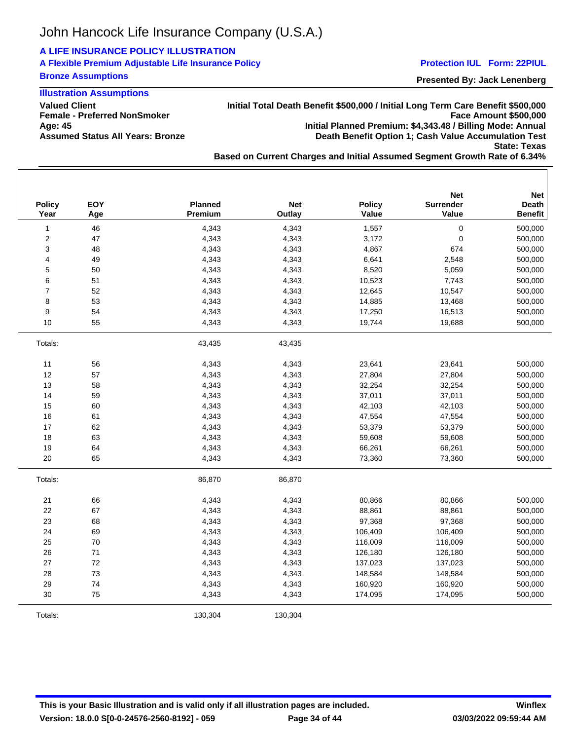# John Hancock Life Insurance Company (U.S.A.)

**A LIFE INSURANCE POLICY ILLUSTRATION**

**A Flexible Premium Adjustable Life Insurance Policy** — **Protection IUL Form: 22PIUL**

**Bronze Assumptions** — **Presented By: Jack Lenenberg**

## Illustration Assumptions

**Valued Client**
**Female - Preferred NonSmoker**
**Age: 45**
**Assumed Status All Years: Bronze**

**Initial Total Death Benefit $500,000 / Initial Long Term Care Benefit $500,000**
**Face Amount $500,000**
**Initial Planned Premium: $4,343.48 / Billing Mode: Annual**
**Death Benefit Option 1; Cash Value Accumulation Test**
**State: Texas**
**Based on Current Charges and Initial Assumed Segment Growth Rate of 6.34%**

| Policy Year | EOY Age | Planned Premium | Net Outlay | Policy Value | Net Surrender Value | Net Death Benefit |
|---|---|---|---|---|---|---|
| 1 | 46 | 4,343 | 4,343 | 1,557 | 0 | 500,000 |
| 2 | 47 | 4,343 | 4,343 | 3,172 | 0 | 500,000 |
| 3 | 48 | 4,343 | 4,343 | 4,867 | 674 | 500,000 |
| 4 | 49 | 4,343 | 4,343 | 6,641 | 2,548 | 500,000 |
| 5 | 50 | 4,343 | 4,343 | 8,520 | 5,059 | 500,000 |
| 6 | 51 | 4,343 | 4,343 | 10,523 | 7,743 | 500,000 |
| 7 | 52 | 4,343 | 4,343 | 12,645 | 10,547 | 500,000 |
| 8 | 53 | 4,343 | 4,343 | 14,885 | 13,468 | 500,000 |
| 9 | 54 | 4,343 | 4,343 | 17,250 | 16,513 | 500,000 |
| 10 | 55 | 4,343 | 4,343 | 19,744 | 19,688 | 500,000 |
| Totals: | | 43,435 | 43,435 | | | |
| 11 | 56 | 4,343 | 4,343 | 23,641 | 23,641 | 500,000 |
| 12 | 57 | 4,343 | 4,343 | 27,804 | 27,804 | 500,000 |
| 13 | 58 | 4,343 | 4,343 | 32,254 | 32,254 | 500,000 |
| 14 | 59 | 4,343 | 4,343 | 37,011 | 37,011 | 500,000 |
| 15 | 60 | 4,343 | 4,343 | 42,103 | 42,103 | 500,000 |
| 16 | 61 | 4,343 | 4,343 | 47,554 | 47,554 | 500,000 |
| 17 | 62 | 4,343 | 4,343 | 53,379 | 53,379 | 500,000 |
| 18 | 63 | 4,343 | 4,343 | 59,608 | 59,608 | 500,000 |
| 19 | 64 | 4,343 | 4,343 | 66,261 | 66,261 | 500,000 |
| 20 | 65 | 4,343 | 4,343 | 73,360 | 73,360 | 500,000 |
| Totals: | | 86,870 | 86,870 | | | |
| 21 | 66 | 4,343 | 4,343 | 80,866 | 80,866 | 500,000 |
| 22 | 67 | 4,343 | 4,343 | 88,861 | 88,861 | 500,000 |
| 23 | 68 | 4,343 | 4,343 | 97,368 | 97,368 | 500,000 |
| 24 | 69 | 4,343 | 4,343 | 106,409 | 106,409 | 500,000 |
| 25 | 70 | 4,343 | 4,343 | 116,009 | 116,009 | 500,000 |
| 26 | 71 | 4,343 | 4,343 | 126,180 | 126,180 | 500,000 |
| 27 | 72 | 4,343 | 4,343 | 137,023 | 137,023 | 500,000 |
| 28 | 73 | 4,343 | 4,343 | 148,584 | 148,584 | 500,000 |
| 29 | 74 | 4,343 | 4,343 | 160,920 | 160,920 | 500,000 |
| 30 | 75 | 4,343 | 4,343 | 174,095 | 174,095 | 500,000 |
| Totals: | | 130,304 | 130,304 | | | |

**This is your Basic Illustration and is valid only if all illustration pages are included.** — **Winflex**

**Version: 18.0.0 S[0-0-24576-2560-8192] - 059** — **03/03/2022 09:59:44 AM**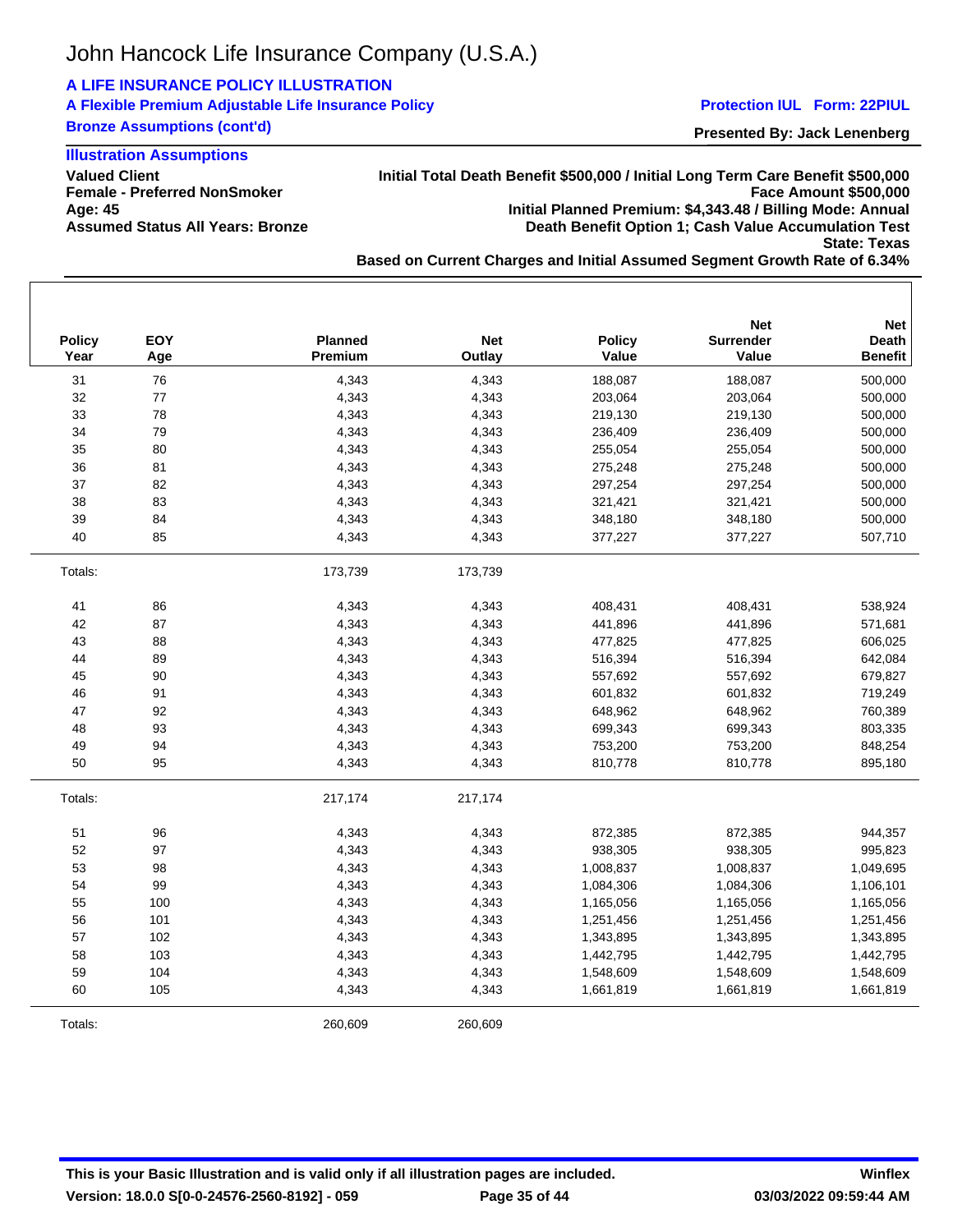# John Hancock Life Insurance Company (U.S.A.)

**A LIFE INSURANCE POLICY ILLUSTRATION**

**A Flexible Premium Adjustable Life Insurance Policy** — **Protection IUL Form: 22PIUL**

**Bronze Assumptions (cont'd)**

**Presented By: Jack Lenenberg**

## Illustration Assumptions

**Valued Client**
**Female - Preferred NonSmoker**
**Age: 45**
**Assumed Status All Years: Bronze**

**Initial Total Death Benefit $500,000 / Initial Long Term Care Benefit $500,000**
**Face Amount $500,000**
**Initial Planned Premium: $4,343.48 / Billing Mode: Annual**
**Death Benefit Option 1; Cash Value Accumulation Test**
**State: Texas**
**Based on Current Charges and Initial Assumed Segment Growth Rate of 6.34%**

| Policy Year | EOY Age | Planned Premium | Net Outlay | Policy Value | Net Surrender Value | Net Death Benefit |
|---|---|---|---|---|---|---|
| 31 | 76 | 4,343 | 4,343 | 188,087 | 188,087 | 500,000 |
| 32 | 77 | 4,343 | 4,343 | 203,064 | 203,064 | 500,000 |
| 33 | 78 | 4,343 | 4,343 | 219,130 | 219,130 | 500,000 |
| 34 | 79 | 4,343 | 4,343 | 236,409 | 236,409 | 500,000 |
| 35 | 80 | 4,343 | 4,343 | 255,054 | 255,054 | 500,000 |
| 36 | 81 | 4,343 | 4,343 | 275,248 | 275,248 | 500,000 |
| 37 | 82 | 4,343 | 4,343 | 297,254 | 297,254 | 500,000 |
| 38 | 83 | 4,343 | 4,343 | 321,421 | 321,421 | 500,000 |
| 39 | 84 | 4,343 | 4,343 | 348,180 | 348,180 | 500,000 |
| 40 | 85 | 4,343 | 4,343 | 377,227 | 377,227 | 507,710 |
| Totals: | | 173,739 | 173,739 | | | |
| 41 | 86 | 4,343 | 4,343 | 408,431 | 408,431 | 538,924 |
| 42 | 87 | 4,343 | 4,343 | 441,896 | 441,896 | 571,681 |
| 43 | 88 | 4,343 | 4,343 | 477,825 | 477,825 | 606,025 |
| 44 | 89 | 4,343 | 4,343 | 516,394 | 516,394 | 642,084 |
| 45 | 90 | 4,343 | 4,343 | 557,692 | 557,692 | 679,827 |
| 46 | 91 | 4,343 | 4,343 | 601,832 | 601,832 | 719,249 |
| 47 | 92 | 4,343 | 4,343 | 648,962 | 648,962 | 760,389 |
| 48 | 93 | 4,343 | 4,343 | 699,343 | 699,343 | 803,335 |
| 49 | 94 | 4,343 | 4,343 | 753,200 | 753,200 | 848,254 |
| 50 | 95 | 4,343 | 4,343 | 810,778 | 810,778 | 895,180 |
| Totals: | | 217,174 | 217,174 | | | |
| 51 | 96 | 4,343 | 4,343 | 872,385 | 872,385 | 944,357 |
| 52 | 97 | 4,343 | 4,343 | 938,305 | 938,305 | 995,823 |
| 53 | 98 | 4,343 | 4,343 | 1,008,837 | 1,008,837 | 1,049,695 |
| 54 | 99 | 4,343 | 4,343 | 1,084,306 | 1,084,306 | 1,106,101 |
| 55 | 100 | 4,343 | 4,343 | 1,165,056 | 1,165,056 | 1,165,056 |
| 56 | 101 | 4,343 | 4,343 | 1,251,456 | 1,251,456 | 1,251,456 |
| 57 | 102 | 4,343 | 4,343 | 1,343,895 | 1,343,895 | 1,343,895 |
| 58 | 103 | 4,343 | 4,343 | 1,442,795 | 1,442,795 | 1,442,795 |
| 59 | 104 | 4,343 | 4,343 | 1,548,609 | 1,548,609 | 1,548,609 |
| 60 | 105 | 4,343 | 4,343 | 1,661,819 | 1,661,819 | 1,661,819 |
| Totals: | | 260,609 | 260,609 | | | |

**This is your Basic Illustration and is valid only if all illustration pages are included.**

**Version: 18.0.0 S[0-0-24576-2560-8192] - 059** — **Winflex 03/03/2022 09:59:44 AM**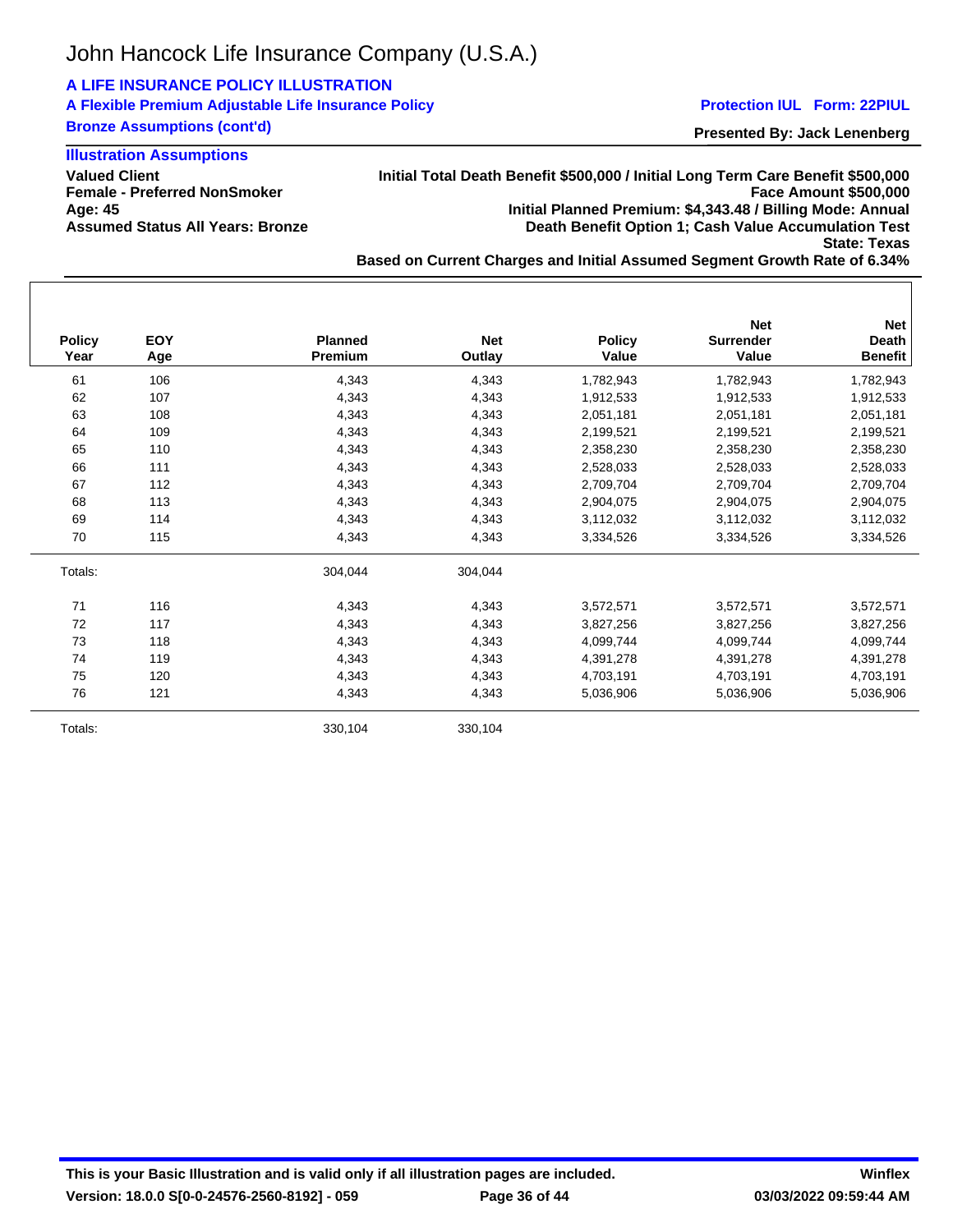John Hancock Life Insurance Company (U.S.A.)

**A LIFE INSURANCE POLICY ILLUSTRATION**

**A Flexible Premium Adjustable Life Insurance Policy** **Protection IUL Form: 22PIUL**

**Bronze Assumptions (cont'd)** **Presented By: Jack Lenenberg**

### Illustration Assumptions

**Valued Client**
**Female - Preferred NonSmoker**
**Age: 45**
**Assumed Status All Years: Bronze**

**Initial Total Death Benefit $500,000 / Initial Long Term Care Benefit $500,000**
**Face Amount $500,000**
**Initial Planned Premium: $4,343.48 / Billing Mode: Annual**
**Death Benefit Option 1; Cash Value Accumulation Test**
**State: Texas**
**Based on Current Charges and Initial Assumed Segment Growth Rate of 6.34%**

| Policy Year | EOY Age | Planned Premium | Net Outlay | Policy Value | Net Surrender Value | Net Death Benefit |
|---|---|---|---|---|---|---|
| 61 | 106 | 4,343 | 4,343 | 1,782,943 | 1,782,943 | 1,782,943 |
| 62 | 107 | 4,343 | 4,343 | 1,912,533 | 1,912,533 | 1,912,533 |
| 63 | 108 | 4,343 | 4,343 | 2,051,181 | 2,051,181 | 2,051,181 |
| 64 | 109 | 4,343 | 4,343 | 2,199,521 | 2,199,521 | 2,199,521 |
| 65 | 110 | 4,343 | 4,343 | 2,358,230 | 2,358,230 | 2,358,230 |
| 66 | 111 | 4,343 | 4,343 | 2,528,033 | 2,528,033 | 2,528,033 |
| 67 | 112 | 4,343 | 4,343 | 2,709,704 | 2,709,704 | 2,709,704 |
| 68 | 113 | 4,343 | 4,343 | 2,904,075 | 2,904,075 | 2,904,075 |
| 69 | 114 | 4,343 | 4,343 | 3,112,032 | 3,112,032 | 3,112,032 |
| 70 | 115 | 4,343 | 4,343 | 3,334,526 | 3,334,526 | 3,334,526 |
| Totals: | | 304,044 | 304,044 | | | |
| 71 | 116 | 4,343 | 4,343 | 3,572,571 | 3,572,571 | 3,572,571 |
| 72 | 117 | 4,343 | 4,343 | 3,827,256 | 3,827,256 | 3,827,256 |
| 73 | 118 | 4,343 | 4,343 | 4,099,744 | 4,099,744 | 4,099,744 |
| 74 | 119 | 4,343 | 4,343 | 4,391,278 | 4,391,278 | 4,391,278 |
| 75 | 120 | 4,343 | 4,343 | 4,703,191 | 4,703,191 | 4,703,191 |
| 76 | 121 | 4,343 | 4,343 | 5,036,906 | 5,036,906 | 5,036,906 |
| Totals: | | 330,104 | 330,104 | | | |

**This is your Basic Illustration and is valid only if all illustration pages are included.**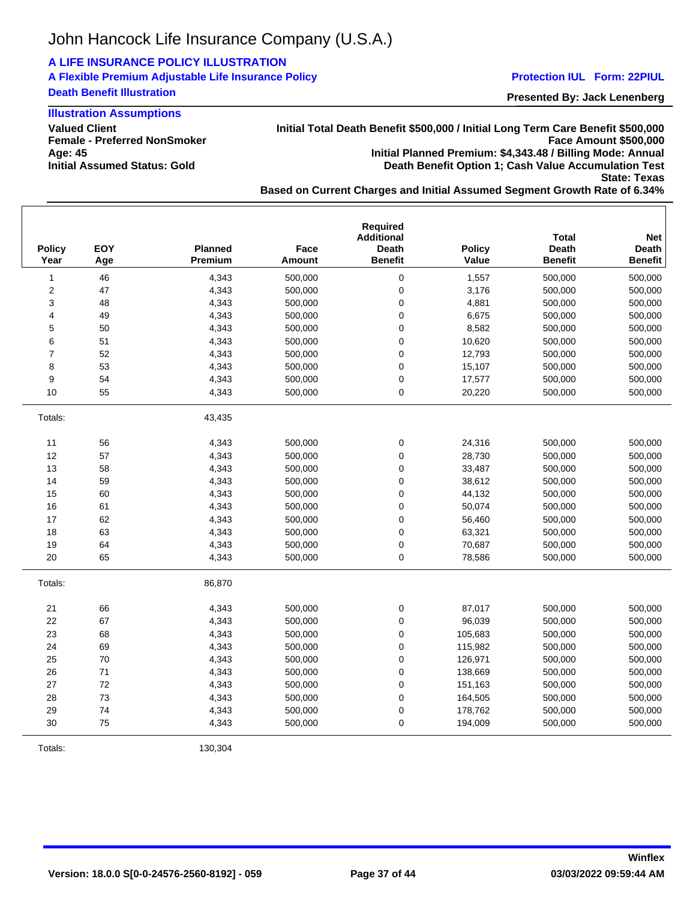John Hancock Life Insurance Company (U.S.A.)

**A LIFE INSURANCE POLICY ILLUSTRATION**

**A Flexible Premium Adjustable Life Insurance Policy**

**Protection IUL Form: 22PIUL**

**Death Benefit Illustration**

**Presented By: Jack Lenenberg**

### Illustration Assumptions

**Valued Client**
**Female - Preferred NonSmoker**
**Age: 45**
**Initial Assumed Status: Gold**

**Initial Total Death Benefit $500,000 / Initial Long Term Care Benefit $500,000**
**Face Amount $500,000**
**Initial Planned Premium: $4,343.48 / Billing Mode: Annual**
**Death Benefit Option 1; Cash Value Accumulation Test**
**State: Texas**
**Based on Current Charges and Initial Assumed Segment Growth Rate of 6.34%**

| Policy Year | EOY Age | Planned Premium | Face Amount | Required Additional Death Benefit | Policy Value | Total Death Benefit | Net Death Benefit |
|---|---|---|---|---|---|---|---|
| 1 | 46 | 4,343 | 500,000 | 0 | 1,557 | 500,000 | 500,000 |
| 2 | 47 | 4,343 | 500,000 | 0 | 3,176 | 500,000 | 500,000 |
| 3 | 48 | 4,343 | 500,000 | 0 | 4,881 | 500,000 | 500,000 |
| 4 | 49 | 4,343 | 500,000 | 0 | 6,675 | 500,000 | 500,000 |
| 5 | 50 | 4,343 | 500,000 | 0 | 8,582 | 500,000 | 500,000 |
| 6 | 51 | 4,343 | 500,000 | 0 | 10,620 | 500,000 | 500,000 |
| 7 | 52 | 4,343 | 500,000 | 0 | 12,793 | 500,000 | 500,000 |
| 8 | 53 | 4,343 | 500,000 | 0 | 15,107 | 500,000 | 500,000 |
| 9 | 54 | 4,343 | 500,000 | 0 | 17,577 | 500,000 | 500,000 |
| 10 | 55 | 4,343 | 500,000 | 0 | 20,220 | 500,000 | 500,000 |
| Totals: | | 43,435 | | | | | |
| 11 | 56 | 4,343 | 500,000 | 0 | 24,316 | 500,000 | 500,000 |
| 12 | 57 | 4,343 | 500,000 | 0 | 28,730 | 500,000 | 500,000 |
| 13 | 58 | 4,343 | 500,000 | 0 | 33,487 | 500,000 | 500,000 |
| 14 | 59 | 4,343 | 500,000 | 0 | 38,612 | 500,000 | 500,000 |
| 15 | 60 | 4,343 | 500,000 | 0 | 44,132 | 500,000 | 500,000 |
| 16 | 61 | 4,343 | 500,000 | 0 | 50,074 | 500,000 | 500,000 |
| 17 | 62 | 4,343 | 500,000 | 0 | 56,460 | 500,000 | 500,000 |
| 18 | 63 | 4,343 | 500,000 | 0 | 63,321 | 500,000 | 500,000 |
| 19 | 64 | 4,343 | 500,000 | 0 | 70,687 | 500,000 | 500,000 |
| 20 | 65 | 4,343 | 500,000 | 0 | 78,586 | 500,000 | 500,000 |
| Totals: | | 86,870 | | | | | |
| 21 | 66 | 4,343 | 500,000 | 0 | 87,017 | 500,000 | 500,000 |
| 22 | 67 | 4,343 | 500,000 | 0 | 96,039 | 500,000 | 500,000 |
| 23 | 68 | 4,343 | 500,000 | 0 | 105,683 | 500,000 | 500,000 |
| 24 | 69 | 4,343 | 500,000 | 0 | 115,982 | 500,000 | 500,000 |
| 25 | 70 | 4,343 | 500,000 | 0 | 126,971 | 500,000 | 500,000 |
| 26 | 71 | 4,343 | 500,000 | 0 | 138,669 | 500,000 | 500,000 |
| 27 | 72 | 4,343 | 500,000 | 0 | 151,163 | 500,000 | 500,000 |
| 28 | 73 | 4,343 | 500,000 | 0 | 164,505 | 500,000 | 500,000 |
| 29 | 74 | 4,343 | 500,000 | 0 | 178,762 | 500,000 | 500,000 |
| 30 | 75 | 4,343 | 500,000 | 0 | 194,009 | 500,000 | 500,000 |
| Totals: | | 130,304 | | | | | |

Winflex

Version: 18.0.0 S[0-0-24576-2560-8192] - 059

03/03/2022 09:59:44 AM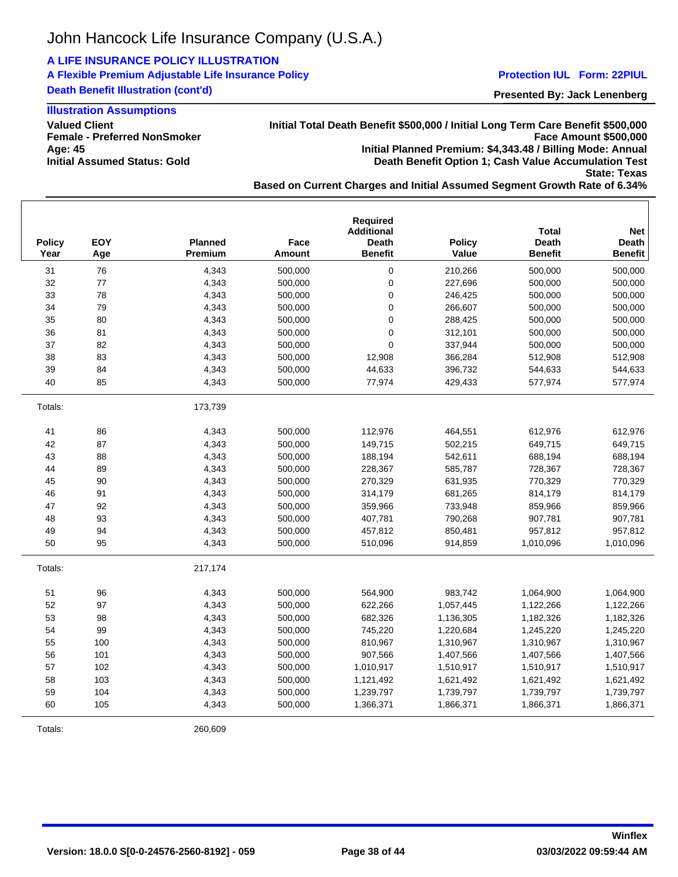# John Hancock Life Insurance Company (U.S.A.)

**A LIFE INSURANCE POLICY ILLUSTRATION**

**A Flexible Premium Adjustable Life Insurance Policy**

**Protection IUL Form: 22PIUL**

**Death Benefit Illustration (cont'd)**

**Presented By: Jack Lenenberg**

### Illustration Assumptions

**Valued Client**
**Female - Preferred NonSmoker**
**Age: 45**
**Initial Assumed Status: Gold**

**Initial Total Death Benefit $500,000 / Initial Long Term Care Benefit $500,000**
**Face Amount $500,000**
**Initial Planned Premium: $4,343.48 / Billing Mode: Annual**
**Death Benefit Option 1; Cash Value Accumulation Test**
**State: Texas**
**Based on Current Charges and Initial Assumed Segment Growth Rate of 6.34%**

| Policy Year | EOY Age | Planned Premium | Face Amount | Required Additional Death Benefit | Policy Value | Total Death Benefit | Net Death Benefit |
|---|---|---|---|---|---|---|---|
| 31 | 76 | 4,343 | 500,000 | 0 | 210,266 | 500,000 | 500,000 |
| 32 | 77 | 4,343 | 500,000 | 0 | 227,696 | 500,000 | 500,000 |
| 33 | 78 | 4,343 | 500,000 | 0 | 246,425 | 500,000 | 500,000 |
| 34 | 79 | 4,343 | 500,000 | 0 | 266,607 | 500,000 | 500,000 |
| 35 | 80 | 4,343 | 500,000 | 0 | 288,425 | 500,000 | 500,000 |
| 36 | 81 | 4,343 | 500,000 | 0 | 312,101 | 500,000 | 500,000 |
| 37 | 82 | 4,343 | 500,000 | 0 | 337,944 | 500,000 | 500,000 |
| 38 | 83 | 4,343 | 500,000 | 12,908 | 366,284 | 512,908 | 512,908 |
| 39 | 84 | 4,343 | 500,000 | 44,633 | 396,732 | 544,633 | 544,633 |
| 40 | 85 | 4,343 | 500,000 | 77,974 | 429,433 | 577,974 | 577,974 |
| Totals: | | 173,739 | | | | | |
| 41 | 86 | 4,343 | 500,000 | 112,976 | 464,551 | 612,976 | 612,976 |
| 42 | 87 | 4,343 | 500,000 | 149,715 | 502,215 | 649,715 | 649,715 |
| 43 | 88 | 4,343 | 500,000 | 188,194 | 542,611 | 688,194 | 688,194 |
| 44 | 89 | 4,343 | 500,000 | 228,367 | 585,787 | 728,367 | 728,367 |
| 45 | 90 | 4,343 | 500,000 | 270,329 | 631,935 | 770,329 | 770,329 |
| 46 | 91 | 4,343 | 500,000 | 314,179 | 681,265 | 814,179 | 814,179 |
| 47 | 92 | 4,343 | 500,000 | 359,966 | 733,948 | 859,966 | 859,966 |
| 48 | 93 | 4,343 | 500,000 | 407,781 | 790,268 | 907,781 | 907,781 |
| 49 | 94 | 4,343 | 500,000 | 457,812 | 850,481 | 957,812 | 957,812 |
| 50 | 95 | 4,343 | 500,000 | 510,096 | 914,859 | 1,010,096 | 1,010,096 |
| Totals: | | 217,174 | | | | | |
| 51 | 96 | 4,343 | 500,000 | 564,900 | 983,742 | 1,064,900 | 1,064,900 |
| 52 | 97 | 4,343 | 500,000 | 622,266 | 1,057,445 | 1,122,266 | 1,122,266 |
| 53 | 98 | 4,343 | 500,000 | 682,326 | 1,136,305 | 1,182,326 | 1,182,326 |
| 54 | 99 | 4,343 | 500,000 | 745,220 | 1,220,684 | 1,245,220 | 1,245,220 |
| 55 | 100 | 4,343 | 500,000 | 810,967 | 1,310,967 | 1,310,967 | 1,310,967 |
| 56 | 101 | 4,343 | 500,000 | 907,566 | 1,407,566 | 1,407,566 | 1,407,566 |
| 57 | 102 | 4,343 | 500,000 | 1,010,917 | 1,510,917 | 1,510,917 | 1,510,917 |
| 58 | 103 | 4,343 | 500,000 | 1,121,492 | 1,621,492 | 1,621,492 | 1,621,492 |
| 59 | 104 | 4,343 | 500,000 | 1,239,797 | 1,739,797 | 1,739,797 | 1,739,797 |
| 60 | 105 | 4,343 | 500,000 | 1,366,371 | 1,866,371 | 1,866,371 | 1,866,371 |
| Totals: | | 260,609 | | | | | |

Winflex

Version: 18.0.0 S[0-0-24576-2560-8192] - 059 | 03/03/2022 09:59:44 AM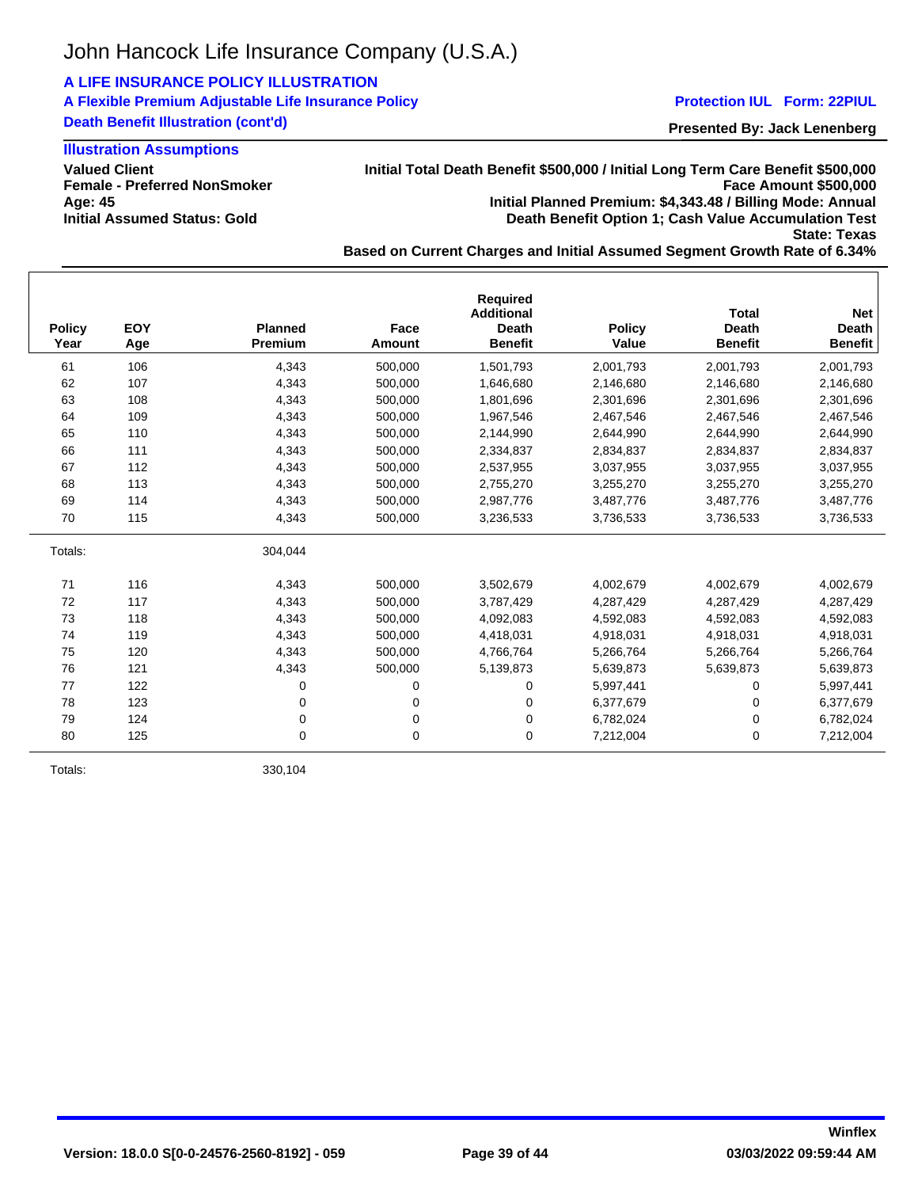John Hancock Life Insurance Company (U.S.A.)

**A LIFE INSURANCE POLICY ILLUSTRATION**

**A Flexible Premium Adjustable Life Insurance Policy** — **Protection IUL Form: 22PIUL**

**Death Benefit Illustration (cont'd)**

**Presented By: Jack Lenenberg**

### Illustration Assumptions

**Valued Client**
**Female - Preferred NonSmoker**
**Age: 45**
**Initial Assumed Status: Gold**

**Initial Total Death Benefit $500,000 / Initial Long Term Care Benefit $500,000**
**Face Amount $500,000**
**Initial Planned Premium: $4,343.48 / Billing Mode: Annual**
**Death Benefit Option 1; Cash Value Accumulation Test**
**State: Texas**
**Based on Current Charges and Initial Assumed Segment Growth Rate of 6.34%**

| Policy Year | EOY Age | Planned Premium | Face Amount | Required Additional Death Benefit | Policy Value | Total Death Benefit | Net Death Benefit |
|---|---|---|---|---|---|---|---|
| 61 | 106 | 4,343 | 500,000 | 1,501,793 | 2,001,793 | 2,001,793 | 2,001,793 |
| 62 | 107 | 4,343 | 500,000 | 1,646,680 | 2,146,680 | 2,146,680 | 2,146,680 |
| 63 | 108 | 4,343 | 500,000 | 1,801,696 | 2,301,696 | 2,301,696 | 2,301,696 |
| 64 | 109 | 4,343 | 500,000 | 1,967,546 | 2,467,546 | 2,467,546 | 2,467,546 |
| 65 | 110 | 4,343 | 500,000 | 2,144,990 | 2,644,990 | 2,644,990 | 2,644,990 |
| 66 | 111 | 4,343 | 500,000 | 2,334,837 | 2,834,837 | 2,834,837 | 2,834,837 |
| 67 | 112 | 4,343 | 500,000 | 2,537,955 | 3,037,955 | 3,037,955 | 3,037,955 |
| 68 | 113 | 4,343 | 500,000 | 2,755,270 | 3,255,270 | 3,255,270 | 3,255,270 |
| 69 | 114 | 4,343 | 500,000 | 2,987,776 | 3,487,776 | 3,487,776 | 3,487,776 |
| 70 | 115 | 4,343 | 500,000 | 3,236,533 | 3,736,533 | 3,736,533 | 3,736,533 |
| Totals: | | 304,044 | | | | | |
| 71 | 116 | 4,343 | 500,000 | 3,502,679 | 4,002,679 | 4,002,679 | 4,002,679 |
| 72 | 117 | 4,343 | 500,000 | 3,787,429 | 4,287,429 | 4,287,429 | 4,287,429 |
| 73 | 118 | 4,343 | 500,000 | 4,092,083 | 4,592,083 | 4,592,083 | 4,592,083 |
| 74 | 119 | 4,343 | 500,000 | 4,418,031 | 4,918,031 | 4,918,031 | 4,918,031 |
| 75 | 120 | 4,343 | 500,000 | 4,766,764 | 5,266,764 | 5,266,764 | 5,266,764 |
| 76 | 121 | 4,343 | 500,000 | 5,139,873 | 5,639,873 | 5,639,873 | 5,639,873 |
| 77 | 122 | 0 | 0 | 0 | 5,997,441 | 0 | 5,997,441 |
| 78 | 123 | 0 | 0 | 0 | 6,377,679 | 0 | 6,377,679 |
| 79 | 124 | 0 | 0 | 0 | 6,782,024 | 0 | 6,782,024 |
| 80 | 125 | 0 | 0 | 0 | 7,212,004 | 0 | 7,212,004 |
| Totals: | | 330,104 | | | | | |

Winflex

Version: 18.0.0 S[0-0-24576-2560-8192] - 059 — 03/03/2022 09:59:44 AM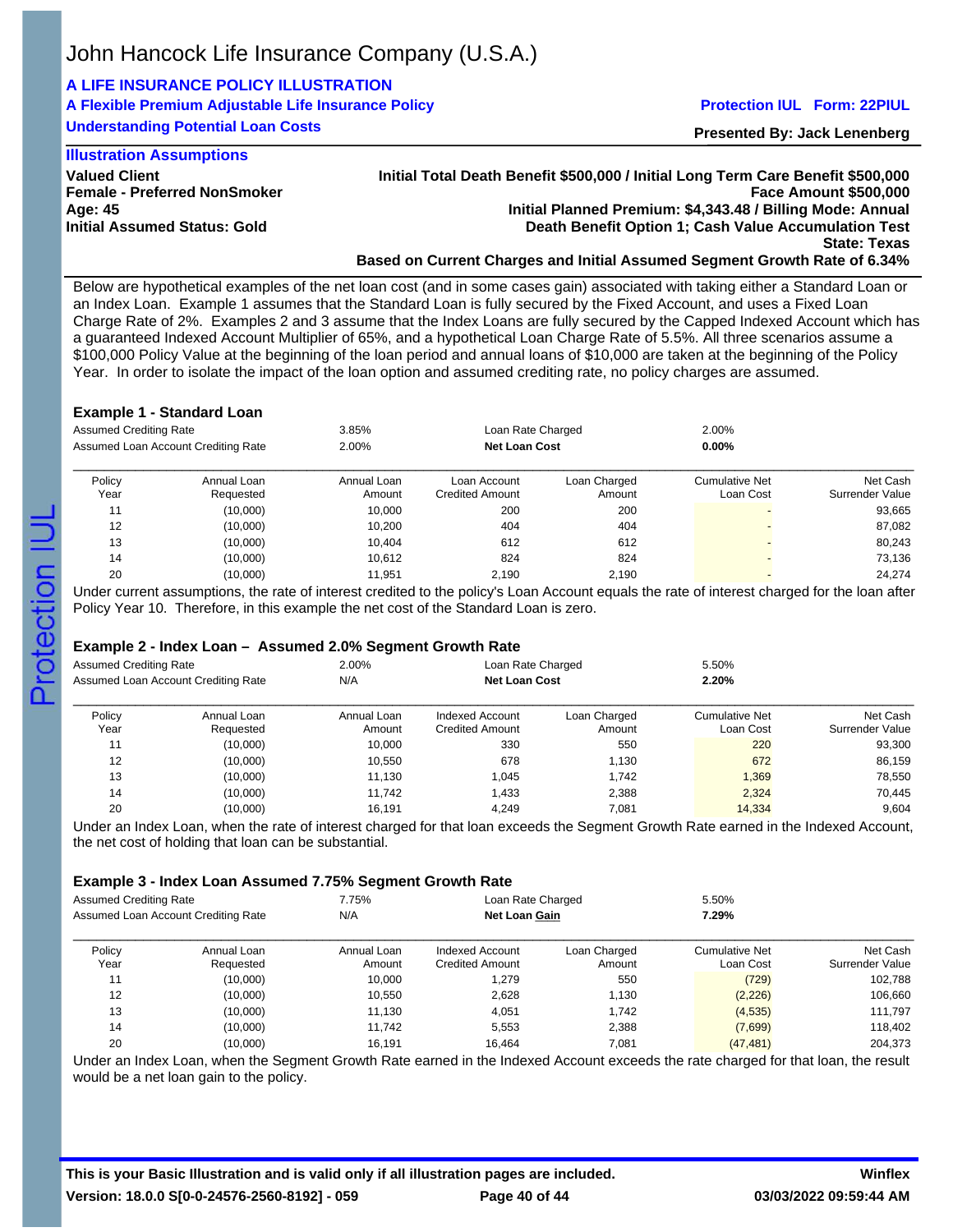John Hancock Life Insurance Company (U.S.A.)

**A LIFE INSURANCE POLICY ILLUSTRATION**

**A Flexible Premium Adjustable Life Insurance Policy** — **Protection IUL Form: 22PIUL**

**Understanding Potential Loan Costs**

**Presented By: Jack Lenenberg**

### Illustration Assumptions

**Valued Client**
**Female - Preferred NonSmoker**
**Age: 45**
**Initial Assumed Status: Gold**

**Initial Total Death Benefit $500,000 / Initial Long Term Care Benefit $500,000**
**Face Amount $500,000**
**Initial Planned Premium: $4,343.48 / Billing Mode: Annual**
**Death Benefit Option 1; Cash Value Accumulation Test**
**State: Texas**
**Based on Current Charges and Initial Assumed Segment Growth Rate of 6.34%**

Below are hypothetical examples of the net loan cost (and in some cases gain) associated with taking either a Standard Loan or an Index Loan. Example 1 assumes that the Standard Loan is fully secured by the Fixed Account, and uses a Fixed Loan Charge Rate of 2%. Examples 2 and 3 assume that the Index Loans are fully secured by the Capped Indexed Account which has a guaranteed Indexed Account Multiplier of 65%, and a hypothetical Loan Charge Rate of 5.5%. All three scenarios assume a $100,000 Policy Value at the beginning of the loan period and annual loans of $10,000 are taken at the beginning of the Policy Year. In order to isolate the impact of the loan option and assumed crediting rate, no policy charges are assumed.

### Example 1 - Standard Loan

| | | | |
|---|---|---|---|
| Assumed Crediting Rate | 3.85% | Loan Rate Charged | 2.00% |
| Assumed Loan Account Crediting Rate | 2.00% | **Net Loan Cost** | **0.00%** |

| Policy Year | Annual Loan Requested | Annual Loan Amount | Loan Account Credited Amount | Loan Charged Amount | Cumulative Net Loan Cost | Net Cash Surrender Value |
|---|---|---|---|---|---|---|
| 11 | (10,000) | 10,000 | 200 | 200 | - | 93,665 |
| 12 | (10,000) | 10,200 | 404 | 404 | - | 87,082 |
| 13 | (10,000) | 10,404 | 612 | 612 | - | 80,243 |
| 14 | (10,000) | 10,612 | 824 | 824 | - | 73,136 |
| 20 | (10,000) | 11,951 | 2,190 | 2,190 | - | 24,274 |

Under current assumptions, the rate of interest credited to the policy's Loan Account equals the rate of interest charged for the loan after Policy Year 10. Therefore, in this example the net cost of the Standard Loan is zero.

### Example 2 - Index Loan – Assumed 2.0% Segment Growth Rate

| | | | |
|---|---|---|---|
| Assumed Crediting Rate | 2.00% | Loan Rate Charged | 5.50% |
| Assumed Loan Account Crediting Rate | N/A | **Net Loan Cost** | **2.20%** |

| Policy Year | Annual Loan Requested | Annual Loan Amount | Indexed Account Credited Amount | Loan Charged Amount | Cumulative Net Loan Cost | Net Cash Surrender Value |
|---|---|---|---|---|---|---|
| 11 | (10,000) | 10,000 | 330 | 550 | 220 | 93,300 |
| 12 | (10,000) | 10,550 | 678 | 1,130 | 672 | 86,159 |
| 13 | (10,000) | 11,130 | 1,045 | 1,742 | 1,369 | 78,550 |
| 14 | (10,000) | 11,742 | 1,433 | 2,388 | 2,324 | 70,445 |
| 20 | (10,000) | 16,191 | 4,249 | 7,081 | 14,334 | 9,604 |

Under an Index Loan, when the rate of interest charged for that loan exceeds the Segment Growth Rate earned in the Indexed Account, the net cost of holding that loan can be substantial.

### Example 3 - Index Loan Assumed 7.75% Segment Growth Rate

| | | | |
|---|---|---|---|
| Assumed Crediting Rate | 7.75% | Loan Rate Charged | 5.50% |
| Assumed Loan Account Crediting Rate | N/A | **Net Loan Gain** | **7.29%** |

| Policy Year | Annual Loan Requested | Annual Loan Amount | Indexed Account Credited Amount | Loan Charged Amount | Cumulative Net Loan Cost | Net Cash Surrender Value |
|---|---|---|---|---|---|---|
| 11 | (10,000) | 10,000 | 1,279 | 550 | (729) | 102,788 |
| 12 | (10,000) | 10,550 | 2,628 | 1,130 | (2,226) | 106,660 |
| 13 | (10,000) | 11,130 | 4,051 | 1,742 | (4,535) | 111,797 |
| 14 | (10,000) | 11,742 | 5,553 | 2,388 | (7,699) | 118,402 |
| 20 | (10,000) | 16,191 | 16,464 | 7,081 | (47,481) | 204,373 |

Under an Index Loan, when the Segment Growth Rate earned in the Indexed Account exceeds the rate charged for that loan, the result would be a net loan gain to the policy.

**This is your Basic Illustration and is valid only if all illustration pages are included.** **Winflex**

**Version: 18.0.0 S[0-0-24576-2560-8192] - 059** **03/03/2022 09:59:44 AM**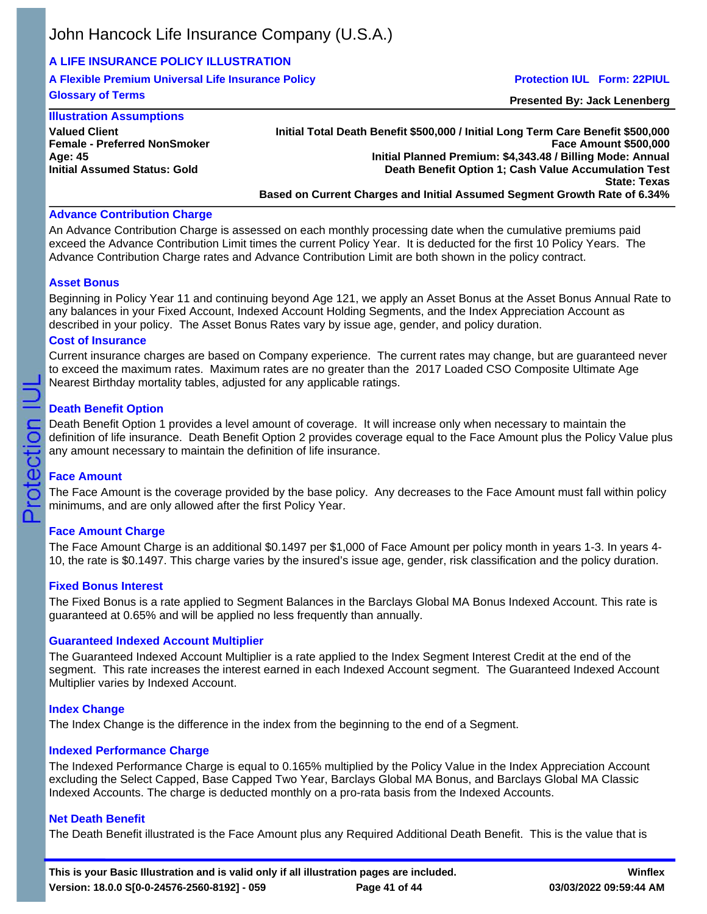John Hancock Life Insurance Company (U.S.A.)

**A LIFE INSURANCE POLICY ILLUSTRATION**

**A Flexible Premium Universal Life Insurance Policy** — **Protection IUL Form: 22PIUL**

**Glossary of Terms**

**Presented By: Jack Lenenberg**

**Illustration Assumptions**

| | |
|---|---|
| **Valued Client** | **Initial Total Death Benefit $500,000 / Initial Long Term Care Benefit $500,000** |
| **Female - Preferred NonSmoker** | **Face Amount $500,000** |
| **Age: 45** | **Initial Planned Premium: $4,343.48 / Billing Mode: Annual** |
| **Initial Assumed Status: Gold** | **Death Benefit Option 1; Cash Value Accumulation Test** |
| | **State: Texas** |
| | **Based on Current Charges and Initial Assumed Segment Growth Rate of 6.34%** |

### Advance Contribution Charge

An Advance Contribution Charge is assessed on each monthly processing date when the cumulative premiums paid exceed the Advance Contribution Limit times the current Policy Year. It is deducted for the first 10 Policy Years. The Advance Contribution Charge rates and Advance Contribution Limit are both shown in the policy contract.

### Asset Bonus

Beginning in Policy Year 11 and continuing beyond Age 121, we apply an Asset Bonus at the Asset Bonus Annual Rate to any balances in your Fixed Account, Indexed Account Holding Segments, and the Index Appreciation Account as described in your policy. The Asset Bonus Rates vary by issue age, gender, and policy duration.

### Cost of Insurance

Current insurance charges are based on Company experience. The current rates may change, but are guaranteed never to exceed the maximum rates. Maximum rates are no greater than the 2017 Loaded CSO Composite Ultimate Age Nearest Birthday mortality tables, adjusted for any applicable ratings.

### Death Benefit Option

Death Benefit Option 1 provides a level amount of coverage. It will increase only when necessary to maintain the definition of life insurance. Death Benefit Option 2 provides coverage equal to the Face Amount plus the Policy Value plus any amount necessary to maintain the definition of life insurance.

### Face Amount

The Face Amount is the coverage provided by the base policy. Any decreases to the Face Amount must fall within policy minimums, and are only allowed after the first Policy Year.

### Face Amount Charge

The Face Amount Charge is an additional $0.1497 per $1,000 of Face Amount per policy month in years 1-3. In years 4-10, the rate is $0.1497. This charge varies by the insured's issue age, gender, risk classification and the policy duration.

### Fixed Bonus Interest

The Fixed Bonus is a rate applied to Segment Balances in the Barclays Global MA Bonus Indexed Account. This rate is guaranteed at 0.65% and will be applied no less frequently than annually.

### Guaranteed Indexed Account Multiplier

The Guaranteed Indexed Account Multiplier is a rate applied to the Index Segment Interest Credit at the end of the segment. This rate increases the interest earned in each Indexed Account segment. The Guaranteed Indexed Account Multiplier varies by Indexed Account.

### Index Change

The Index Change is the difference in the index from the beginning to the end of a Segment.

### Indexed Performance Charge

The Indexed Performance Charge is equal to 0.165% multiplied by the Policy Value in the Index Appreciation Account excluding the Select Capped, Base Capped Two Year, Barclays Global MA Bonus, and Barclays Global MA Classic Indexed Accounts. The charge is deducted monthly on a pro-rata basis from the Indexed Accounts.

### Net Death Benefit

The Death Benefit illustrated is the Face Amount plus any Required Additional Death Benefit. This is the value that is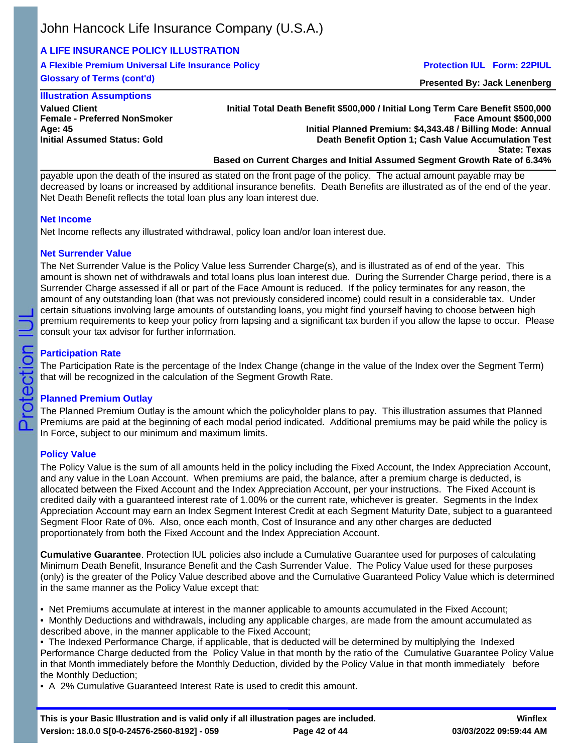payable upon the death of the insured as stated on the front page of the policy. The actual amount payable may be decreased by loans or increased by additional insurance benefits. Death Benefits are illustrated as of the end of the year. Net Death Benefit reflects the total loan plus any loan interest due.

### Net Income

Net Income reflects any illustrated withdrawal, policy loan and/or loan interest due.

### Net Surrender Value

The Net Surrender Value is the Policy Value less Surrender Charge(s), and is illustrated as of end of the year. This amount is shown net of withdrawals and total loans plus loan interest due. During the Surrender Charge period, there is a Surrender Charge assessed if all or part of the Face Amount is reduced. If the policy terminates for any reason, the amount of any outstanding loan (that was not previously considered income) could result in a considerable tax. Under certain situations involving large amounts of outstanding loans, you might find yourself having to choose between high premium requirements to keep your policy from lapsing and a significant tax burden if you allow the lapse to occur. Please consult your tax advisor for further information.

### Participation Rate

The Participation Rate is the percentage of the Index Change (change in the value of the Index over the Segment Term) that will be recognized in the calculation of the Segment Growth Rate.

### Planned Premium Outlay

The Planned Premium Outlay is the amount which the policyholder plans to pay. This illustration assumes that Planned Premiums are paid at the beginning of each modal period indicated. Additional premiums may be paid while the policy is In Force, subject to our minimum and maximum limits.

### Policy Value

The Policy Value is the sum of all amounts held in the policy including the Fixed Account, the Index Appreciation Account, and any value in the Loan Account. When premiums are paid, the balance, after a premium charge is deducted, is allocated between the Fixed Account and the Index Appreciation Account, per your instructions. The Fixed Account is credited daily with a guaranteed interest rate of 1.00% or the current rate, whichever is greater. Segments in the Index Appreciation Account may earn an Index Segment Interest Credit at each Segment Maturity Date, subject to a guaranteed Segment Floor Rate of 0%. Also, once each month, Cost of Insurance and any other charges are deducted proportionately from both the Fixed Account and the Index Appreciation Account.

**Cumulative Guarantee**. Protection IUL policies also include a Cumulative Guarantee used for purposes of calculating Minimum Death Benefit, Insurance Benefit and the Cash Surrender Value. The Policy Value used for these purposes (only) is the greater of the Policy Value described above and the Cumulative Guaranteed Policy Value which is determined in the same manner as the Policy Value except that:

- Net Premiums accumulate at interest in the manner applicable to amounts accumulated in the Fixed Account;
- Monthly Deductions and withdrawals, including any applicable charges, are made from the amount accumulated as described above, in the manner applicable to the Fixed Account;
- The Indexed Performance Charge, if applicable, that is deducted will be determined by multiplying the Indexed Performance Charge deducted from the Policy Value in that month by the ratio of the Cumulative Guarantee Policy Value in that Month immediately before the Monthly Deduction, divided by the Policy Value in that month immediately before the Monthly Deduction;
- A 2% Cumulative Guaranteed Interest Rate is used to credit this amount.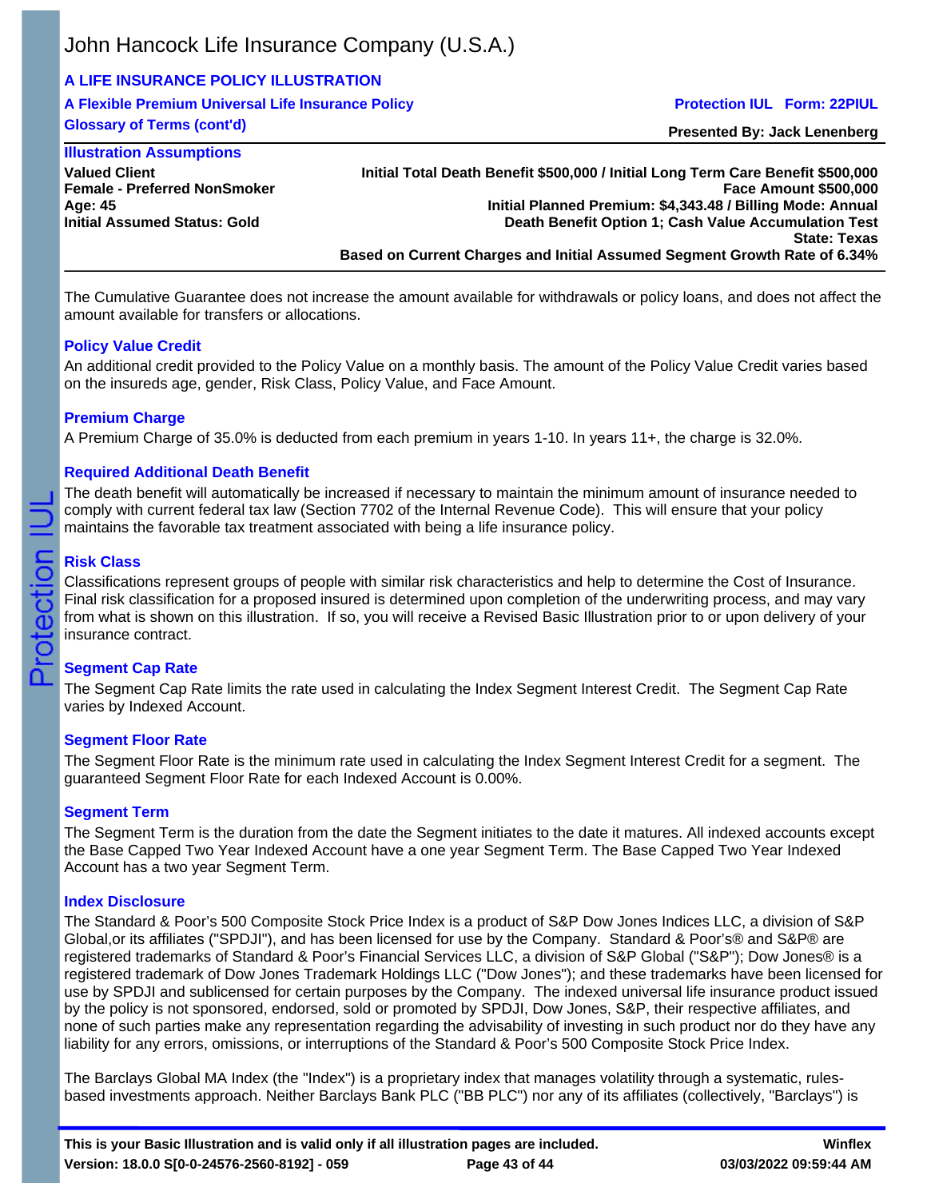The Cumulative Guarantee does not increase the amount available for withdrawals or policy loans, and does not affect the amount available for transfers or allocations.

### Policy Value Credit

An additional credit provided to the Policy Value on a monthly basis. The amount of the Policy Value Credit varies based on the insureds age, gender, Risk Class, Policy Value, and Face Amount.

### Premium Charge

A Premium Charge of 35.0% is deducted from each premium in years 1-10. In years 11+, the charge is 32.0%.

### Required Additional Death Benefit

The death benefit will automatically be increased if necessary to maintain the minimum amount of insurance needed to comply with current federal tax law (Section 7702 of the Internal Revenue Code). This will ensure that your policy maintains the favorable tax treatment associated with being a life insurance policy.

### Risk Class

Classifications represent groups of people with similar risk characteristics and help to determine the Cost of Insurance. Final risk classification for a proposed insured is determined upon completion of the underwriting process, and may vary from what is shown on this illustration. If so, you will receive a Revised Basic Illustration prior to or upon delivery of your insurance contract.

### Segment Cap Rate

The Segment Cap Rate limits the rate used in calculating the Index Segment Interest Credit. The Segment Cap Rate varies by Indexed Account.

### Segment Floor Rate

The Segment Floor Rate is the minimum rate used in calculating the Index Segment Interest Credit for a segment. The guaranteed Segment Floor Rate for each Indexed Account is 0.00%.

### Segment Term

The Segment Term is the duration from the date the Segment initiates to the date it matures. All indexed accounts except the Base Capped Two Year Indexed Account have a one year Segment Term. The Base Capped Two Year Indexed Account has a two year Segment Term.

### Index Disclosure

The Standard & Poor's 500 Composite Stock Price Index is a product of S&P Dow Jones Indices LLC, a division of S&P Global,or its affiliates ("SPDJI"), and has been licensed for use by the Company. Standard & Poor's® and S&P® are registered trademarks of Standard & Poor's Financial Services LLC, a division of S&P Global ("S&P"); Dow Jones® is a registered trademark of Dow Jones Trademark Holdings LLC ("Dow Jones"); and these trademarks have been licensed for use by SPDJI and sublicensed for certain purposes by the Company. The indexed universal life insurance product issued by the policy is not sponsored, endorsed, sold or promoted by SPDJI, Dow Jones, S&P, their respective affiliates, and none of such parties make any representation regarding the advisability of investing in such product nor do they have any liability for any errors, omissions, or interruptions of the Standard & Poor's 500 Composite Stock Price Index.

The Barclays Global MA Index (the "Index") is a proprietary index that manages volatility through a systematic, rules-based investments approach. Neither Barclays Bank PLC ("BB PLC") nor any of its affiliates (collectively, "Barclays") is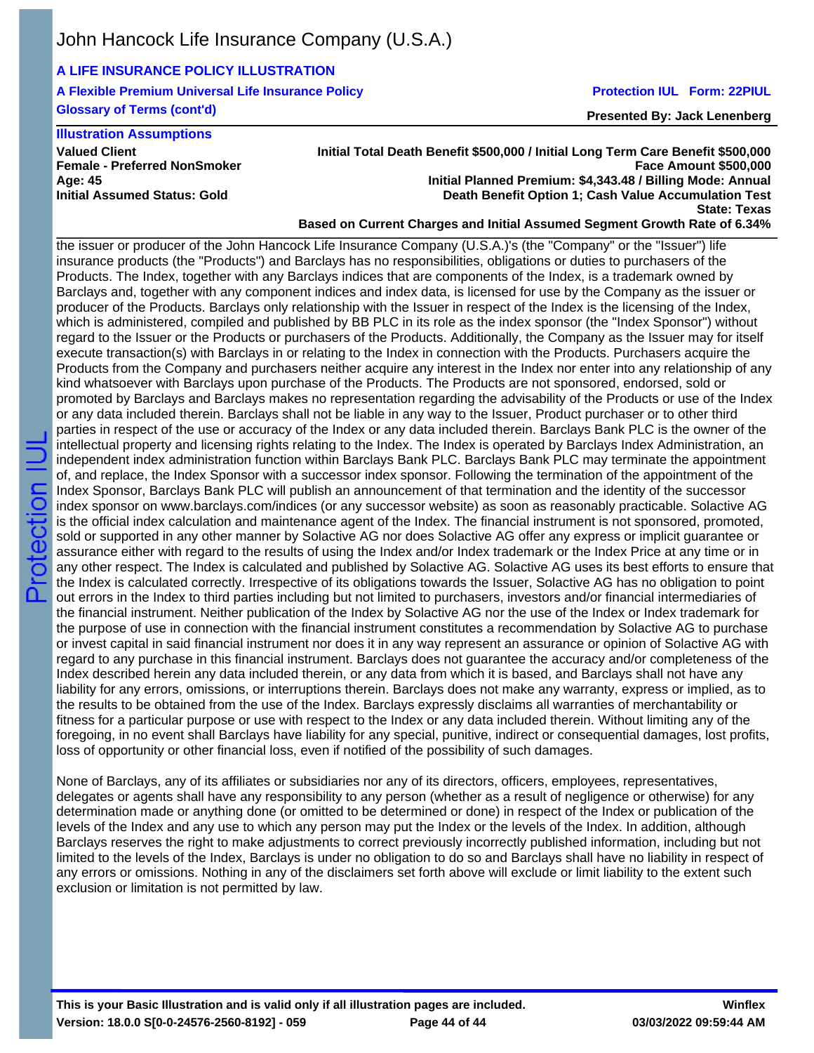the issuer or producer of the John Hancock Life Insurance Company (U.S.A.)'s (the "Company" or the "Issuer") life insurance products (the "Products") and Barclays has no responsibilities, obligations or duties to purchasers of the Products. The Index, together with any Barclays indices that are components of the Index, is a trademark owned by Barclays and, together with any component indices and index data, is licensed for use by the Company as the issuer or producer of the Products. Barclays only relationship with the Issuer in respect of the Index is the licensing of the Index, which is administered, compiled and published by BB PLC in its role as the index sponsor (the "Index Sponsor") without regard to the Issuer or the Products or purchasers of the Products. Additionally, the Company as the Issuer may for itself execute transaction(s) with Barclays in or relating to the Index in connection with the Products. Purchasers acquire the Products from the Company and purchasers neither acquire any interest in the Index nor enter into any relationship of any kind whatsoever with Barclays upon purchase of the Products. The Products are not sponsored, endorsed, sold or promoted by Barclays and Barclays makes no representation regarding the advisability of the Products or use of the Index or any data included therein. Barclays shall not be liable in any way to the Issuer, Product purchaser or to other third parties in respect of the use or accuracy of the Index or any data included therein. Barclays Bank PLC is the owner of the intellectual property and licensing rights relating to the Index. The Index is operated by Barclays Index Administration, an independent index administration function within Barclays Bank PLC. Barclays Bank PLC may terminate the appointment of, and replace, the Index Sponsor with a successor index sponsor. Following the termination of the appointment of the Index Sponsor, Barclays Bank PLC will publish an announcement of that termination and the identity of the successor index sponsor on www.barclays.com/indices (or any successor website) as soon as reasonably practicable. Solactive AG is the official index calculation and maintenance agent of the Index. The financial instrument is not sponsored, promoted, sold or supported in any other manner by Solactive AG nor does Solactive AG offer any express or implicit guarantee or assurance either with regard to the results of using the Index and/or Index trademark or the Index Price at any time or in any other respect. The Index is calculated and published by Solactive AG. Solactive AG uses its best efforts to ensure that the Index is calculated correctly. Irrespective of its obligations towards the Issuer, Solactive AG has no obligation to point out errors in the Index to third parties including but not limited to purchasers, investors and/or financial intermediaries of the financial instrument. Neither publication of the Index by Solactive AG nor the use of the Index or Index trademark for the purpose of use in connection with the financial instrument constitutes a recommendation by Solactive AG to purchase or invest capital in said financial instrument nor does it in any way represent an assurance or opinion of Solactive AG with regard to any purchase in this financial instrument. Barclays does not guarantee the accuracy and/or completeness of the Index described herein any data included therein, or any data from which it is based, and Barclays shall not have any liability for any errors, omissions, or interruptions therein. Barclays does not make any warranty, express or implied, as to the results to be obtained from the use of the Index. Barclays expressly disclaims all warranties of merchantability or fitness for a particular purpose or use with respect to the Index or any data included therein. Without limiting any of the foregoing, in no event shall Barclays have liability for any special, punitive, indirect or consequential damages, lost profits, loss of opportunity or other financial loss, even if notified of the possibility of such damages.

None of Barclays, any of its affiliates or subsidiaries nor any of its directors, officers, employees, representatives, delegates or agents shall have any responsibility to any person (whether as a result of negligence or otherwise) for any determination made or anything done (or omitted to be determined or done) in respect of the Index or publication of the levels of the Index and any use to which any person may put the Index or the levels of the Index. In addition, although Barclays reserves the right to make adjustments to correct previously incorrectly published information, including but not limited to the levels of the Index, Barclays is under no obligation to do so and Barclays shall have no liability in respect of any errors or omissions. Nothing in any of the disclaimers set forth above will exclude or limit liability to the extent such exclusion or limitation is not permitted by law.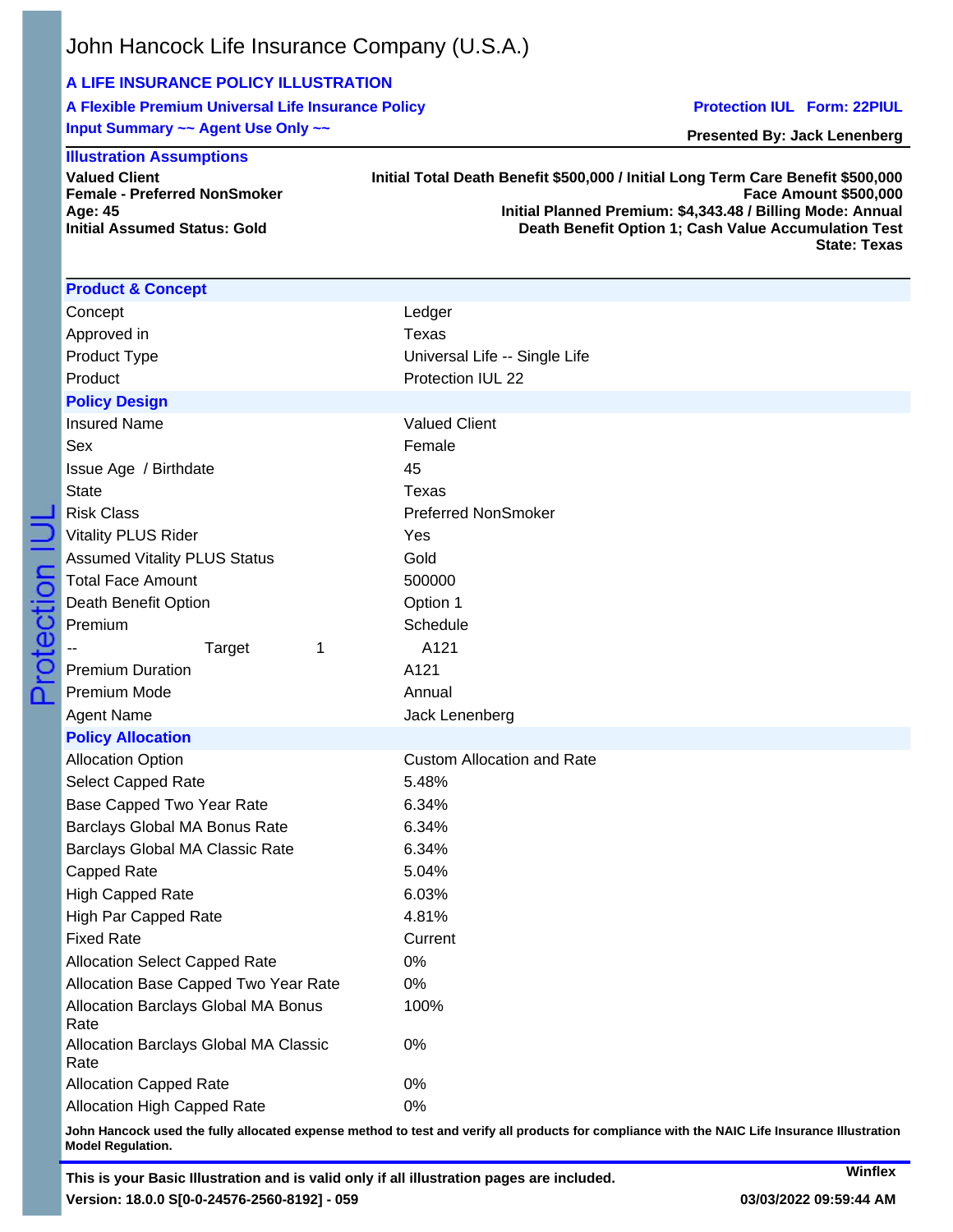John Hancock Life Insurance Company (U.S.A.)

**A LIFE INSURANCE POLICY ILLUSTRATION**

**A Flexible Premium Universal Life Insurance Policy** — **Protection IUL Form: 22PIUL**

**Input Summary ~~ Agent Use Only ~~** — **Presented By: Jack Lenenberg**

**Illustration Assumptions**

**Valued Client**
**Female - Preferred NonSmoker**
**Age: 45**
**Initial Assumed Status: Gold**

**Initial Total Death Benefit $500,000 / Initial Long Term Care Benefit $500,000**
**Face Amount $500,000**
**Initial Planned Premium: $4,343.48 / Billing Mode: Annual**
**Death Benefit Option 1; Cash Value Accumulation Test**
**State: Texas**

| **Product & Concept** | |
|---|---|
| Concept | Ledger |
| Approved in | Texas |
| Product Type | Universal Life -- Single Life |
| Product | Protection IUL 22 |
| **Policy Design** | |
| Insured Name | Valued Client |
| Sex | Female |
| Issue Age / Birthdate | 45 |
| State | Texas |
| Risk Class | Preferred NonSmoker |
| Vitality PLUS Rider | Yes |
| Assumed Vitality PLUS Status | Gold |
| Total Face Amount | 500000 |
| Death Benefit Option | Option 1 |
| Premium | Schedule |
| -- Target 1 | A121 |
| Premium Duration | A121 |
| Premium Mode | Annual |
| Agent Name | Jack Lenenberg |
| **Policy Allocation** | |
| Allocation Option | Custom Allocation and Rate |
| Select Capped Rate | 5.48% |
| Base Capped Two Year Rate | 6.34% |
| Barclays Global MA Bonus Rate | 6.34% |
| Barclays Global MA Classic Rate | 6.34% |
| Capped Rate | 5.04% |
| High Capped Rate | 6.03% |
| High Par Capped Rate | 4.81% |
| Fixed Rate | Current |
| Allocation Select Capped Rate | 0% |
| Allocation Base Capped Two Year Rate | 0% |
| Allocation Barclays Global MA Bonus Rate | 100% |
| Allocation Barclays Global MA Classic Rate | 0% |
| Allocation Capped Rate | 0% |
| Allocation High Capped Rate | 0% |

**John Hancock used the fully allocated expense method to test and verify all products for compliance with the NAIC Life Insurance Illustration Model Regulation.**

**This is your Basic Illustration and is valid only if all illustration pages are included.**

**Version: 18.0.0 S[0-0-24576-2560-8192] - 059** — Winflex **03/03/2022 09:59:44 AM**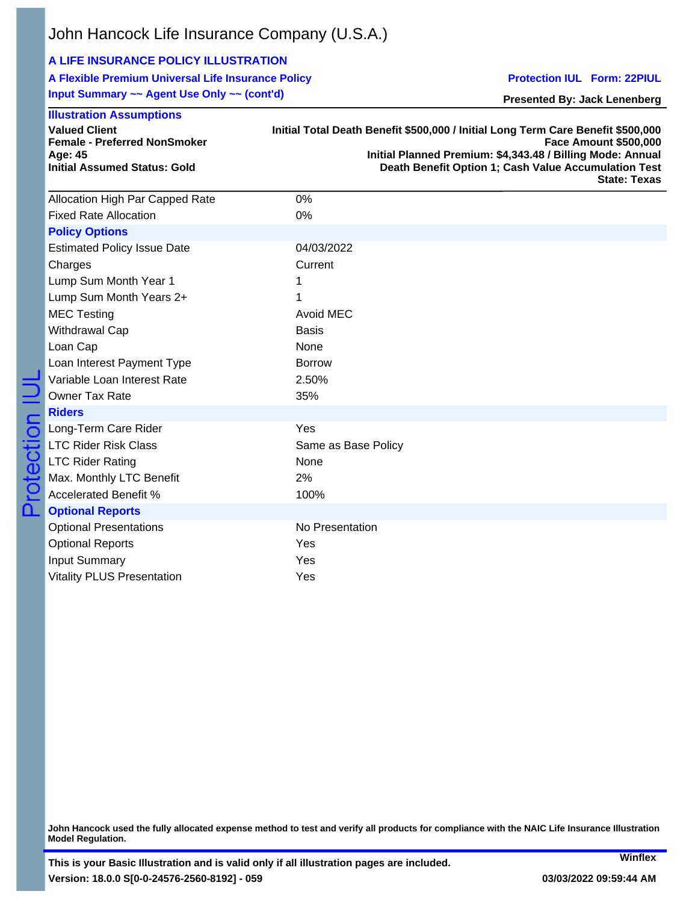John Hancock Life Insurance Company (U.S.A.)

**A LIFE INSURANCE POLICY ILLUSTRATION**

**A Flexible Premium Universal Life Insurance Policy** — **Protection IUL Form: 22PIUL**

**Input Summary ~~ Agent Use Only ~~ (cont'd)** — **Presented By: Jack Lenenberg**

**Illustration Assumptions**

**Valued Client**
**Female - Preferred NonSmoker**
**Age: 45**
**Initial Assumed Status: Gold**

**Initial Total Death Benefit $500,000 / Initial Long Term Care Benefit $500,000**
**Face Amount $500,000**
**Initial Planned Premium: $4,343.48 / Billing Mode: Annual**
**Death Benefit Option 1; Cash Value Accumulation Test**
**State: Texas**

| | |
|---|---|
| Allocation High Par Capped Rate | 0% |
| Fixed Rate Allocation | 0% |
| **Policy Options** | |
| Estimated Policy Issue Date | 04/03/2022 |
| Charges | Current |
| Lump Sum Month Year 1 | 1 |
| Lump Sum Month Years 2+ | 1 |
| MEC Testing | Avoid MEC |
| Withdrawal Cap | Basis |
| Loan Cap | None |
| Loan Interest Payment Type | Borrow |
| Variable Loan Interest Rate | 2.50% |
| Owner Tax Rate | 35% |
| **Riders** | |
| Long-Term Care Rider | Yes |
| LTC Rider Risk Class | Same as Base Policy |
| LTC Rider Rating | None |
| Max. Monthly LTC Benefit | 2% |
| Accelerated Benefit % | 100% |
| **Optional Reports** | |
| Optional Presentations | No Presentation |
| Optional Reports | Yes |
| Input Summary | Yes |
| Vitality PLUS Presentation | Yes |

**John Hancock used the fully allocated expense method to test and verify all products for compliance with the NAIC Life Insurance Illustration Model Regulation.**

**This is your Basic Illustration and is valid only if all illustration pages are included.**

**Version: 18.0.0 S[0-0-24576-2560-8192] - 059** — **Winflex** — **03/03/2022 09:59:44 AM**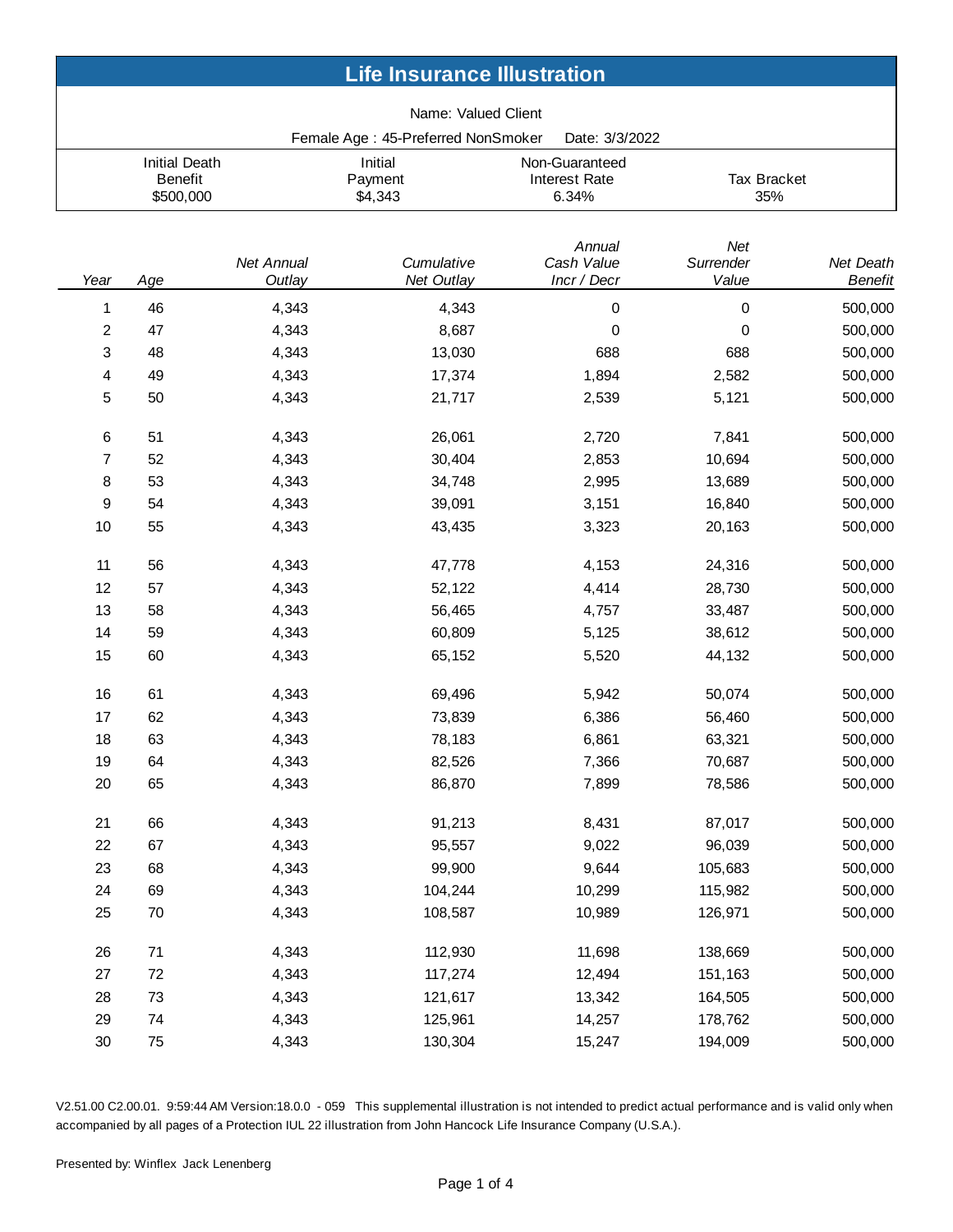# Life Insurance Illustration

Name: Valued Client

Female Age : 45-Preferred NonSmoker    Date: 3/3/2022

| Initial Death Benefit | Initial Payment | Non-Guaranteed Interest Rate | Tax Bracket |
|---|---|---|---|
| $500,000 | $4,343 | 6.34% | 35% |

| *Year* | *Age* | *Net Annual Outlay* | *Cumulative Net Outlay* | *Annual Cash Value Incr / Decr* | *Net Surrender Value* | *Net Death Benefit* |
|---|---|---|---|---|---|---|
| 1 | 46 | 4,343 | 4,343 | 0 | 0 | 500,000 |
| 2 | 47 | 4,343 | 8,687 | 0 | 0 | 500,000 |
| 3 | 48 | 4,343 | 13,030 | 688 | 688 | 500,000 |
| 4 | 49 | 4,343 | 17,374 | 1,894 | 2,582 | 500,000 |
| 5 | 50 | 4,343 | 21,717 | 2,539 | 5,121 | 500,000 |
| 6 | 51 | 4,343 | 26,061 | 2,720 | 7,841 | 500,000 |
| 7 | 52 | 4,343 | 30,404 | 2,853 | 10,694 | 500,000 |
| 8 | 53 | 4,343 | 34,748 | 2,995 | 13,689 | 500,000 |
| 9 | 54 | 4,343 | 39,091 | 3,151 | 16,840 | 500,000 |
| 10 | 55 | 4,343 | 43,435 | 3,323 | 20,163 | 500,000 |
| 11 | 56 | 4,343 | 47,778 | 4,153 | 24,316 | 500,000 |
| 12 | 57 | 4,343 | 52,122 | 4,414 | 28,730 | 500,000 |
| 13 | 58 | 4,343 | 56,465 | 4,757 | 33,487 | 500,000 |
| 14 | 59 | 4,343 | 60,809 | 5,125 | 38,612 | 500,000 |
| 15 | 60 | 4,343 | 65,152 | 5,520 | 44,132 | 500,000 |
| 16 | 61 | 4,343 | 69,496 | 5,942 | 50,074 | 500,000 |
| 17 | 62 | 4,343 | 73,839 | 6,386 | 56,460 | 500,000 |
| 18 | 63 | 4,343 | 78,183 | 6,861 | 63,321 | 500,000 |
| 19 | 64 | 4,343 | 82,526 | 7,366 | 70,687 | 500,000 |
| 20 | 65 | 4,343 | 86,870 | 7,899 | 78,586 | 500,000 |
| 21 | 66 | 4,343 | 91,213 | 8,431 | 87,017 | 500,000 |
| 22 | 67 | 4,343 | 95,557 | 9,022 | 96,039 | 500,000 |
| 23 | 68 | 4,343 | 99,900 | 9,644 | 105,683 | 500,000 |
| 24 | 69 | 4,343 | 104,244 | 10,299 | 115,982 | 500,000 |
| 25 | 70 | 4,343 | 108,587 | 10,989 | 126,971 | 500,000 |
| 26 | 71 | 4,343 | 112,930 | 11,698 | 138,669 | 500,000 |
| 27 | 72 | 4,343 | 117,274 | 12,494 | 151,163 | 500,000 |
| 28 | 73 | 4,343 | 121,617 | 13,342 | 164,505 | 500,000 |
| 29 | 74 | 4,343 | 125,961 | 14,257 | 178,762 | 500,000 |
| 30 | 75 | 4,343 | 130,304 | 15,247 | 194,009 | 500,000 |

V2.51.00 C2.00.01. 9:59:44 AM Version:18.0.0 - 059 This supplemental illustration is not intended to predict actual performance and is valid only when accompanied by all pages of a Protection IUL 22 illustration from John Hancock Life Insurance Company (U.S.A.).

Presented by: Winflex Jack Lenenberg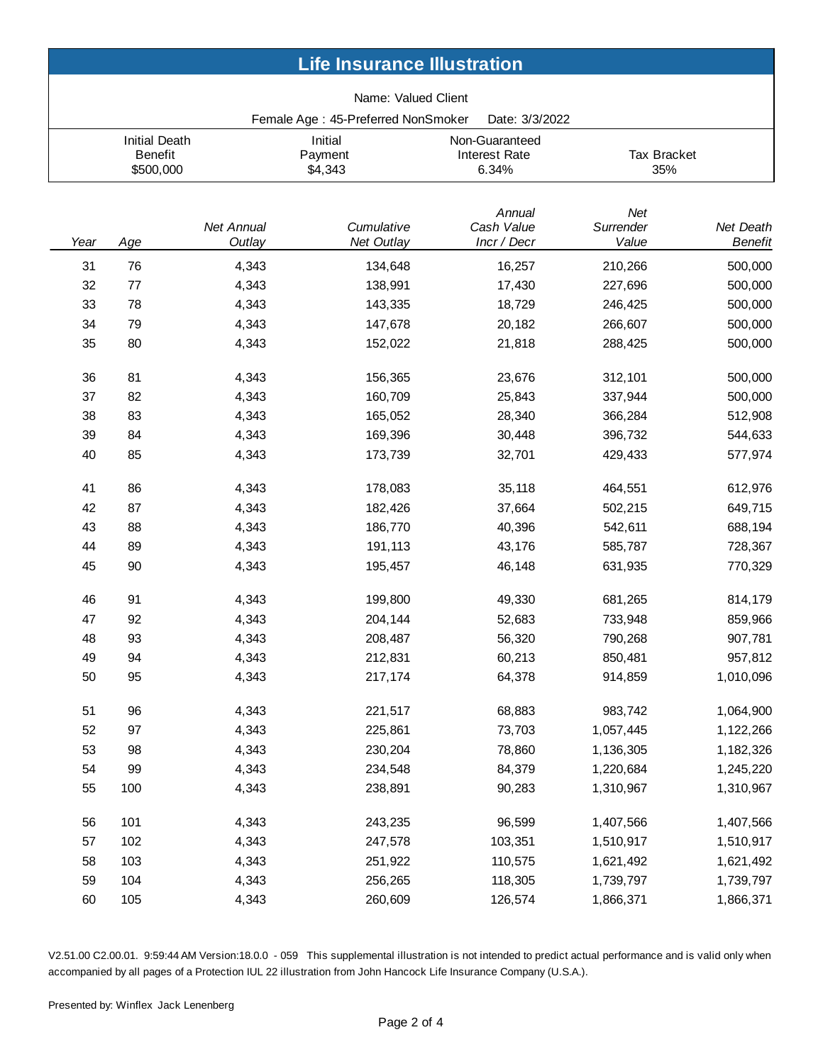# Life Insurance Illustration

Name: Valued Client

Female Age : 45-Preferred NonSmoker    Date: 3/3/2022

| Initial Death Benefit | Initial Payment | Non-Guaranteed Interest Rate | Tax Bracket |
|---|---|---|---|
| $500,000 | $4,343 | 6.34% | 35% |

| *Year* | *Age* | *Net Annual Outlay* | *Cumulative Net Outlay* | *Annual Cash Value Incr / Decr* | *Net Surrender Value* | *Net Death Benefit* |
|---|---|---|---|---|---|---|
| 31 | 76 | 4,343 | 134,648 | 16,257 | 210,266 | 500,000 |
| 32 | 77 | 4,343 | 138,991 | 17,430 | 227,696 | 500,000 |
| 33 | 78 | 4,343 | 143,335 | 18,729 | 246,425 | 500,000 |
| 34 | 79 | 4,343 | 147,678 | 20,182 | 266,607 | 500,000 |
| 35 | 80 | 4,343 | 152,022 | 21,818 | 288,425 | 500,000 |
| 36 | 81 | 4,343 | 156,365 | 23,676 | 312,101 | 500,000 |
| 37 | 82 | 4,343 | 160,709 | 25,843 | 337,944 | 500,000 |
| 38 | 83 | 4,343 | 165,052 | 28,340 | 366,284 | 512,908 |
| 39 | 84 | 4,343 | 169,396 | 30,448 | 396,732 | 544,633 |
| 40 | 85 | 4,343 | 173,739 | 32,701 | 429,433 | 577,974 |
| 41 | 86 | 4,343 | 178,083 | 35,118 | 464,551 | 612,976 |
| 42 | 87 | 4,343 | 182,426 | 37,664 | 502,215 | 649,715 |
| 43 | 88 | 4,343 | 186,770 | 40,396 | 542,611 | 688,194 |
| 44 | 89 | 4,343 | 191,113 | 43,176 | 585,787 | 728,367 |
| 45 | 90 | 4,343 | 195,457 | 46,148 | 631,935 | 770,329 |
| 46 | 91 | 4,343 | 199,800 | 49,330 | 681,265 | 814,179 |
| 47 | 92 | 4,343 | 204,144 | 52,683 | 733,948 | 859,966 |
| 48 | 93 | 4,343 | 208,487 | 56,320 | 790,268 | 907,781 |
| 49 | 94 | 4,343 | 212,831 | 60,213 | 850,481 | 957,812 |
| 50 | 95 | 4,343 | 217,174 | 64,378 | 914,859 | 1,010,096 |
| 51 | 96 | 4,343 | 221,517 | 68,883 | 983,742 | 1,064,900 |
| 52 | 97 | 4,343 | 225,861 | 73,703 | 1,057,445 | 1,122,266 |
| 53 | 98 | 4,343 | 230,204 | 78,860 | 1,136,305 | 1,182,326 |
| 54 | 99 | 4,343 | 234,548 | 84,379 | 1,220,684 | 1,245,220 |
| 55 | 100 | 4,343 | 238,891 | 90,283 | 1,310,967 | 1,310,967 |
| 56 | 101 | 4,343 | 243,235 | 96,599 | 1,407,566 | 1,407,566 |
| 57 | 102 | 4,343 | 247,578 | 103,351 | 1,510,917 | 1,510,917 |
| 58 | 103 | 4,343 | 251,922 | 110,575 | 1,621,492 | 1,621,492 |
| 59 | 104 | 4,343 | 256,265 | 118,305 | 1,739,797 | 1,739,797 |
| 60 | 105 | 4,343 | 260,609 | 126,574 | 1,866,371 | 1,866,371 |

V2.51.00 C2.00.01. 9:59:44 AM Version:18.0.0 - 059 This supplemental illustration is not intended to predict actual performance and is valid only when accompanied by all pages of a Protection IUL 22 illustration from John Hancock Life Insurance Company (U.S.A.).

Presented by: Winflex Jack Lenenberg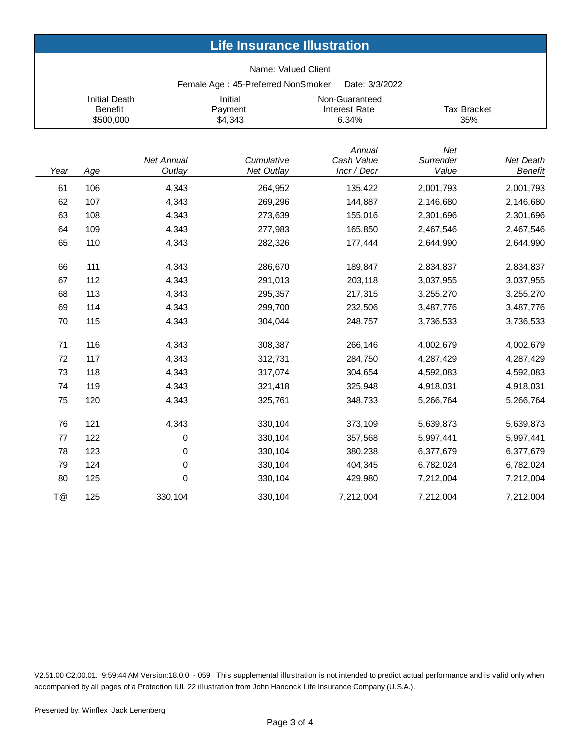# Life Insurance Illustration

Name: Valued Client

Female Age : 45-Preferred NonSmoker    Date: 3/3/2022

| Initial Death Benefit | Initial Payment | Non-Guaranteed Interest Rate | Tax Bracket |
|---|---|---|---|
| $500,000 | $4,343 | 6.34% | 35% |

| Year | Age | Net Annual Outlay | Cumulative Net Outlay | Annual Cash Value Incr / Decr | Net Surrender Value | Net Death Benefit |
|---|---|---|---|---|---|---|
| 61 | 106 | 4,343 | 264,952 | 135,422 | 2,001,793 | 2,001,793 |
| 62 | 107 | 4,343 | 269,296 | 144,887 | 2,146,680 | 2,146,680 |
| 63 | 108 | 4,343 | 273,639 | 155,016 | 2,301,696 | 2,301,696 |
| 64 | 109 | 4,343 | 277,983 | 165,850 | 2,467,546 | 2,467,546 |
| 65 | 110 | 4,343 | 282,326 | 177,444 | 2,644,990 | 2,644,990 |
| 66 | 111 | 4,343 | 286,670 | 189,847 | 2,834,837 | 2,834,837 |
| 67 | 112 | 4,343 | 291,013 | 203,118 | 3,037,955 | 3,037,955 |
| 68 | 113 | 4,343 | 295,357 | 217,315 | 3,255,270 | 3,255,270 |
| 69 | 114 | 4,343 | 299,700 | 232,506 | 3,487,776 | 3,487,776 |
| 70 | 115 | 4,343 | 304,044 | 248,757 | 3,736,533 | 3,736,533 |
| 71 | 116 | 4,343 | 308,387 | 266,146 | 4,002,679 | 4,002,679 |
| 72 | 117 | 4,343 | 312,731 | 284,750 | 4,287,429 | 4,287,429 |
| 73 | 118 | 4,343 | 317,074 | 304,654 | 4,592,083 | 4,592,083 |
| 74 | 119 | 4,343 | 321,418 | 325,948 | 4,918,031 | 4,918,031 |
| 75 | 120 | 4,343 | 325,761 | 348,733 | 5,266,764 | 5,266,764 |
| 76 | 121 | 4,343 | 330,104 | 373,109 | 5,639,873 | 5,639,873 |
| 77 | 122 | 0 | 330,104 | 357,568 | 5,997,441 | 5,997,441 |
| 78 | 123 | 0 | 330,104 | 380,238 | 6,377,679 | 6,377,679 |
| 79 | 124 | 0 | 330,104 | 404,345 | 6,782,024 | 6,782,024 |
| 80 | 125 | 0 | 330,104 | 429,980 | 7,212,004 | 7,212,004 |
| T@ | 125 | 330,104 | 330,104 | 7,212,004 | 7,212,004 | 7,212,004 |

V2.51.00 C2.00.01. 9:59:44 AM Version:18.0.0 - 059 This supplemental illustration is not intended to predict actual performance and is valid only when accompanied by all pages of a Protection IUL 22 illustration from John Hancock Life Insurance Company (U.S.A.).

Presented by: Winflex Jack Lenenberg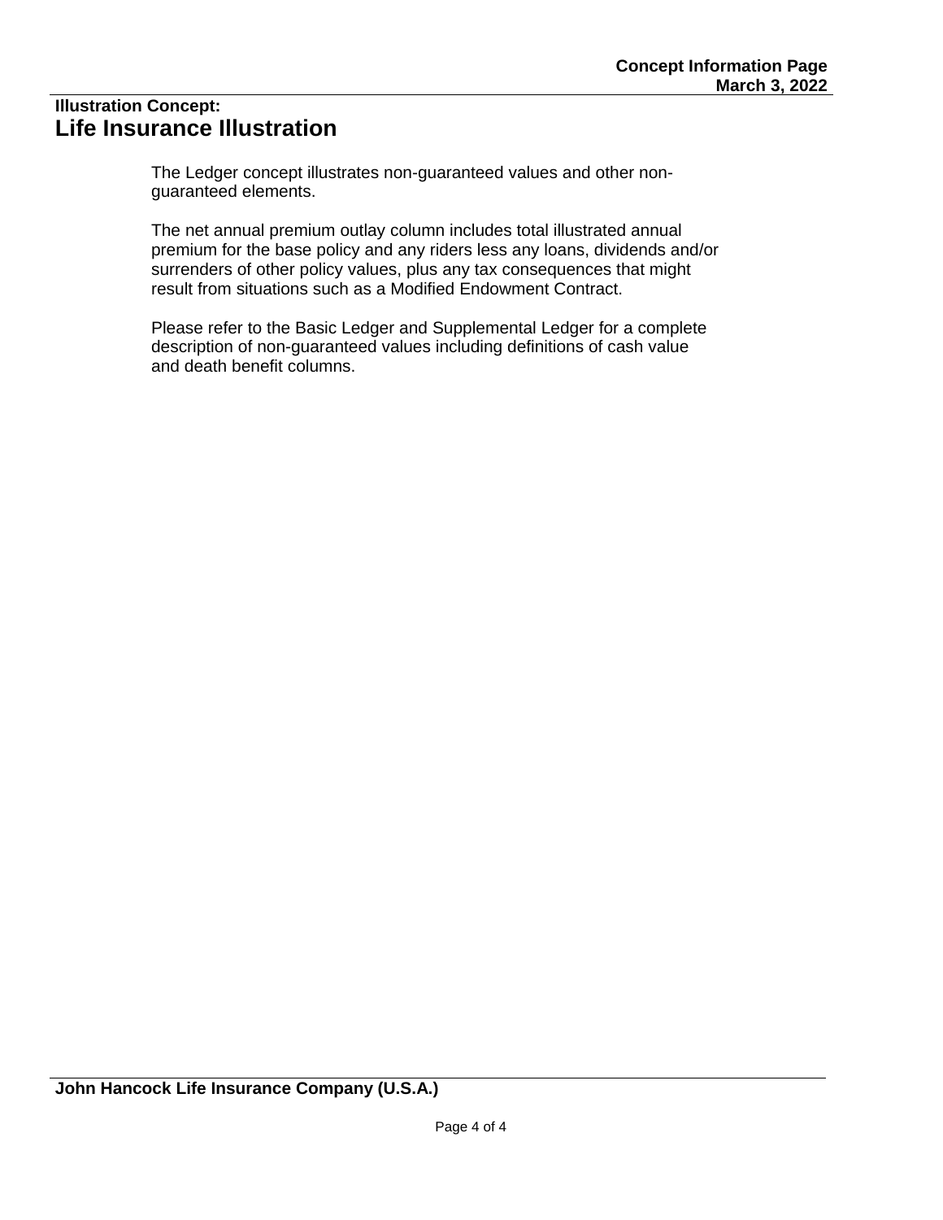**Concept Information Page**
**March 3, 2022**

**Illustration Concept:**

# Life Insurance Illustration

The Ledger concept illustrates non-guaranteed values and other non-guaranteed elements.

The net annual premium outlay column includes total illustrated annual premium for the base policy and any riders less any loans, dividends and/or surrenders of other policy values, plus any tax consequences that might result from situations such as a Modified Endowment Contract.

Please refer to the Basic Ledger and Supplemental Ledger for a complete description of non-guaranteed values including definitions of cash value and death benefit columns.

**John Hancock Life Insurance Company (U.S.A.)**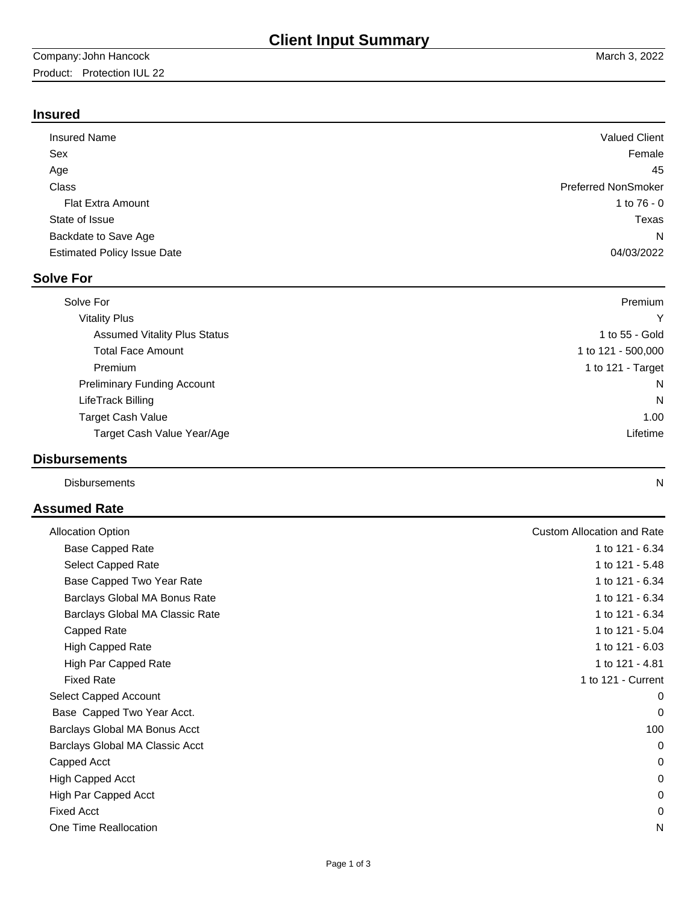# Client Input Summary

Company: John Hancock — March 3, 2022

Product: Protection IUL 22

## Insured

| | |
|---|---|
| Insured Name | Valued Client |
| Sex | Female |
| Age | 45 |
| Class | Preferred NonSmoker |
| Flat Extra Amount | 1 to 76 - 0 |
| State of Issue | Texas |
| Backdate to Save Age | N |
| Estimated Policy Issue Date | 04/03/2022 |

## Solve For

| | |
|---|---|
| Solve For | Premium |
| Vitality Plus | Y |
| Assumed Vitality Plus Status | 1 to 55 - Gold |
| Total Face Amount | 1 to 121 - 500,000 |
| Premium | 1 to 121 - Target |
| Preliminary Funding Account | N |
| LifeTrack Billing | N |
| Target Cash Value | 1.00 |
| Target Cash Value Year/Age | Lifetime |

## Disbursements

| | |
|---|---|
| Disbursements | N |

## Assumed Rate

| | |
|---|---|
| Allocation Option | Custom Allocation and Rate |
| Base Capped Rate | 1 to 121 - 6.34 |
| Select Capped Rate | 1 to 121 - 5.48 |
| Base Capped Two Year Rate | 1 to 121 - 6.34 |
| Barclays Global MA Bonus Rate | 1 to 121 - 6.34 |
| Barclays Global MA Classic Rate | 1 to 121 - 6.34 |
| Capped Rate | 1 to 121 - 5.04 |
| High Capped Rate | 1 to 121 - 6.03 |
| High Par Capped Rate | 1 to 121 - 4.81 |
| Fixed Rate | 1 to 121 - Current |
| Select Capped Account | 0 |
| Base Capped Two Year Acct. | 0 |
| Barclays Global MA Bonus Acct | 100 |
| Barclays Global MA Classic Acct | 0 |
| Capped Acct | 0 |
| High Capped Acct | 0 |
| High Par Capped Acct | 0 |
| Fixed Acct | 0 |
| One Time Reallocation | N |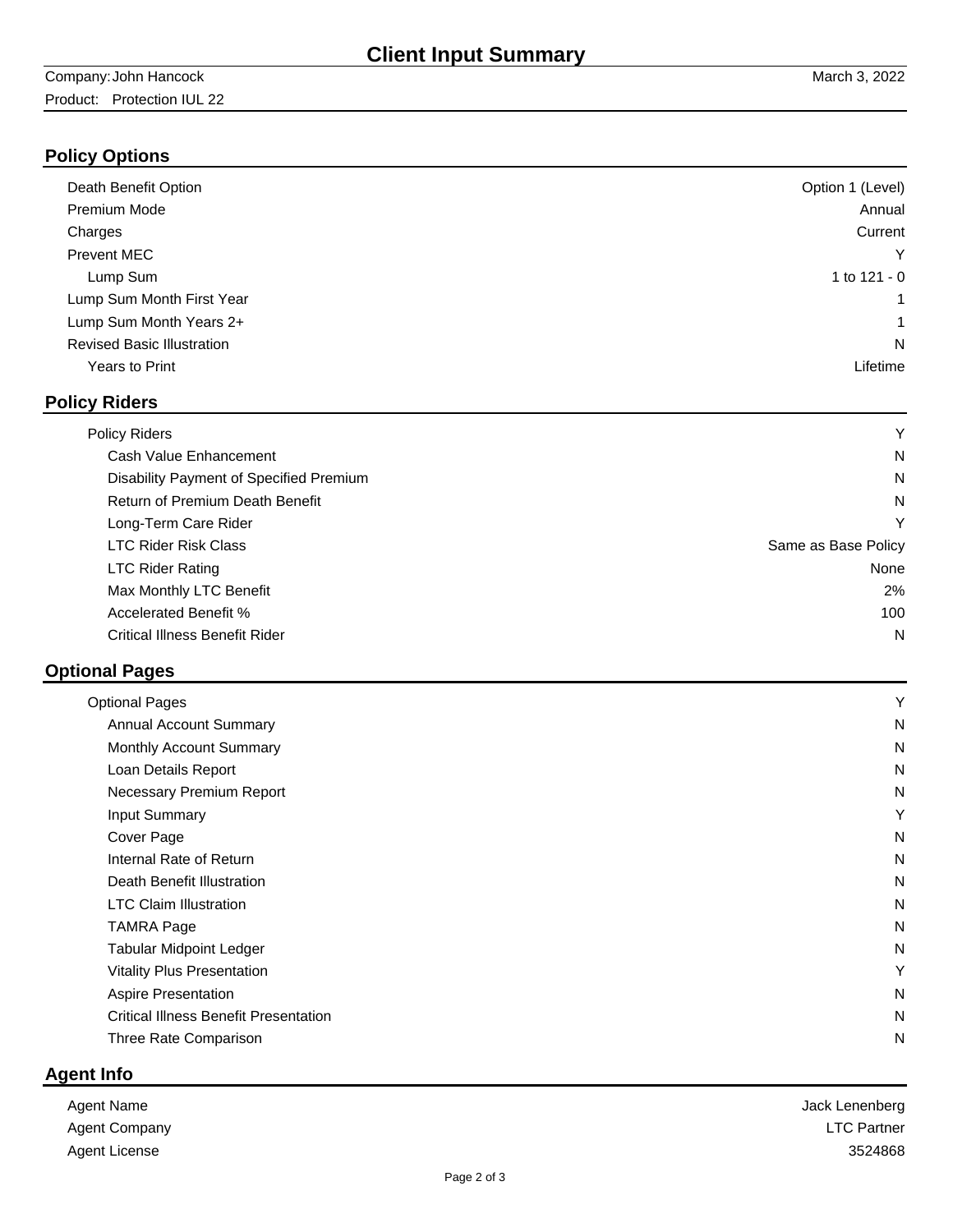# Client Input Summary

Company: John Hancock — March 3, 2022

Product: Protection IUL 22

## Policy Options

| | |
|---|---|
| Death Benefit Option | Option 1 (Level) |
| Premium Mode | Annual |
| Charges | Current |
| Prevent MEC | Y |
| Lump Sum | 1 to 121 - 0 |
| Lump Sum Month First Year | 1 |
| Lump Sum Month Years 2+ | 1 |
| Revised Basic Illustration | N |
| Years to Print | Lifetime |

## Policy Riders

| | |
|---|---|
| Policy Riders | Y |
| Cash Value Enhancement | N |
| Disability Payment of Specified Premium | N |
| Return of Premium Death Benefit | N |
| Long-Term Care Rider | Y |
| LTC Rider Risk Class | Same as Base Policy |
| LTC Rider Rating | None |
| Max Monthly LTC Benefit | 2% |
| Accelerated Benefit % | 100 |
| Critical Illness Benefit Rider | N |

## Optional Pages

| | |
|---|---|
| Optional Pages | Y |
| Annual Account Summary | N |
| Monthly Account Summary | N |
| Loan Details Report | N |
| Necessary Premium Report | N |
| Input Summary | Y |
| Cover Page | N |
| Internal Rate of Return | N |
| Death Benefit Illustration | N |
| LTC Claim Illustration | N |
| TAMRA Page | N |
| Tabular Midpoint Ledger | N |
| Vitality Plus Presentation | Y |
| Aspire Presentation | N |
| Critical Illness Benefit Presentation | N |
| Three Rate Comparison | N |

## Agent Info

| | |
|---|---|
| Agent Name | Jack Lenenberg |
| Agent Company | LTC Partner |
| Agent License | 3524868 |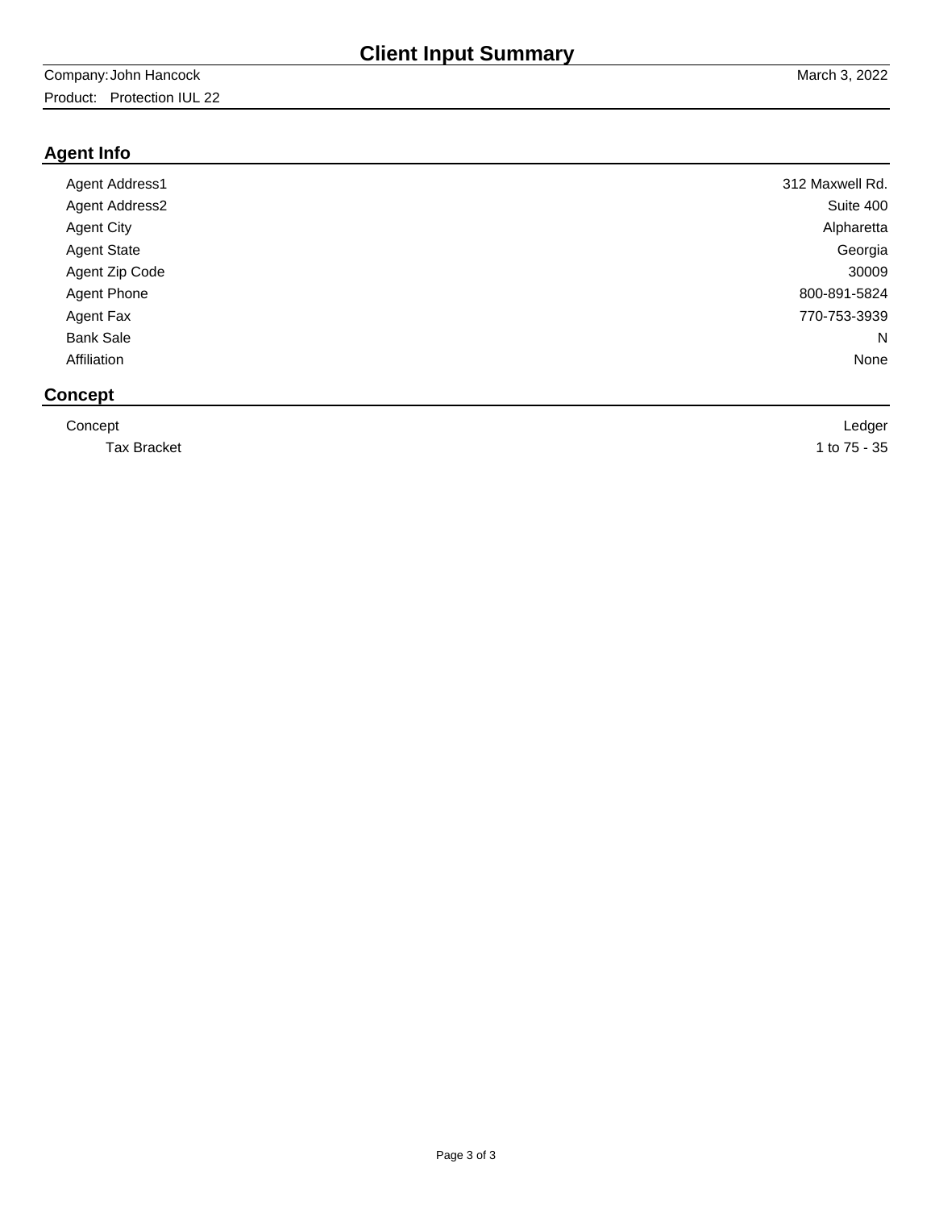# Client Input Summary

Company: John Hancock

March 3, 2022

Product: Protection IUL 22

## Agent Info

| | |
|---|---|
| Agent Address1 | 312 Maxwell Rd. |
| Agent Address2 | Suite 400 |
| Agent City | Alpharetta |
| Agent State | Georgia |
| Agent Zip Code | 30009 |
| Agent Phone | 800-891-5824 |
| Agent Fax | 770-753-3939 |
| Bank Sale | N |
| Affiliation | None |

## Concept

| | |
|---|---|
| Concept | Ledger |
| Tax Bracket | 1 to 75 - 35 |